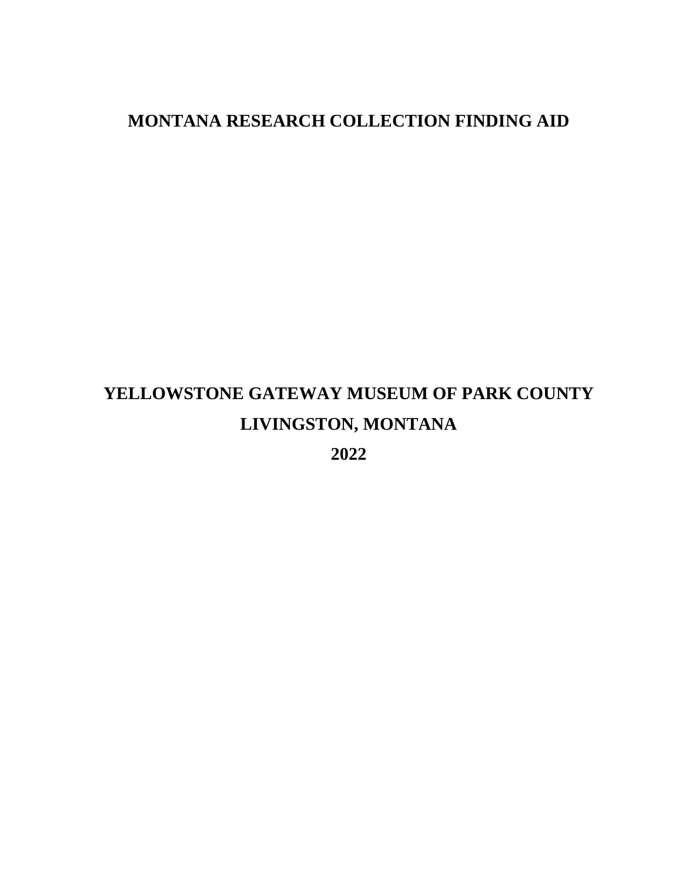# MONTANA RESEARCH COLLECTION FINDING AID

## YELLOWSTONE GATEWAY MUSEUM OF PARK COUNTY

## LIVINGSTON, MONTANA

## 2022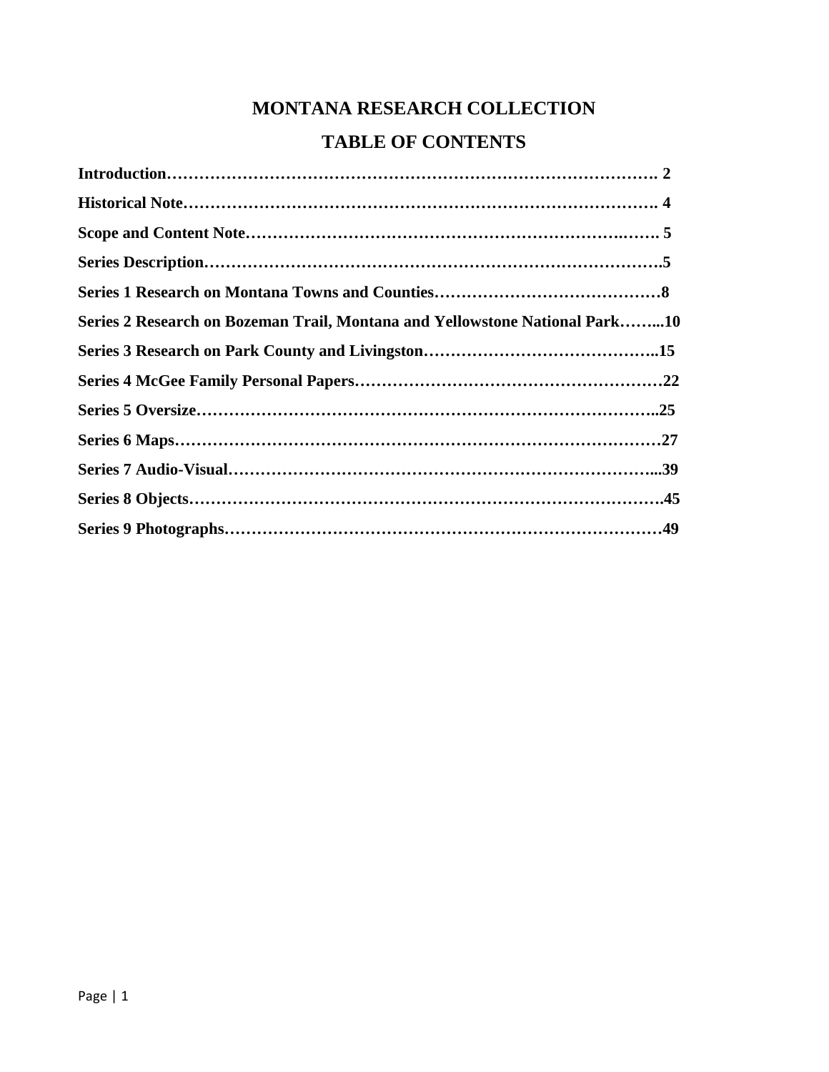# MONTANA RESEARCH COLLECTION

## TABLE OF CONTENTS

**Introduction………………………………………………………………………………. 2**

**Historical Note…………………………………………………………………………. 4**

**Scope and Content Note…………………………………………………………….……. 5**

**Series Description……………………………………………………………………….5**

**Series 1 Research on Montana Towns and Counties……………………………………8**

**Series 2 Research on Bozeman Trail, Montana and Yellowstone National Park……...10**

**Series 3 Research on Park County and Livingston……………………………………..15**

**Series 4 McGee Family Personal Papers…………………………………………………22**

**Series 5 Oversize………………………………………………………………………..25**

**Series 6 Maps……………………………………………………………………………27**

**Series 7 Audio-Visual…………………………………………………………………...39**

**Series 8 Objects…………………………………………………………………………….45**

**Series 9 Photographs…………………………………………………………………49**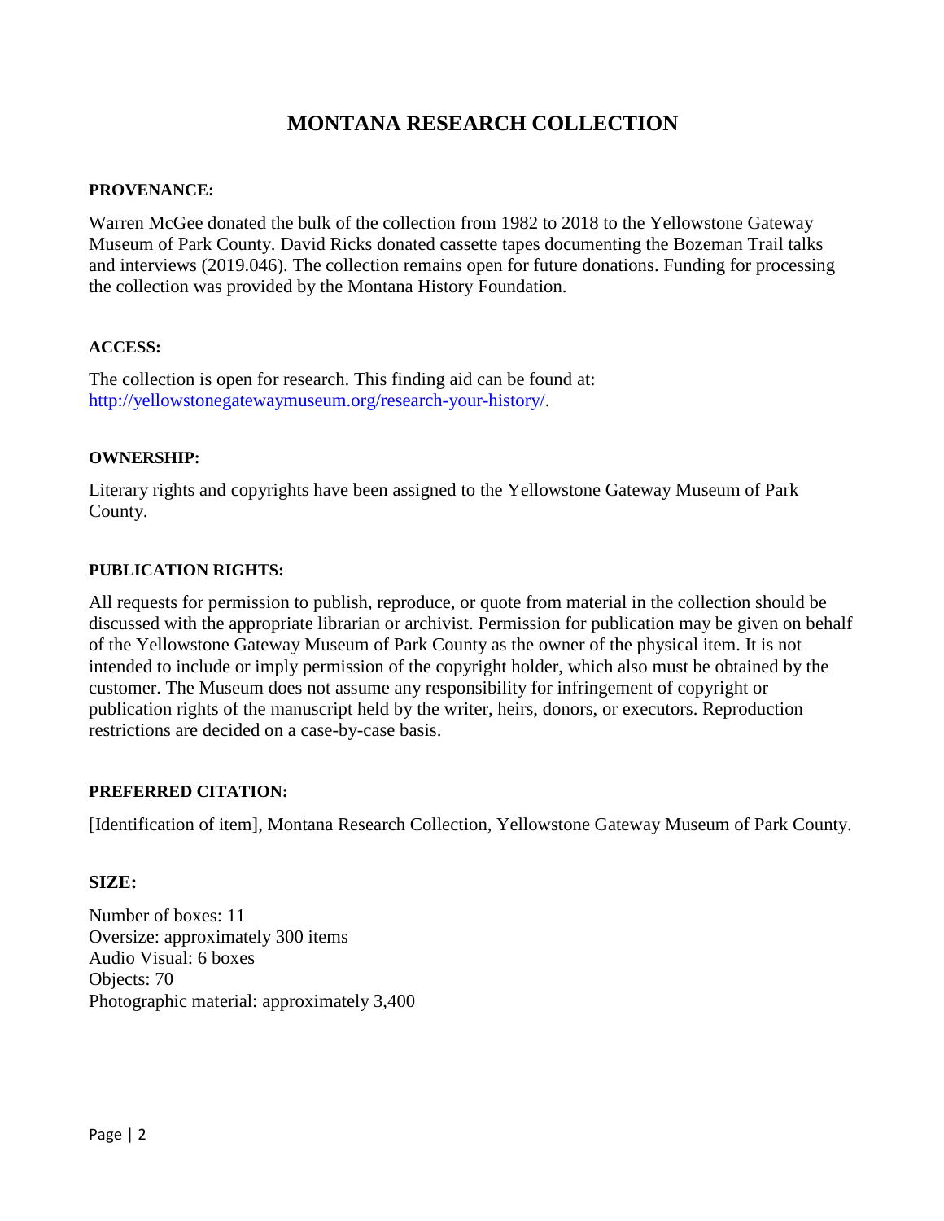# MONTANA RESEARCH COLLECTION

**PROVENANCE:**

Warren McGee donated the bulk of the collection from 1982 to 2018 to the Yellowstone Gateway Museum of Park County. David Ricks donated cassette tapes documenting the Bozeman Trail talks and interviews (2019.046). The collection remains open for future donations. Funding for processing the collection was provided by the Montana History Foundation.

**ACCESS:**

The collection is open for research. This finding aid can be found at: http://yellowstonegatewaymuseum.org/research-your-history/.

**OWNERSHIP:**

Literary rights and copyrights have been assigned to the Yellowstone Gateway Museum of Park County.

**PUBLICATION RIGHTS:**

All requests for permission to publish, reproduce, or quote from material in the collection should be discussed with the appropriate librarian or archivist. Permission for publication may be given on behalf of the Yellowstone Gateway Museum of Park County as the owner of the physical item. It is not intended to include or imply permission of the copyright holder, which also must be obtained by the customer. The Museum does not assume any responsibility for infringement of copyright or publication rights of the manuscript held by the writer, heirs, donors, or executors. Reproduction restrictions are decided on a case-by-case basis.

**PREFERRED CITATION:**

[Identification of item], Montana Research Collection, Yellowstone Gateway Museum of Park County.

**SIZE:**

Number of boxes: 11
Oversize: approximately 300 items
Audio Visual: 6 boxes
Objects: 70
Photographic material: approximately 3,400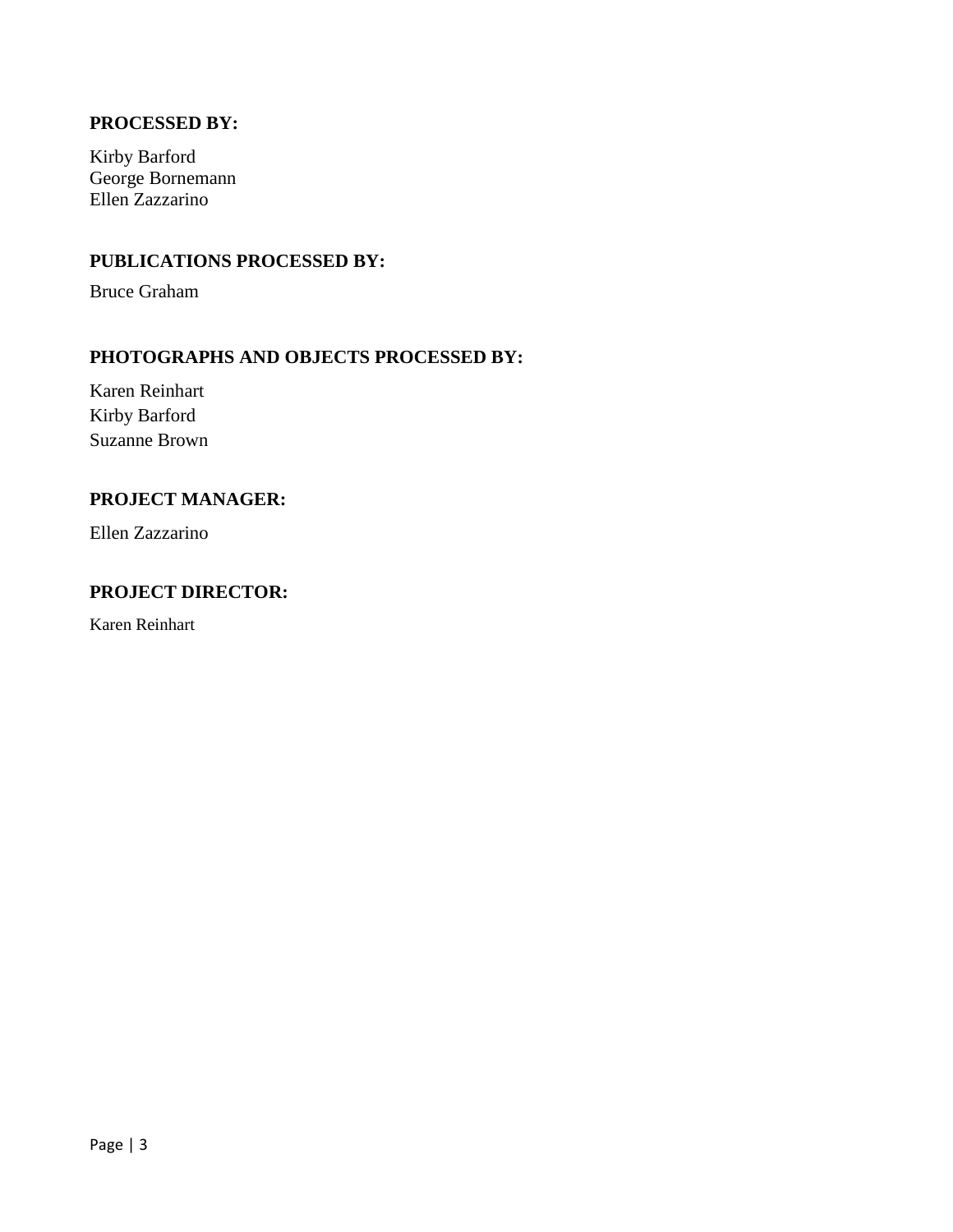**PROCESSED BY:**

Kirby Barford
George Bornemann
Ellen Zazzarino

**PUBLICATIONS PROCESSED BY:**

Bruce Graham

**PHOTOGRAPHS AND OBJECTS PROCESSED BY:**

Karen Reinhart
Kirby Barford
Suzanne Brown

**PROJECT MANAGER:**

Ellen Zazzarino

**PROJECT DIRECTOR:**

Karen Reinhart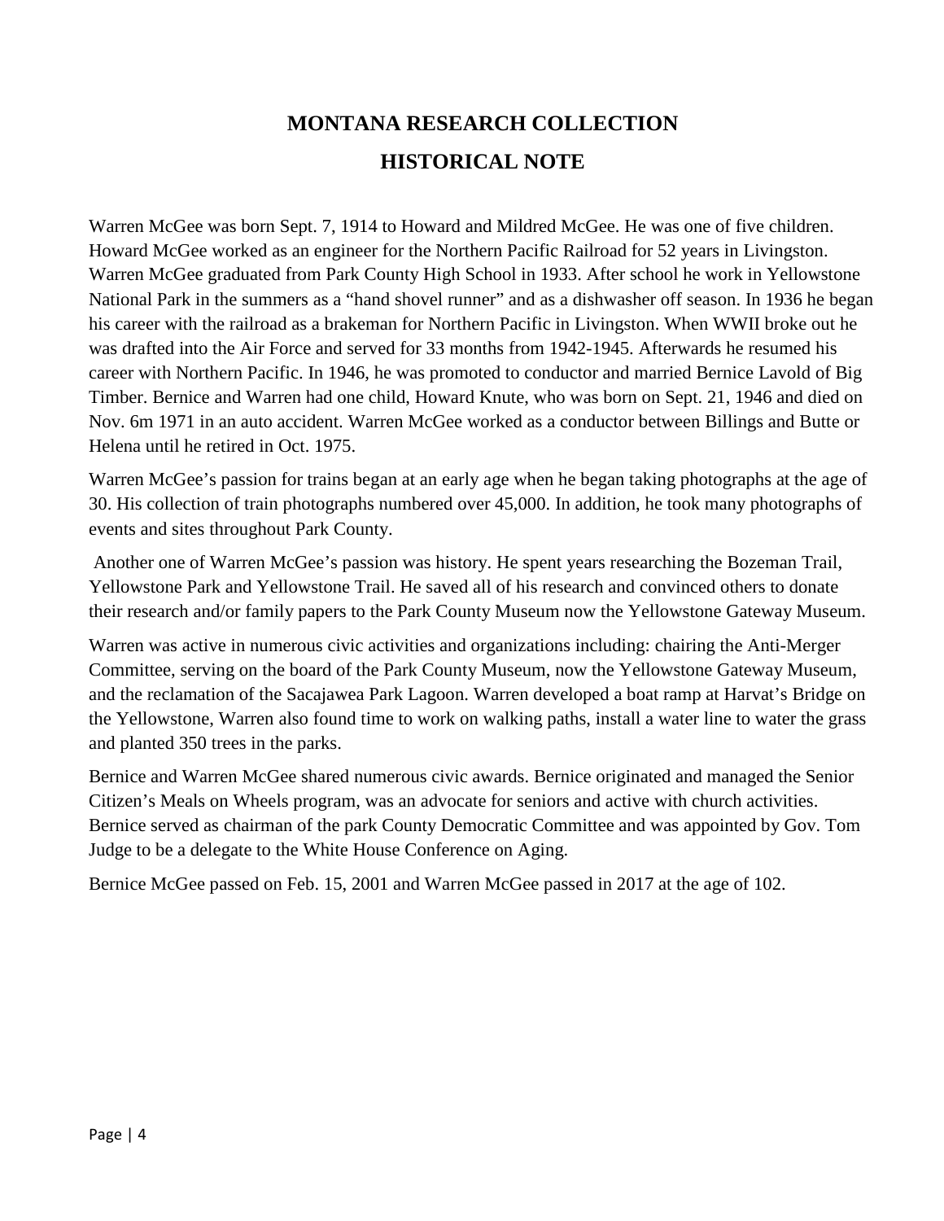# MONTANA RESEARCH COLLECTION

## HISTORICAL NOTE

Warren McGee was born Sept. 7, 1914 to Howard and Mildred McGee. He was one of five children. Howard McGee worked as an engineer for the Northern Pacific Railroad for 52 years in Livingston. Warren McGee graduated from Park County High School in 1933. After school he work in Yellowstone National Park in the summers as a "hand shovel runner" and as a dishwasher off season. In 1936 he began his career with the railroad as a brakeman for Northern Pacific in Livingston. When WWII broke out he was drafted into the Air Force and served for 33 months from 1942-1945. Afterwards he resumed his career with Northern Pacific. In 1946, he was promoted to conductor and married Bernice Lavold of Big Timber. Bernice and Warren had one child, Howard Knute, who was born on Sept. 21, 1946 and died on Nov. 6m 1971 in an auto accident. Warren McGee worked as a conductor between Billings and Butte or Helena until he retired in Oct. 1975.

Warren McGee's passion for trains began at an early age when he began taking photographs at the age of 30. His collection of train photographs numbered over 45,000. In addition, he took many photographs of events and sites throughout Park County.

Another one of Warren McGee's passion was history. He spent years researching the Bozeman Trail, Yellowstone Park and Yellowstone Trail. He saved all of his research and convinced others to donate their research and/or family papers to the Park County Museum now the Yellowstone Gateway Museum.

Warren was active in numerous civic activities and organizations including: chairing the Anti-Merger Committee, serving on the board of the Park County Museum, now the Yellowstone Gateway Museum, and the reclamation of the Sacajawea Park Lagoon. Warren developed a boat ramp at Harvat's Bridge on the Yellowstone, Warren also found time to work on walking paths, install a water line to water the grass and planted 350 trees in the parks.

Bernice and Warren McGee shared numerous civic awards. Bernice originated and managed the Senior Citizen's Meals on Wheels program, was an advocate for seniors and active with church activities. Bernice served as chairman of the park County Democratic Committee and was appointed by Gov. Tom Judge to be a delegate to the White House Conference on Aging.

Bernice McGee passed on Feb. 15, 2001 and Warren McGee passed in 2017 at the age of 102.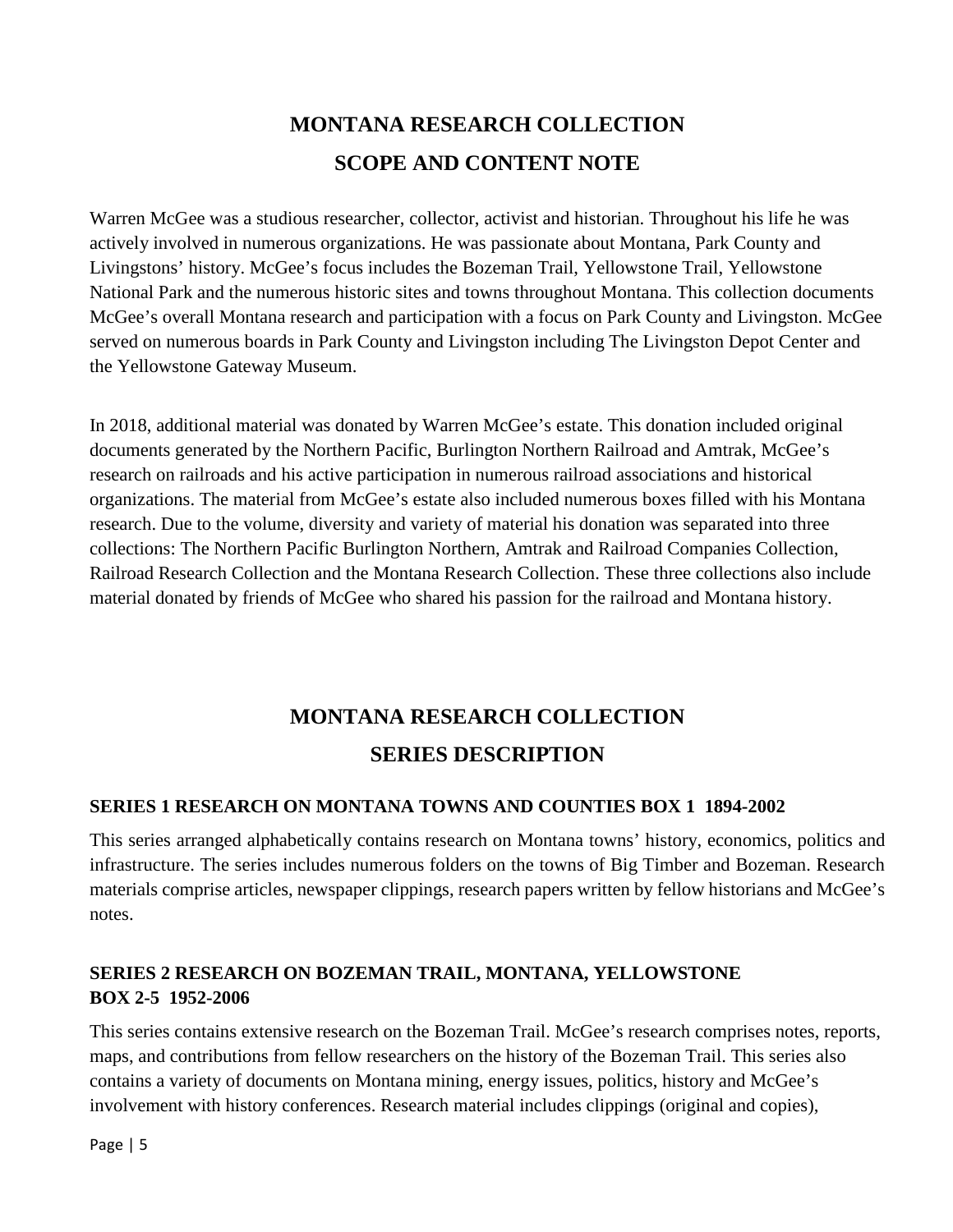# MONTANA RESEARCH COLLECTION

# SCOPE AND CONTENT NOTE

Warren McGee was a studious researcher, collector, activist and historian. Throughout his life he was actively involved in numerous organizations. He was passionate about Montana, Park County and Livingstons' history. McGee's focus includes the Bozeman Trail, Yellowstone Trail, Yellowstone National Park and the numerous historic sites and towns throughout Montana. This collection documents McGee's overall Montana research and participation with a focus on Park County and Livingston. McGee served on numerous boards in Park County and Livingston including The Livingston Depot Center and the Yellowstone Gateway Museum.

In 2018, additional material was donated by Warren McGee's estate. This donation included original documents generated by the Northern Pacific, Burlington Northern Railroad and Amtrak, McGee's research on railroads and his active participation in numerous railroad associations and historical organizations. The material from McGee's estate also included numerous boxes filled with his Montana research. Due to the volume, diversity and variety of material his donation was separated into three collections: The Northern Pacific Burlington Northern, Amtrak and Railroad Companies Collection, Railroad Research Collection and the Montana Research Collection. These three collections also include material donated by friends of McGee who shared his passion for the railroad and Montana history.

# MONTANA RESEARCH COLLECTION

# SERIES DESCRIPTION

### SERIES 1 RESEARCH ON MONTANA TOWNS AND COUNTIES BOX 1 1894-2002

This series arranged alphabetically contains research on Montana towns' history, economics, politics and infrastructure. The series includes numerous folders on the towns of Big Timber and Bozeman. Research materials comprise articles, newspaper clippings, research papers written by fellow historians and McGee's notes.

### SERIES 2 RESEARCH ON BOZEMAN TRAIL, MONTANA, YELLOWSTONE BOX 2-5 1952-2006

This series contains extensive research on the Bozeman Trail. McGee's research comprises notes, reports, maps, and contributions from fellow researchers on the history of the Bozeman Trail. This series also contains a variety of documents on Montana mining, energy issues, politics, history and McGee's involvement with history conferences. Research material includes clippings (original and copies),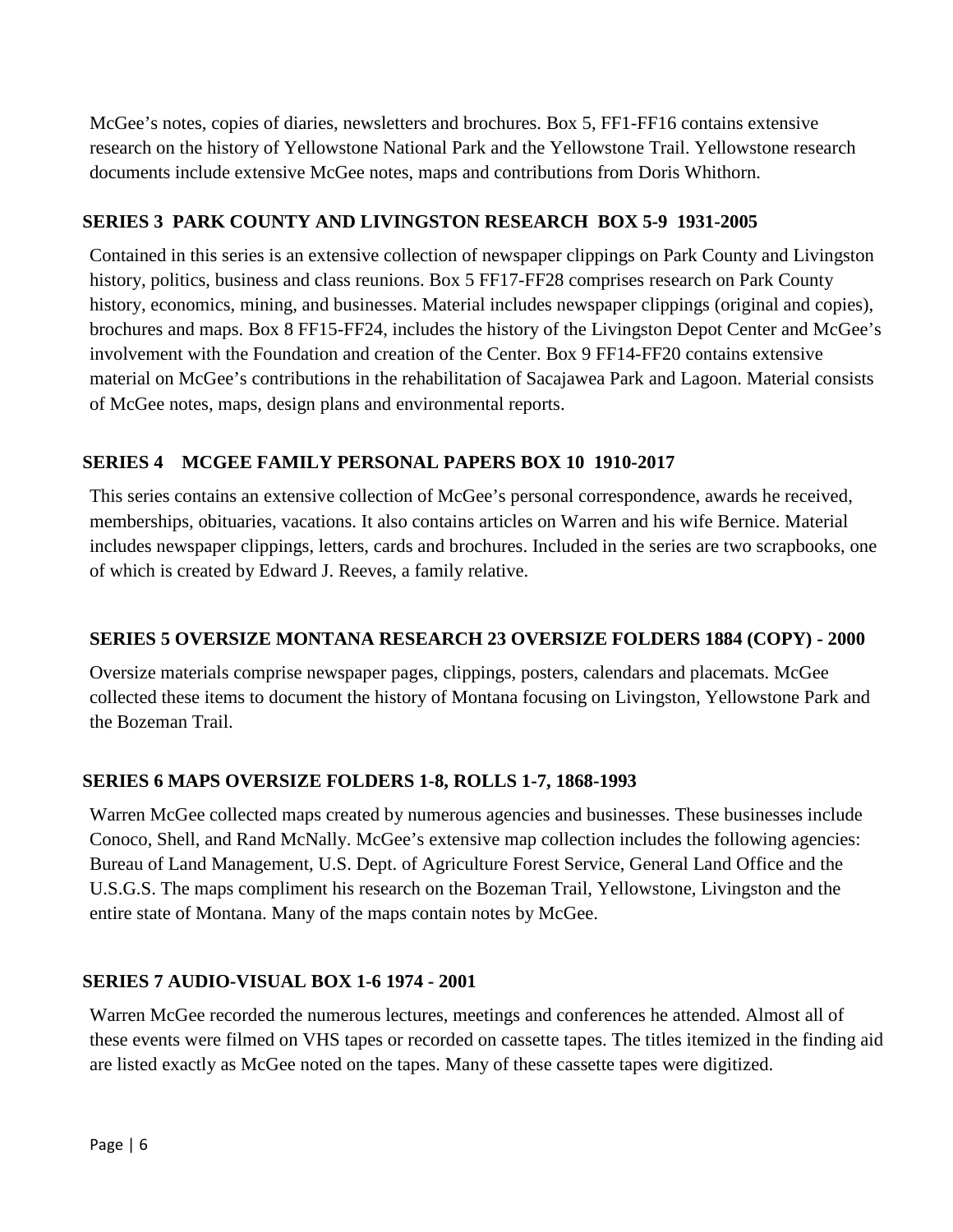McGee's notes, copies of diaries, newsletters and brochures. Box 5, FF1-FF16 contains extensive research on the history of Yellowstone National Park and the Yellowstone Trail. Yellowstone research documents include extensive McGee notes, maps and contributions from Doris Whithorn.

### SERIES 3 PARK COUNTY AND LIVINGSTON RESEARCH BOX 5-9 1931-2005

Contained in this series is an extensive collection of newspaper clippings on Park County and Livingston history, politics, business and class reunions. Box 5 FF17-FF28 comprises research on Park County history, economics, mining, and businesses. Material includes newspaper clippings (original and copies), brochures and maps. Box 8 FF15-FF24, includes the history of the Livingston Depot Center and McGee's involvement with the Foundation and creation of the Center. Box 9 FF14-FF20 contains extensive material on McGee's contributions in the rehabilitation of Sacajawea Park and Lagoon. Material consists of McGee notes, maps, design plans and environmental reports.

### SERIES 4 MCGEE FAMILY PERSONAL PAPERS BOX 10 1910-2017

This series contains an extensive collection of McGee's personal correspondence, awards he received, memberships, obituaries, vacations. It also contains articles on Warren and his wife Bernice. Material includes newspaper clippings, letters, cards and brochures. Included in the series are two scrapbooks, one of which is created by Edward J. Reeves, a family relative.

### SERIES 5 OVERSIZE MONTANA RESEARCH 23 OVERSIZE FOLDERS 1884 (COPY) - 2000

Oversize materials comprise newspaper pages, clippings, posters, calendars and placemats. McGee collected these items to document the history of Montana focusing on Livingston, Yellowstone Park and the Bozeman Trail.

### SERIES 6 MAPS OVERSIZE FOLDERS 1-8, ROLLS 1-7, 1868-1993

Warren McGee collected maps created by numerous agencies and businesses. These businesses include Conoco, Shell, and Rand McNally. McGee's extensive map collection includes the following agencies: Bureau of Land Management, U.S. Dept. of Agriculture Forest Service, General Land Office and the U.S.G.S. The maps compliment his research on the Bozeman Trail, Yellowstone, Livingston and the entire state of Montana. Many of the maps contain notes by McGee.

### SERIES 7 AUDIO-VISUAL BOX 1-6 1974 - 2001

Warren McGee recorded the numerous lectures, meetings and conferences he attended. Almost all of these events were filmed on VHS tapes or recorded on cassette tapes. The titles itemized in the finding aid are listed exactly as McGee noted on the tapes. Many of these cassette tapes were digitized.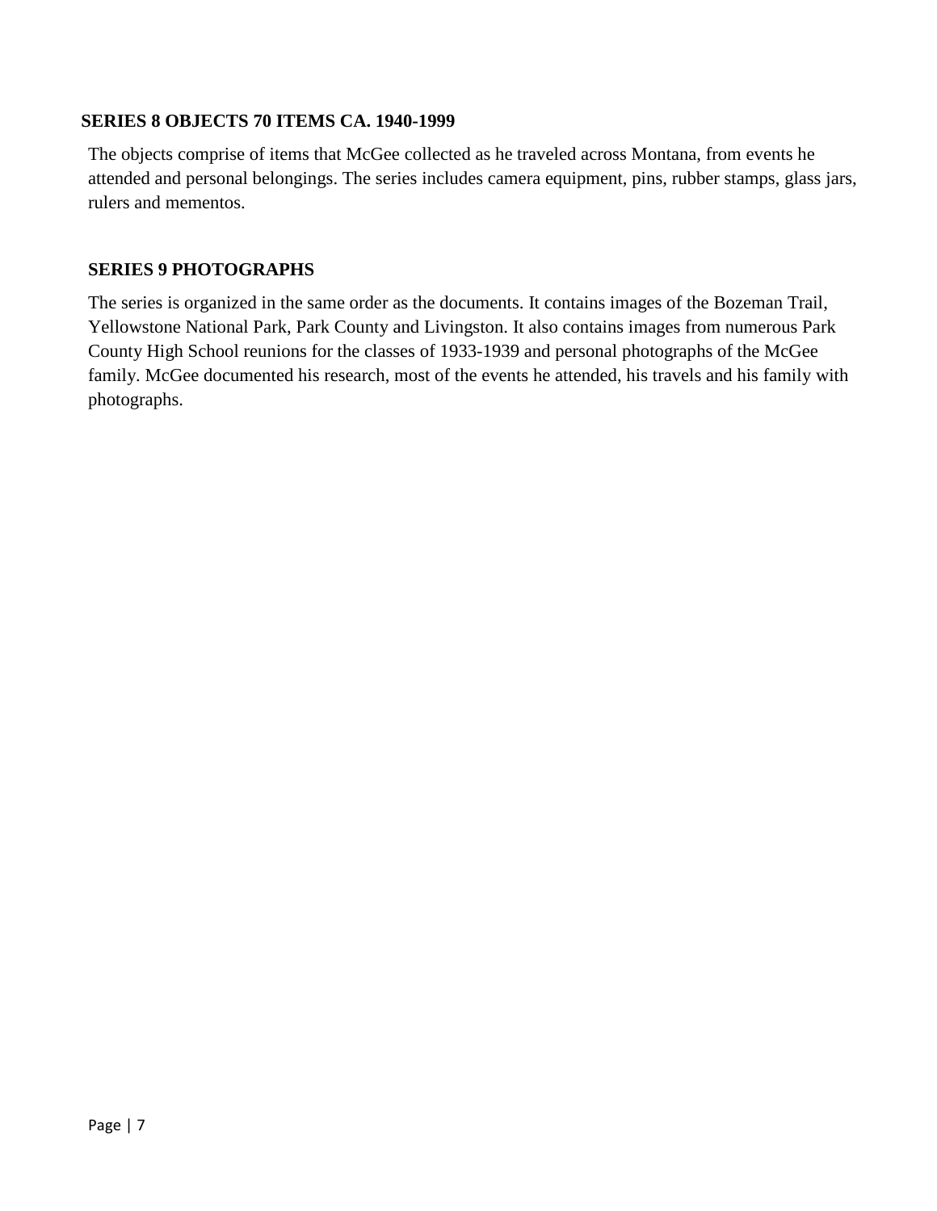## SERIES 8 OBJECTS 70 ITEMS CA. 1940-1999

The objects comprise of items that McGee collected as he traveled across Montana, from events he attended and personal belongings. The series includes camera equipment, pins, rubber stamps, glass jars, rulers and mementos.

## SERIES 9 PHOTOGRAPHS

The series is organized in the same order as the documents. It contains images of the Bozeman Trail, Yellowstone National Park, Park County and Livingston. It also contains images from numerous Park County High School reunions for the classes of 1933-1939 and personal photographs of the McGee family. McGee documented his research, most of the events he attended, his travels and his family with photographs.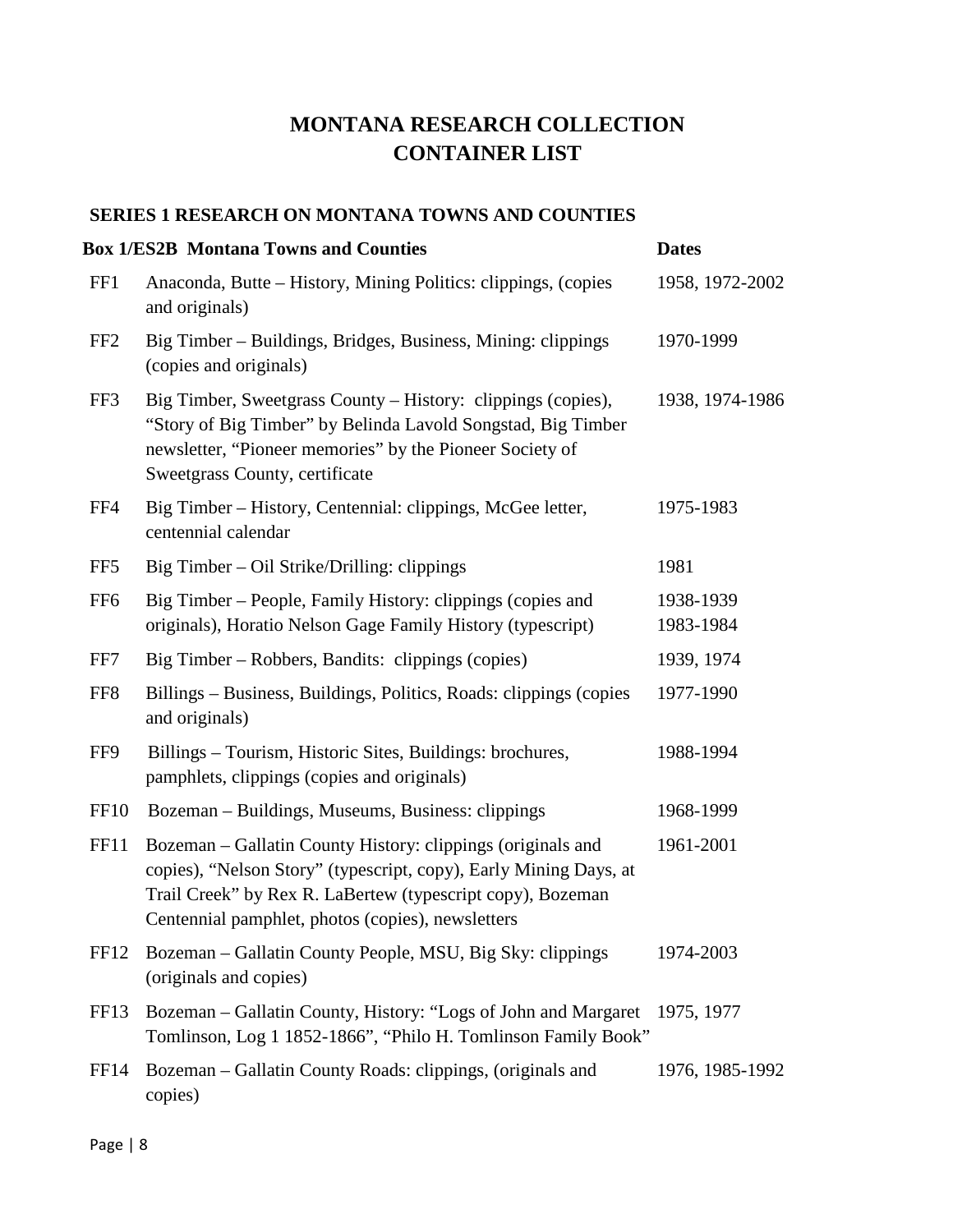# MONTANA RESEARCH COLLECTION
# CONTAINER LIST

## SERIES 1 RESEARCH ON MONTANA TOWNS AND COUNTIES

| Box 1/ES2B Montana Towns and Counties | | Dates |
|---|---|---|
| FF1 | Anaconda, Butte – History, Mining Politics: clippings, (copies and originals) | 1958, 1972-2002 |
| FF2 | Big Timber – Buildings, Bridges, Business, Mining: clippings (copies and originals) | 1970-1999 |
| FF3 | Big Timber, Sweetgrass County – History: clippings (copies), "Story of Big Timber" by Belinda Lavold Songstad, Big Timber newsletter, "Pioneer memories" by the Pioneer Society of Sweetgrass County, certificate | 1938, 1974-1986 |
| FF4 | Big Timber – History, Centennial: clippings, McGee letter, centennial calendar | 1975-1983 |
| FF5 | Big Timber – Oil Strike/Drilling: clippings | 1981 |
| FF6 | Big Timber – People, Family History: clippings (copies and originals), Horatio Nelson Gage Family History (typescript) | 1938-1939 1983-1984 |
| FF7 | Big Timber – Robbers, Bandits: clippings (copies) | 1939, 1974 |
| FF8 | Billings – Business, Buildings, Politics, Roads: clippings (copies and originals) | 1977-1990 |
| FF9 | Billings – Tourism, Historic Sites, Buildings: brochures, pamphlets, clippings (copies and originals) | 1988-1994 |
| FF10 | Bozeman – Buildings, Museums, Business: clippings | 1968-1999 |
| FF11 | Bozeman – Gallatin County History: clippings (originals and copies), "Nelson Story" (typescript, copy), Early Mining Days, at Trail Creek" by Rex R. LaBertew (typescript copy), Bozeman Centennial pamphlet, photos (copies), newsletters | 1961-2001 |
| FF12 | Bozeman – Gallatin County People, MSU, Big Sky: clippings (originals and copies) | 1974-2003 |
| FF13 | Bozeman – Gallatin County, History: "Logs of John and Margaret Tomlinson, Log 1 1852-1866", "Philo H. Tomlinson Family Book" | 1975, 1977 |
| FF14 | Bozeman – Gallatin County Roads: clippings, (originals and copies) | 1976, 1985-1992 |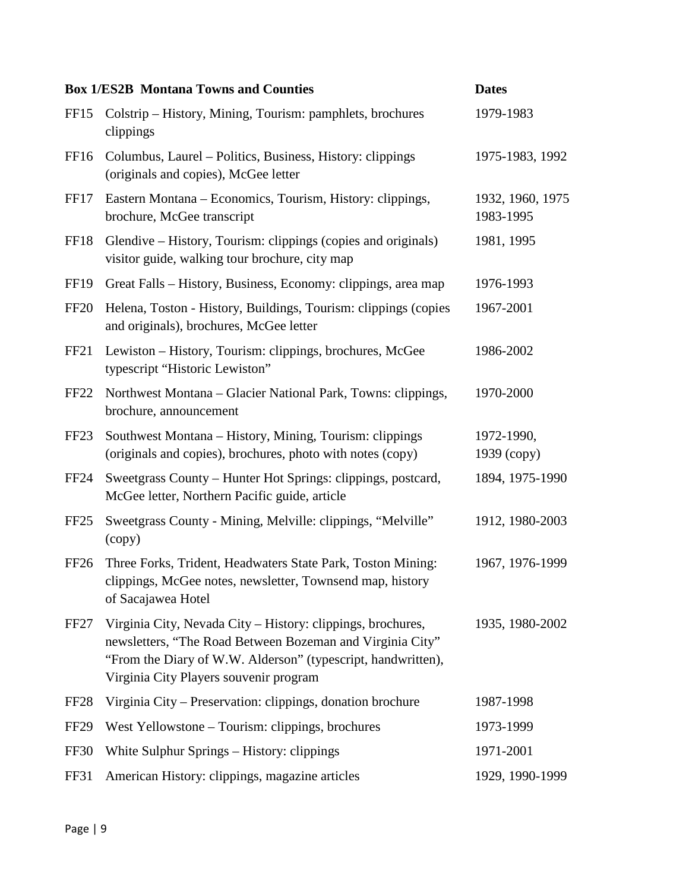| Box 1/ES2B Montana Towns and Counties | | Dates |
|---|---|---|
| FF15 | Colstrip – History, Mining, Tourism: pamphlets, brochures clippings | 1979-1983 |
| FF16 | Columbus, Laurel – Politics, Business, History: clippings (originals and copies), McGee letter | 1975-1983, 1992 |
| FF17 | Eastern Montana – Economics, Tourism, History: clippings, brochure, McGee transcript | 1932, 1960, 1975 1983-1995 |
| FF18 | Glendive – History, Tourism: clippings (copies and originals) visitor guide, walking tour brochure, city map | 1981, 1995 |
| FF19 | Great Falls – History, Business, Economy: clippings, area map | 1976-1993 |
| FF20 | Helena, Toston - History, Buildings, Tourism: clippings (copies and originals), brochures, McGee letter | 1967-2001 |
| FF21 | Lewiston – History, Tourism: clippings, brochures, McGee typescript "Historic Lewiston" | 1986-2002 |
| FF22 | Northwest Montana – Glacier National Park, Towns: clippings, brochure, announcement | 1970-2000 |
| FF23 | Southwest Montana – History, Mining, Tourism: clippings (originals and copies), brochures, photo with notes (copy) | 1972-1990, 1939 (copy) |
| FF24 | Sweetgrass County – Hunter Hot Springs: clippings, postcard, McGee letter, Northern Pacific guide, article | 1894, 1975-1990 |
| FF25 | Sweetgrass County - Mining, Melville: clippings, "Melville" (copy) | 1912, 1980-2003 |
| FF26 | Three Forks, Trident, Headwaters State Park, Toston Mining: clippings, McGee notes, newsletter, Townsend map, history of Sacajawea Hotel | 1967, 1976-1999 |
| FF27 | Virginia City, Nevada City – History: clippings, brochures, newsletters, "The Road Between Bozeman and Virginia City" "From the Diary of W.W. Alderson" (typescript, handwritten), Virginia City Players souvenir program | 1935, 1980-2002 |
| FF28 | Virginia City – Preservation: clippings, donation brochure | 1987-1998 |
| FF29 | West Yellowstone – Tourism: clippings, brochures | 1973-1999 |
| FF30 | White Sulphur Springs – History: clippings | 1971-2001 |
| FF31 | American History: clippings, magazine articles | 1929, 1990-1999 |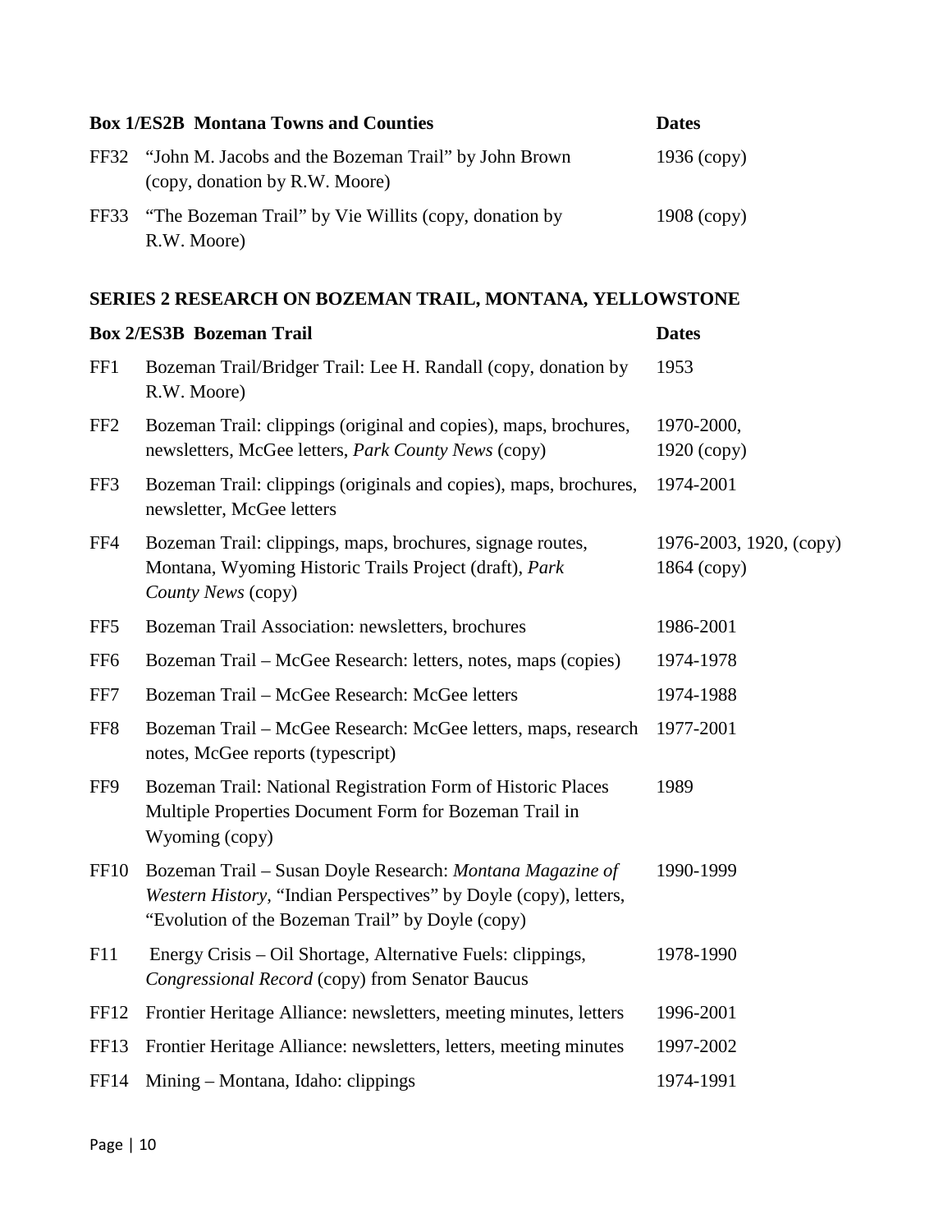| Box 1/ES2B Montana Towns and Counties | | Dates |
|---|---|---|
| FF32 | "John M. Jacobs and the Bozeman Trail" by John Brown (copy, donation by R.W. Moore) | 1936 (copy) |
| FF33 | "The Bozeman Trail" by Vie Willits (copy, donation by R.W. Moore) | 1908 (copy) |

## SERIES 2 RESEARCH ON BOZEMAN TRAIL, MONTANA, YELLOWSTONE

| Box 2/ES3B Bozeman Trail | | Dates |
|---|---|---|
| FF1 | Bozeman Trail/Bridger Trail: Lee H. Randall (copy, donation by R.W. Moore) | 1953 |
| FF2 | Bozeman Trail: clippings (original and copies), maps, brochures, newsletters, McGee letters, *Park County News* (copy) | 1970-2000, 1920 (copy) |
| FF3 | Bozeman Trail: clippings (originals and copies), maps, brochures, newsletter, McGee letters | 1974-2001 |
| FF4 | Bozeman Trail: clippings, maps, brochures, signage routes, Montana, Wyoming Historic Trails Project (draft), *Park County News* (copy) | 1976-2003, 1920, (copy) 1864 (copy) |
| FF5 | Bozeman Trail Association: newsletters, brochures | 1986-2001 |
| FF6 | Bozeman Trail – McGee Research: letters, notes, maps (copies) | 1974-1978 |
| FF7 | Bozeman Trail – McGee Research: McGee letters | 1974-1988 |
| FF8 | Bozeman Trail – McGee Research: McGee letters, maps, research notes, McGee reports (typescript) | 1977-2001 |
| FF9 | Bozeman Trail: National Registration Form of Historic Places Multiple Properties Document Form for Bozeman Trail in Wyoming (copy) | 1989 |
| FF10 | Bozeman Trail – Susan Doyle Research: *Montana Magazine of Western History,* "Indian Perspectives" by Doyle (copy), letters, "Evolution of the Bozeman Trail" by Doyle (copy) | 1990-1999 |
| F11 | Energy Crisis – Oil Shortage, Alternative Fuels: clippings, *Congressional Record* (copy) from Senator Baucus | 1978-1990 |
| FF12 | Frontier Heritage Alliance: newsletters, meeting minutes, letters | 1996-2001 |
| FF13 | Frontier Heritage Alliance: newsletters, letters, meeting minutes | 1997-2002 |
| FF14 | Mining – Montana, Idaho: clippings | 1974-1991 |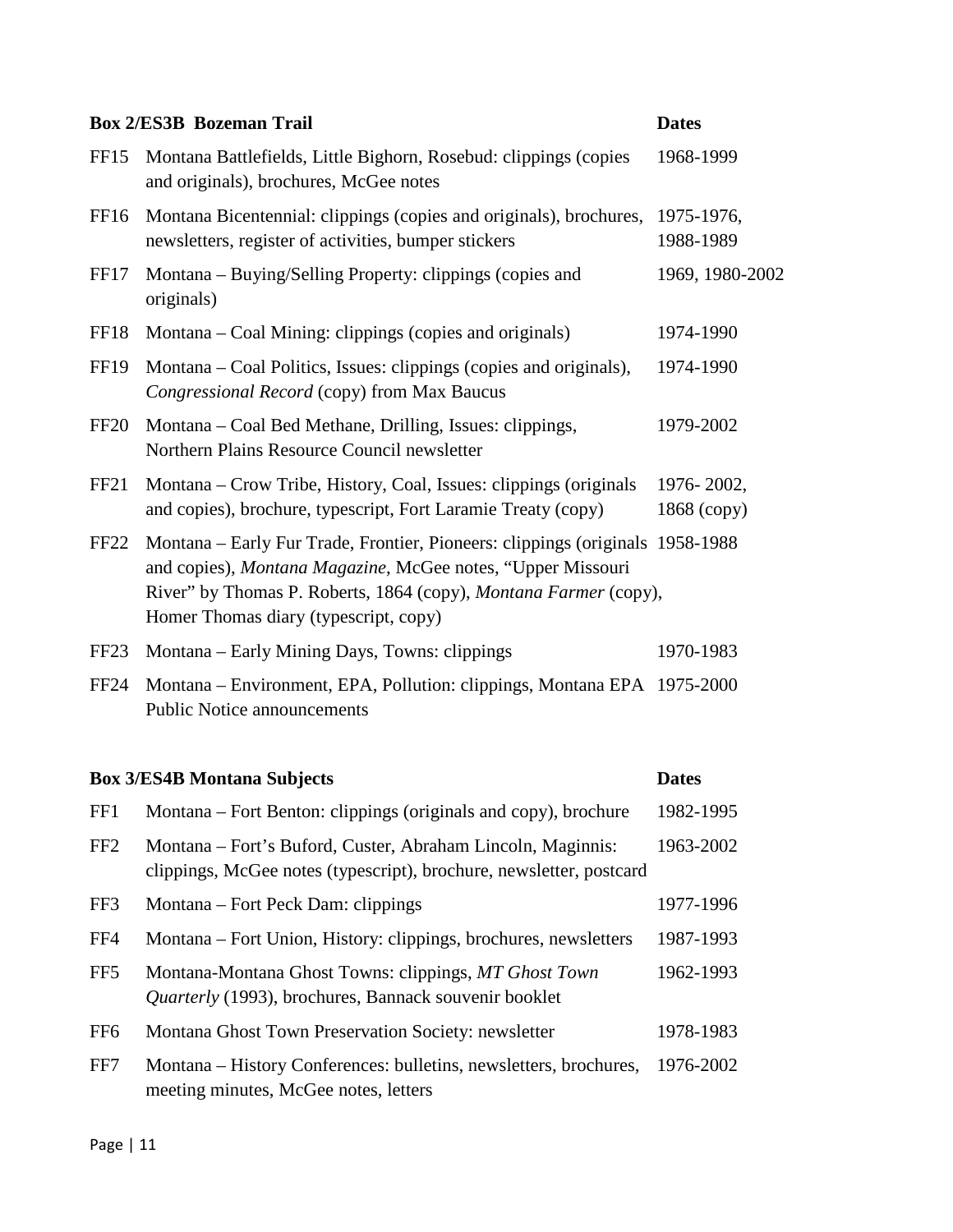| Box 2/ES3B Bozeman Trail | | Dates |
| --- | --- | --- |
| FF15 | Montana Battlefields, Little Bighorn, Rosebud: clippings (copies and originals), brochures, McGee notes | 1968-1999 |
| FF16 | Montana Bicentennial: clippings (copies and originals), brochures, newsletters, register of activities, bumper stickers | 1975-1976, 1988-1989 |
| FF17 | Montana – Buying/Selling Property: clippings (copies and originals) | 1969, 1980-2002 |
| FF18 | Montana – Coal Mining: clippings (copies and originals) | 1974-1990 |
| FF19 | Montana – Coal Politics, Issues: clippings (copies and originals), *Congressional Record* (copy) from Max Baucus | 1974-1990 |
| FF20 | Montana – Coal Bed Methane, Drilling, Issues: clippings, Northern Plains Resource Council newsletter | 1979-2002 |
| FF21 | Montana – Crow Tribe, History, Coal, Issues: clippings (originals and copies), brochure, typescript, Fort Laramie Treaty (copy) | 1976- 2002, 1868 (copy) |
| FF22 | Montana – Early Fur Trade, Frontier, Pioneers: clippings (originals and copies), *Montana Magazine*, McGee notes, "Upper Missouri River" by Thomas P. Roberts, 1864 (copy), *Montana Farmer* (copy), Homer Thomas diary (typescript, copy) | 1958-1988 |
| FF23 | Montana – Early Mining Days, Towns: clippings | 1970-1983 |
| FF24 | Montana – Environment, EPA, Pollution: clippings, Montana EPA Public Notice announcements | 1975-2000 |

| Box 3/ES4B Montana Subjects | | Dates |
| --- | --- | --- |
| FF1 | Montana – Fort Benton: clippings (originals and copy), brochure | 1982-1995 |
| FF2 | Montana – Fort's Buford, Custer, Abraham Lincoln, Maginnis: clippings, McGee notes (typescript), brochure, newsletter, postcard | 1963-2002 |
| FF3 | Montana – Fort Peck Dam: clippings | 1977-1996 |
| FF4 | Montana – Fort Union, History: clippings, brochures, newsletters | 1987-1993 |
| FF5 | Montana-Montana Ghost Towns: clippings, *MT Ghost Town Quarterly* (1993), brochures, Bannack souvenir booklet | 1962-1993 |
| FF6 | Montana Ghost Town Preservation Society: newsletter | 1978-1983 |
| FF7 | Montana – History Conferences: bulletins, newsletters, brochures, meeting minutes, McGee notes, letters | 1976-2002 |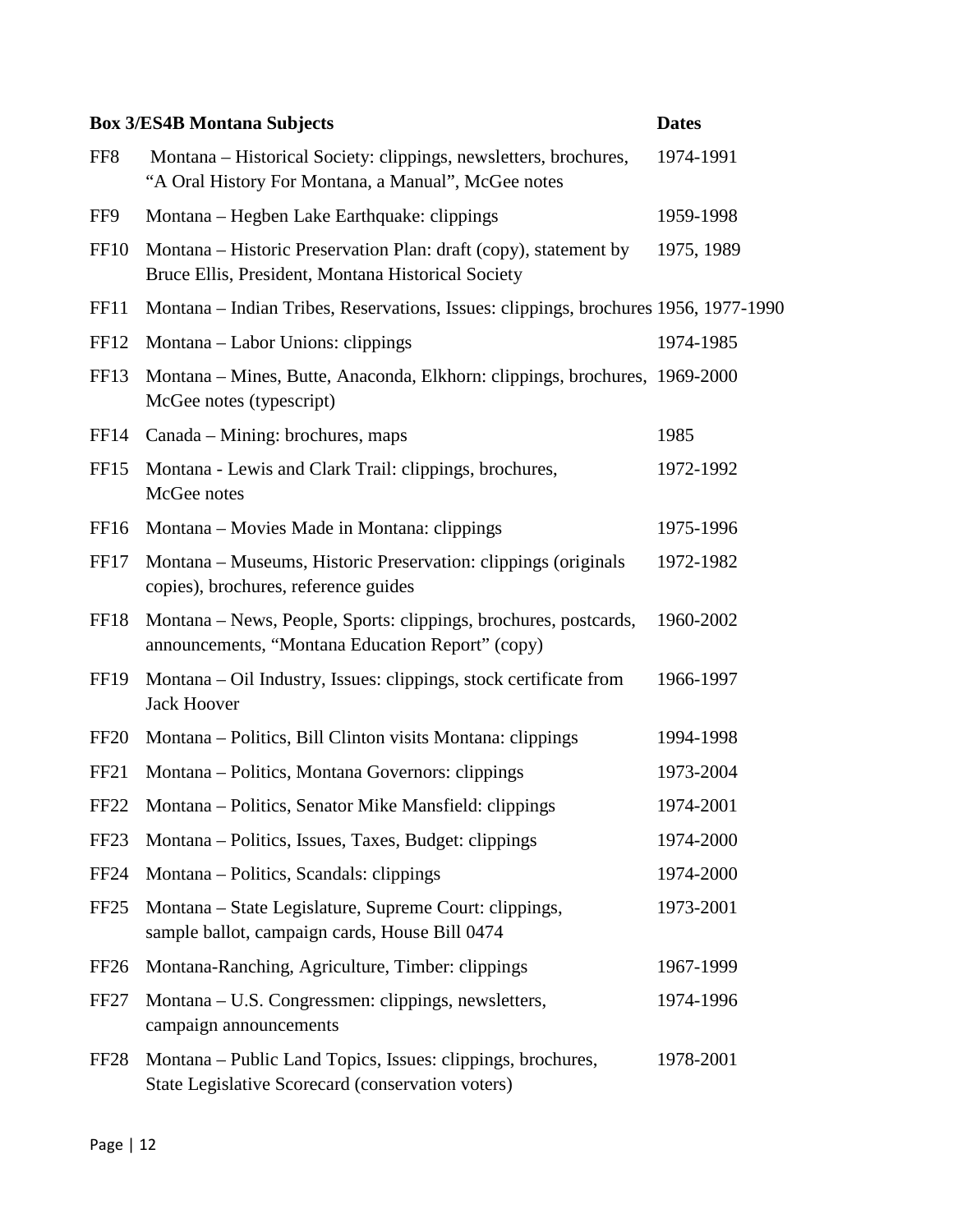| Box 3/ES4B Montana Subjects | | Dates |
|---|---|---|
| FF8 | Montana – Historical Society: clippings, newsletters, brochures, “A Oral History For Montana, a Manual”, McGee notes | 1974-1991 |
| FF9 | Montana – Hegben Lake Earthquake: clippings | 1959-1998 |
| FF10 | Montana – Historic Preservation Plan: draft (copy), statement by Bruce Ellis, President, Montana Historical Society | 1975, 1989 |
| FF11 | Montana – Indian Tribes, Reservations, Issues: clippings, brochures | 1956, 1977-1990 |
| FF12 | Montana – Labor Unions: clippings | 1974-1985 |
| FF13 | Montana – Mines, Butte, Anaconda, Elkhorn: clippings, brochures, McGee notes (typescript) | 1969-2000 |
| FF14 | Canada – Mining: brochures, maps | 1985 |
| FF15 | Montana - Lewis and Clark Trail: clippings, brochures, McGee notes | 1972-1992 |
| FF16 | Montana – Movies Made in Montana: clippings | 1975-1996 |
| FF17 | Montana – Museums, Historic Preservation: clippings (originals copies), brochures, reference guides | 1972-1982 |
| FF18 | Montana – News, People, Sports: clippings, brochures, postcards, announcements, “Montana Education Report” (copy) | 1960-2002 |
| FF19 | Montana – Oil Industry, Issues: clippings, stock certificate from Jack Hoover | 1966-1997 |
| FF20 | Montana – Politics, Bill Clinton visits Montana: clippings | 1994-1998 |
| FF21 | Montana – Politics, Montana Governors: clippings | 1973-2004 |
| FF22 | Montana – Politics, Senator Mike Mansfield: clippings | 1974-2001 |
| FF23 | Montana – Politics, Issues, Taxes, Budget: clippings | 1974-2000 |
| FF24 | Montana – Politics, Scandals: clippings | 1974-2000 |
| FF25 | Montana – State Legislature, Supreme Court: clippings, sample ballot, campaign cards, House Bill 0474 | 1973-2001 |
| FF26 | Montana-Ranching, Agriculture, Timber: clippings | 1967-1999 |
| FF27 | Montana – U.S. Congressmen: clippings, newsletters, campaign announcements | 1974-1996 |
| FF28 | Montana – Public Land Topics, Issues: clippings, brochures, State Legislative Scorecard (conservation voters) | 1978-2001 |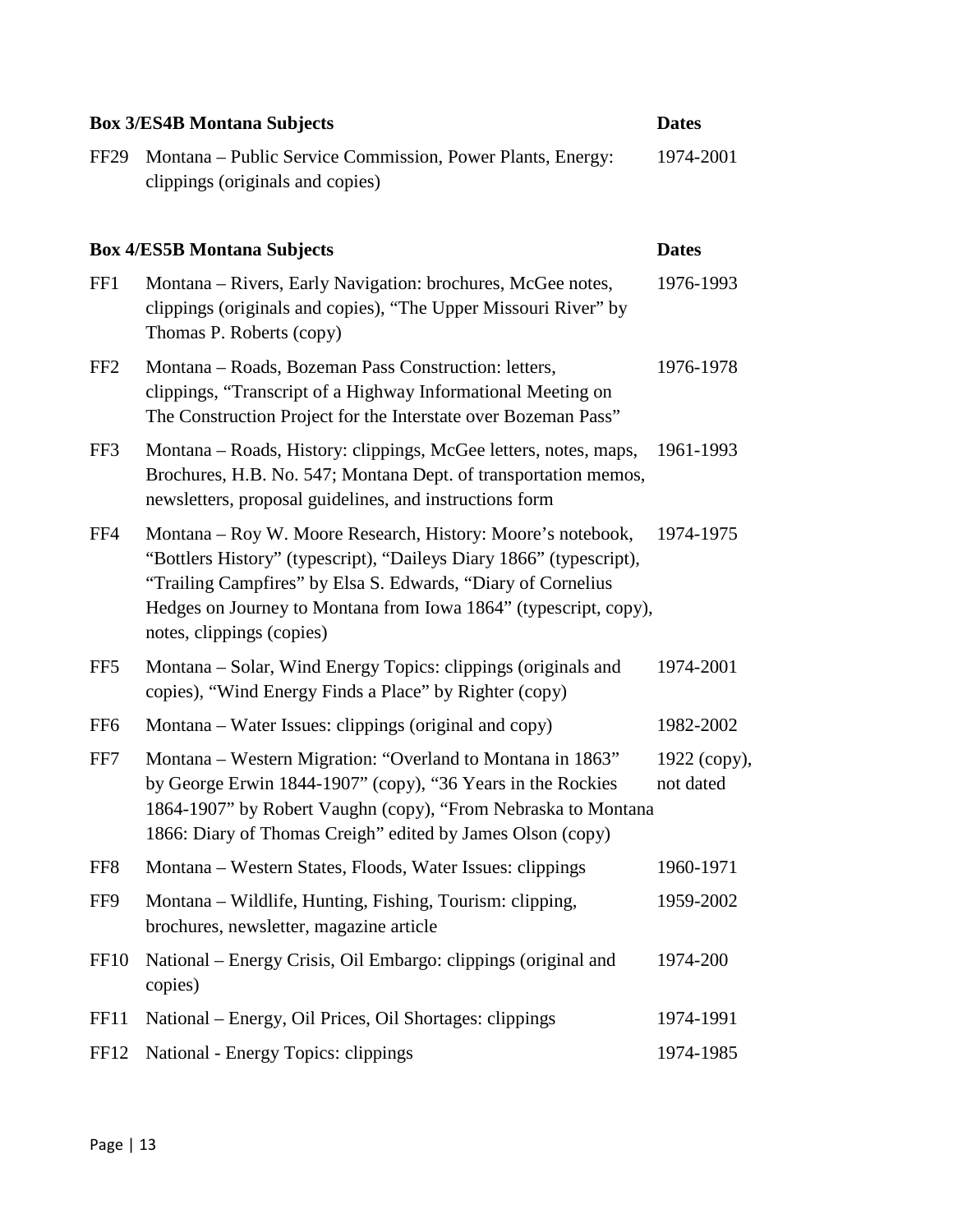| Box 3/ES4B Montana Subjects | | Dates |
|---|---|---|
| FF29 | Montana – Public Service Commission, Power Plants, Energy: clippings (originals and copies) | 1974-2001 |

| Box 4/ES5B Montana Subjects | | Dates |
|---|---|---|
| FF1 | Montana – Rivers, Early Navigation: brochures, McGee notes, clippings (originals and copies), "The Upper Missouri River" by Thomas P. Roberts (copy) | 1976-1993 |
| FF2 | Montana – Roads, Bozeman Pass Construction: letters, clippings, "Transcript of a Highway Informational Meeting on The Construction Project for the Interstate over Bozeman Pass" | 1976-1978 |
| FF3 | Montana – Roads, History: clippings, McGee letters, notes, maps, Brochures, H.B. No. 547; Montana Dept. of transportation memos, newsletters, proposal guidelines, and instructions form | 1961-1993 |
| FF4 | Montana – Roy W. Moore Research, History: Moore's notebook, "Bottlers History" (typescript), "Daileys Diary 1866" (typescript), "Trailing Campfires" by Elsa S. Edwards, "Diary of Cornelius Hedges on Journey to Montana from Iowa 1864" (typescript, copy), notes, clippings (copies) | 1974-1975 |
| FF5 | Montana – Solar, Wind Energy Topics: clippings (originals and copies), "Wind Energy Finds a Place" by Righter (copy) | 1974-2001 |
| FF6 | Montana – Water Issues: clippings (original and copy) | 1982-2002 |
| FF7 | Montana – Western Migration: "Overland to Montana in 1863" by George Erwin 1844-1907" (copy), "36 Years in the Rockies 1864-1907" by Robert Vaughn (copy), "From Nebraska to Montana 1866: Diary of Thomas Creigh" edited by James Olson (copy) | 1922 (copy), not dated |
| FF8 | Montana – Western States, Floods, Water Issues: clippings | 1960-1971 |
| FF9 | Montana – Wildlife, Hunting, Fishing, Tourism: clipping, brochures, newsletter, magazine article | 1959-2002 |
| FF10 | National – Energy Crisis, Oil Embargo: clippings (original and copies) | 1974-200 |
| FF11 | National – Energy, Oil Prices, Oil Shortages: clippings | 1974-1991 |
| FF12 | National - Energy Topics: clippings | 1974-1985 |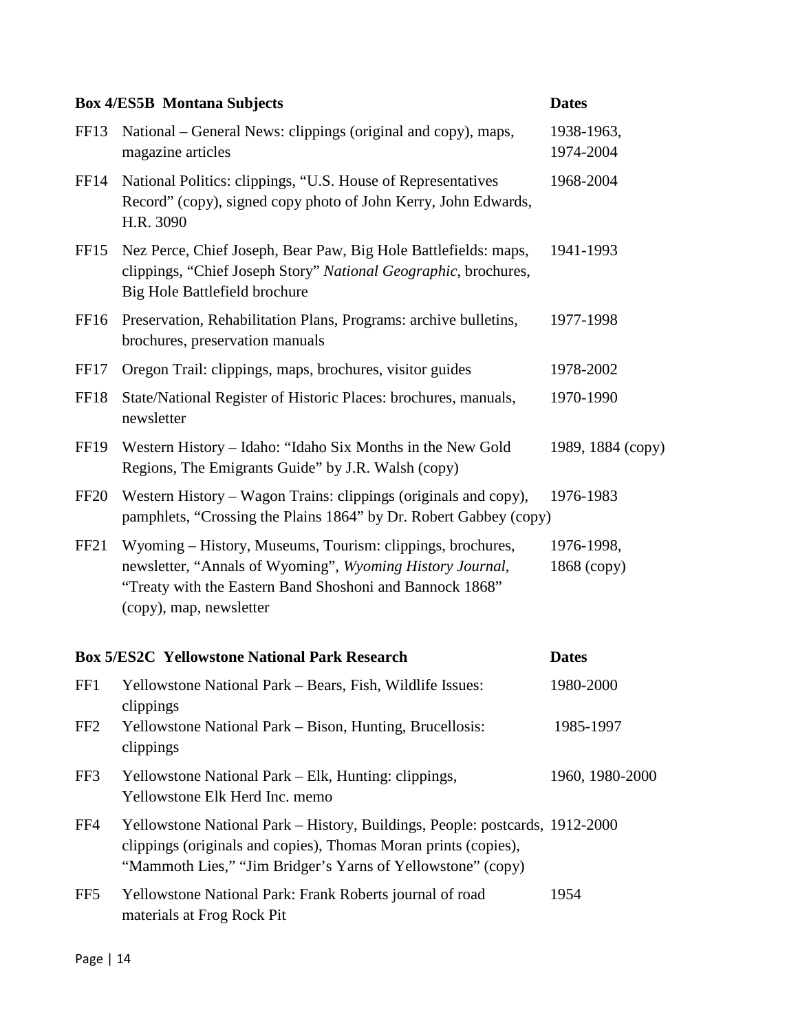| **Box 4/ES5B Montana Subjects** | | **Dates** |
|---|---|---|
| FF13 | National – General News: clippings (original and copy), maps, magazine articles | 1938-1963, 1974-2004 |
| FF14 | National Politics: clippings, "U.S. House of Representatives Record" (copy), signed copy photo of John Kerry, John Edwards, H.R. 3090 | 1968-2004 |
| FF15 | Nez Perce, Chief Joseph, Bear Paw, Big Hole Battlefields: maps, clippings, "Chief Joseph Story" *National Geographic*, brochures, Big Hole Battlefield brochure | 1941-1993 |
| FF16 | Preservation, Rehabilitation Plans, Programs: archive bulletins, brochures, preservation manuals | 1977-1998 |
| FF17 | Oregon Trail: clippings, maps, brochures, visitor guides | 1978-2002 |
| FF18 | State/National Register of Historic Places: brochures, manuals, newsletter | 1970-1990 |
| FF19 | Western History – Idaho: "Idaho Six Months in the New Gold Regions, The Emigrants Guide" by J.R. Walsh (copy) | 1989, 1884 (copy) |
| FF20 | Western History – Wagon Trains: clippings (originals and copy), pamphlets, "Crossing the Plains 1864" by Dr. Robert Gabbey (copy) | 1976-1983 |
| FF21 | Wyoming – History, Museums, Tourism: clippings, brochures, newsletter, "Annals of Wyoming", *Wyoming History Journal*, "Treaty with the Eastern Band Shoshoni and Bannock 1868" (copy), map, newsletter | 1976-1998, 1868 (copy) |

| **Box 5/ES2C Yellowstone National Park Research** | | **Dates** |
|---|---|---|
| FF1 | Yellowstone National Park – Bears, Fish, Wildlife Issues: clippings | 1980-2000 |
| FF2 | Yellowstone National Park – Bison, Hunting, Brucellosis: clippings | 1985-1997 |
| FF3 | Yellowstone National Park – Elk, Hunting: clippings, Yellowstone Elk Herd Inc. memo | 1960, 1980-2000 |
| FF4 | Yellowstone National Park – History, Buildings, People: postcards, clippings (originals and copies), Thomas Moran prints (copies), "Mammoth Lies," "Jim Bridger's Yarns of Yellowstone" (copy) | 1912-2000 |
| FF5 | Yellowstone National Park: Frank Roberts journal of road materials at Frog Rock Pit | 1954 |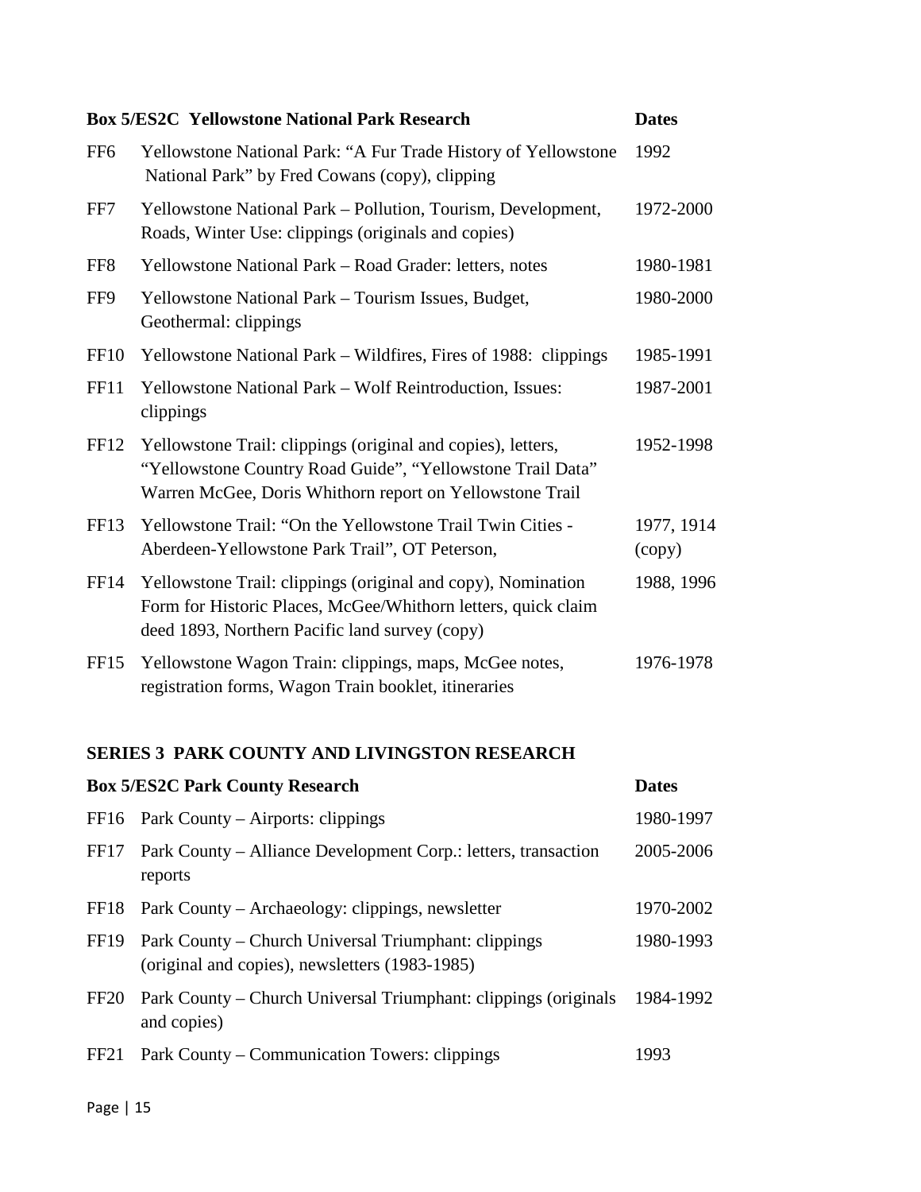| Box 5/ES2C Yellowstone National Park Research | | Dates |
|---|---|---|
| FF6 | Yellowstone National Park: "A Fur Trade History of Yellowstone National Park" by Fred Cowans (copy), clipping | 1992 |
| FF7 | Yellowstone National Park – Pollution, Tourism, Development, Roads, Winter Use: clippings (originals and copies) | 1972-2000 |
| FF8 | Yellowstone National Park – Road Grader: letters, notes | 1980-1981 |
| FF9 | Yellowstone National Park – Tourism Issues, Budget, Geothermal: clippings | 1980-2000 |
| FF10 | Yellowstone National Park – Wildfires, Fires of 1988: clippings | 1985-1991 |
| FF11 | Yellowstone National Park – Wolf Reintroduction, Issues: clippings | 1987-2001 |
| FF12 | Yellowstone Trail: clippings (original and copies), letters, "Yellowstone Country Road Guide", "Yellowstone Trail Data" Warren McGee, Doris Whithorn report on Yellowstone Trail | 1952-1998 |
| FF13 | Yellowstone Trail: "On the Yellowstone Trail Twin Cities - Aberdeen-Yellowstone Park Trail", OT Peterson, | 1977, 1914 (copy) |
| FF14 | Yellowstone Trail: clippings (original and copy), Nomination Form for Historic Places, McGee/Whithorn letters, quick claim deed 1893, Northern Pacific land survey (copy) | 1988, 1996 |
| FF15 | Yellowstone Wagon Train: clippings, maps, McGee notes, registration forms, Wagon Train booklet, itineraries | 1976-1978 |

## SERIES 3 PARK COUNTY AND LIVINGSTON RESEARCH

| Box 5/ES2C Park County Research | | Dates |
|---|---|---|
| FF16 | Park County – Airports: clippings | 1980-1997 |
| FF17 | Park County – Alliance Development Corp.: letters, transaction reports | 2005-2006 |
| FF18 | Park County – Archaeology: clippings, newsletter | 1970-2002 |
| FF19 | Park County – Church Universal Triumphant: clippings (original and copies), newsletters (1983-1985) | 1980-1993 |
| FF20 | Park County – Church Universal Triumphant: clippings (originals and copies) | 1984-1992 |
| FF21 | Park County – Communication Towers: clippings | 1993 |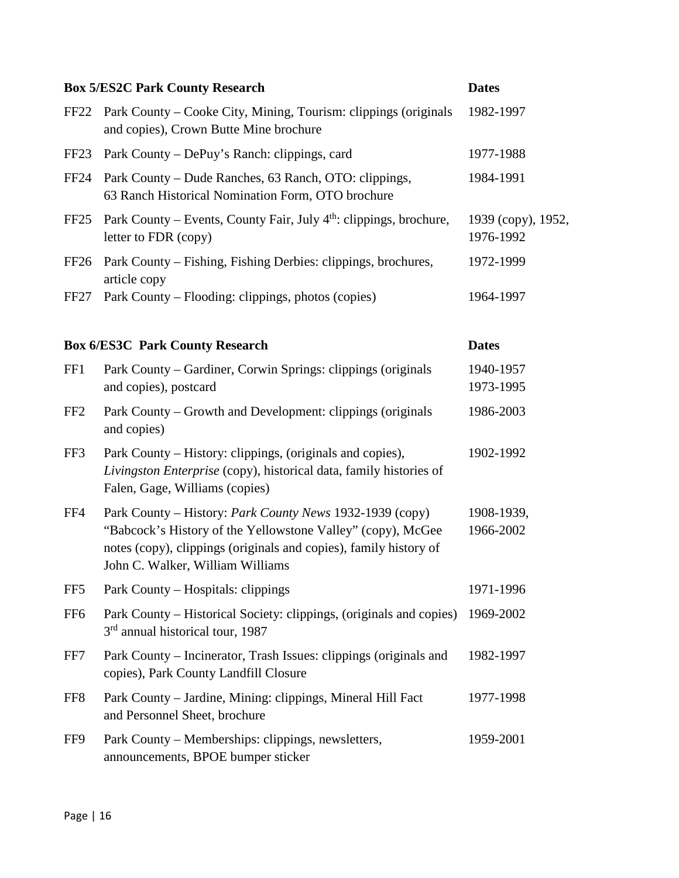| Box 5/ES2C Park County Research | | Dates |
|---|---|---|
| FF22 | Park County – Cooke City, Mining, Tourism: clippings (originals and copies), Crown Butte Mine brochure | 1982-1997 |
| FF23 | Park County – DePuy's Ranch: clippings, card | 1977-1988 |
| FF24 | Park County – Dude Ranches, 63 Ranch, OTO: clippings, 63 Ranch Historical Nomination Form, OTO brochure | 1984-1991 |
| FF25 | Park County – Events, County Fair, July 4th: clippings, brochure, letter to FDR (copy) | 1939 (copy), 1952, 1976-1992 |
| FF26 | Park County – Fishing, Fishing Derbies: clippings, brochures, article copy | 1972-1999 |
| FF27 | Park County – Flooding: clippings, photos (copies) | 1964-1997 |

| Box 6/ES3C Park County Research | | Dates |
|---|---|---|
| FF1 | Park County – Gardiner, Corwin Springs: clippings (originals and copies), postcard | 1940-1957 1973-1995 |
| FF2 | Park County – Growth and Development: clippings (originals and copies) | 1986-2003 |
| FF3 | Park County – History: clippings, (originals and copies), *Livingston Enterprise* (copy), historical data, family histories of Falen, Gage, Williams (copies) | 1902-1992 |
| FF4 | Park County – History: *Park County News* 1932-1939 (copy) "Babcock's History of the Yellowstone Valley" (copy), McGee notes (copy), clippings (originals and copies), family history of John C. Walker, William Williams | 1908-1939, 1966-2002 |
| FF5 | Park County – Hospitals: clippings | 1971-1996 |
| FF6 | Park County – Historical Society: clippings, (originals and copies) 3rd annual historical tour, 1987 | 1969-2002 |
| FF7 | Park County – Incinerator, Trash Issues: clippings (originals and copies), Park County Landfill Closure | 1982-1997 |
| FF8 | Park County – Jardine, Mining: clippings, Mineral Hill Fact and Personnel Sheet, brochure | 1977-1998 |
| FF9 | Park County – Memberships: clippings, newsletters, announcements, BPOE bumper sticker | 1959-2001 |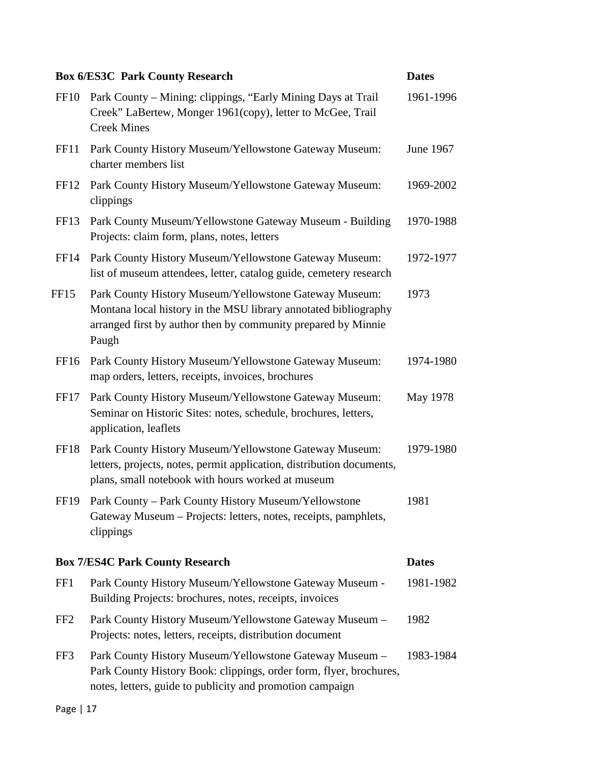| | Box 6/ES3C Park County Research | Dates |
|---|---|---|
| FF10 | Park County – Mining: clippings, "Early Mining Days at Trail Creek" LaBertew, Monger 1961(copy), letter to McGee, Trail Creek Mines | 1961-1996 |
| FF11 | Park County History Museum/Yellowstone Gateway Museum: charter members list | June 1967 |
| FF12 | Park County History Museum/Yellowstone Gateway Museum: clippings | 1969-2002 |
| FF13 | Park County Museum/Yellowstone Gateway Museum - Building Projects: claim form, plans, notes, letters | 1970-1988 |
| FF14 | Park County History Museum/Yellowstone Gateway Museum: list of museum attendees, letter, catalog guide, cemetery research | 1972-1977 |
| FF15 | Park County History Museum/Yellowstone Gateway Museum: Montana local history in the MSU library annotated bibliography arranged first by author then by community prepared by Minnie Paugh | 1973 |
| FF16 | Park County History Museum/Yellowstone Gateway Museum: map orders, letters, receipts, invoices, brochures | 1974-1980 |
| FF17 | Park County History Museum/Yellowstone Gateway Museum: Seminar on Historic Sites: notes, schedule, brochures, letters, application, leaflets | May 1978 |
| FF18 | Park County History Museum/Yellowstone Gateway Museum: letters, projects, notes, permit application, distribution documents, plans, small notebook with hours worked at museum | 1979-1980 |
| FF19 | Park County – Park County History Museum/Yellowstone Gateway Museum – Projects: letters, notes, receipts, pamphlets, clippings | 1981 |

| | Box 7/ES4C Park County Research | Dates |
|---|---|---|
| FF1 | Park County History Museum/Yellowstone Gateway Museum - Building Projects: brochures, notes, receipts, invoices | 1981-1982 |
| FF2 | Park County History Museum/Yellowstone Gateway Museum – Projects: notes, letters, receipts, distribution document | 1982 |
| FF3 | Park County History Museum/Yellowstone Gateway Museum – Park County History Book: clippings, order form, flyer, brochures, notes, letters, guide to publicity and promotion campaign | 1983-1984 |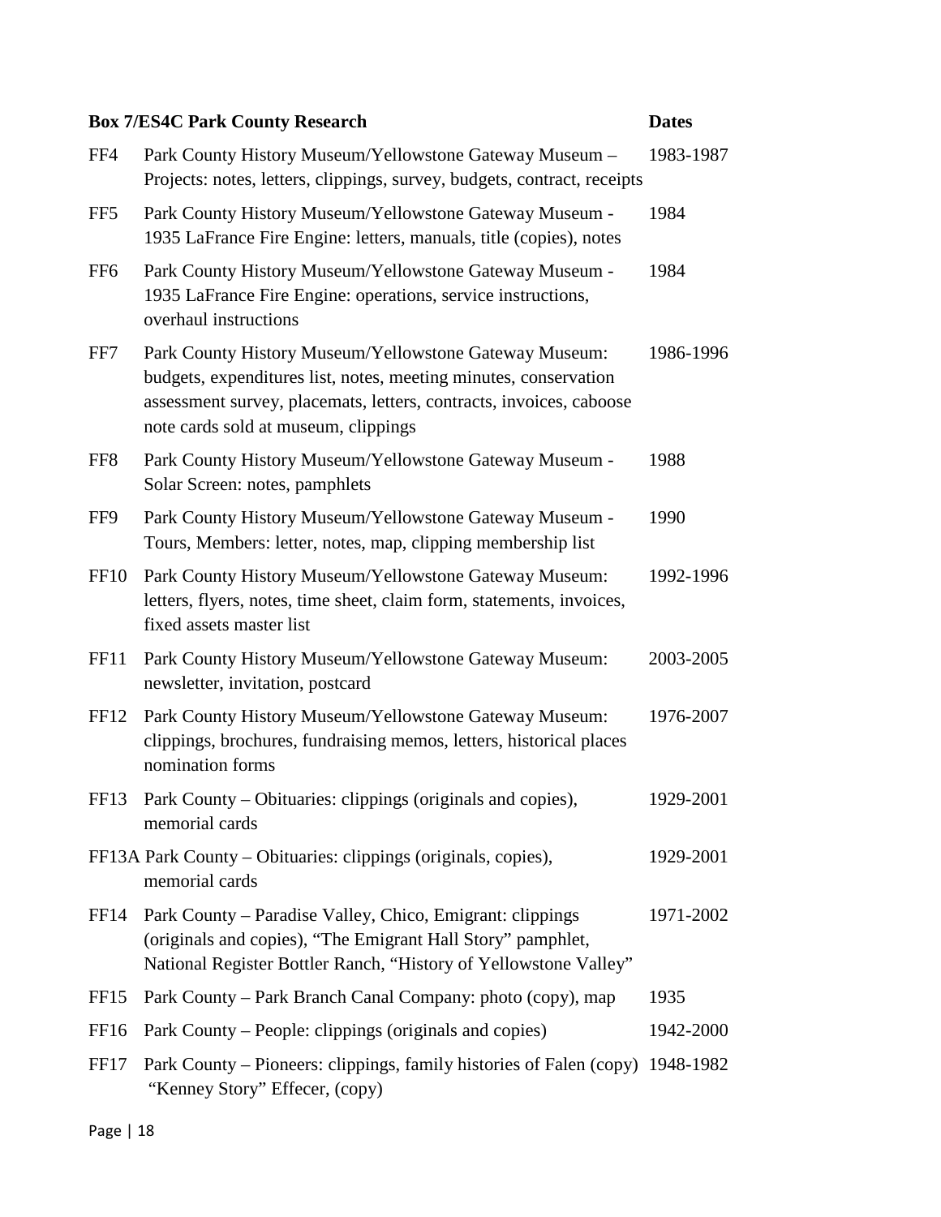| Box 7/ES4C Park County Research | | Dates |
|---|---|---|
| FF4 | Park County History Museum/Yellowstone Gateway Museum – Projects: notes, letters, clippings, survey, budgets, contract, receipts | 1983-1987 |
| FF5 | Park County History Museum/Yellowstone Gateway Museum - 1935 LaFrance Fire Engine: letters, manuals, title (copies), notes | 1984 |
| FF6 | Park County History Museum/Yellowstone Gateway Museum - 1935 LaFrance Fire Engine: operations, service instructions, overhaul instructions | 1984 |
| FF7 | Park County History Museum/Yellowstone Gateway Museum: budgets, expenditures list, notes, meeting minutes, conservation assessment survey, placemats, letters, contracts, invoices, caboose note cards sold at museum, clippings | 1986-1996 |
| FF8 | Park County History Museum/Yellowstone Gateway Museum - Solar Screen: notes, pamphlets | 1988 |
| FF9 | Park County History Museum/Yellowstone Gateway Museum - Tours, Members: letter, notes, map, clipping membership list | 1990 |
| FF10 | Park County History Museum/Yellowstone Gateway Museum: letters, flyers, notes, time sheet, claim form, statements, invoices, fixed assets master list | 1992-1996 |
| FF11 | Park County History Museum/Yellowstone Gateway Museum: newsletter, invitation, postcard | 2003-2005 |
| FF12 | Park County History Museum/Yellowstone Gateway Museum: clippings, brochures, fundraising memos, letters, historical places nomination forms | 1976-2007 |
| FF13 | Park County – Obituaries: clippings (originals and copies), memorial cards | 1929-2001 |
| FF13A | Park County – Obituaries: clippings (originals, copies), memorial cards | 1929-2001 |
| FF14 | Park County – Paradise Valley, Chico, Emigrant: clippings (originals and copies), "The Emigrant Hall Story" pamphlet, National Register Bottler Ranch, "History of Yellowstone Valley" | 1971-2002 |
| FF15 | Park County – Park Branch Canal Company: photo (copy), map | 1935 |
| FF16 | Park County – People: clippings (originals and copies) | 1942-2000 |
| FF17 | Park County – Pioneers: clippings, family histories of Falen (copy) "Kenney Story" Effecer, (copy) | 1948-1982 |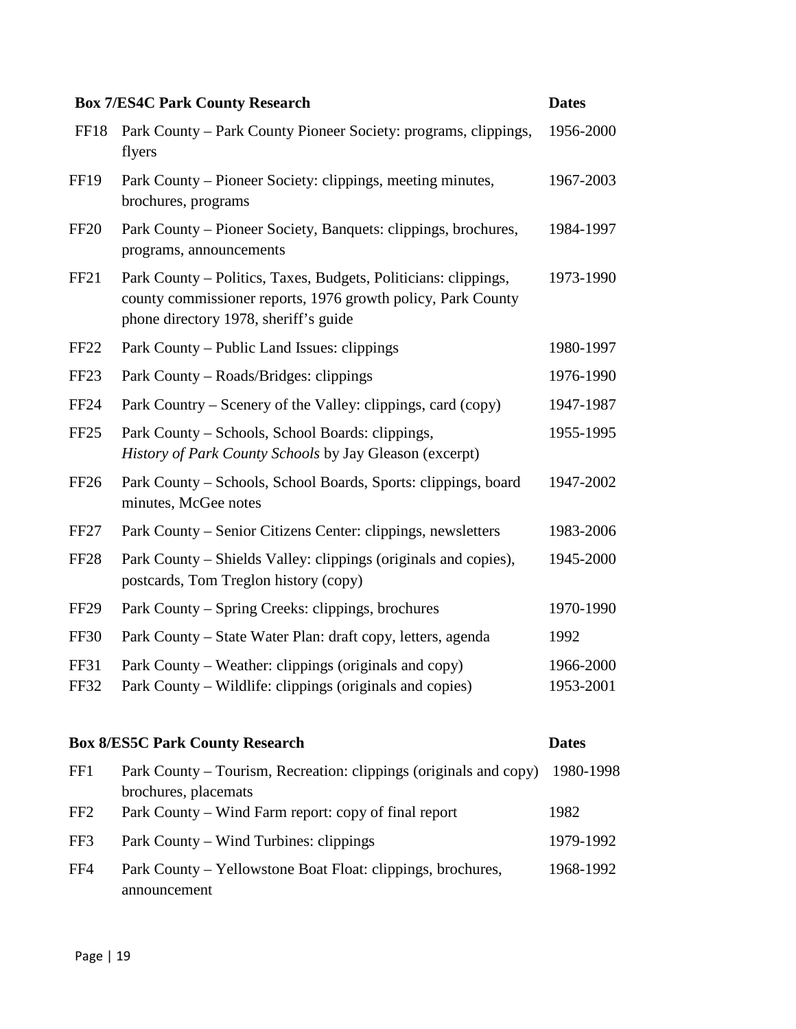| Box 7/ES4C Park County Research | | Dates |
|---|---|---|
| FF18 | Park County – Park County Pioneer Society: programs, clippings, flyers | 1956-2000 |
| FF19 | Park County – Pioneer Society: clippings, meeting minutes, brochures, programs | 1967-2003 |
| FF20 | Park County – Pioneer Society, Banquets: clippings, brochures, programs, announcements | 1984-1997 |
| FF21 | Park County – Politics, Taxes, Budgets, Politicians: clippings, county commissioner reports, 1976 growth policy, Park County phone directory 1978, sheriff's guide | 1973-1990 |
| FF22 | Park County – Public Land Issues: clippings | 1980-1997 |
| FF23 | Park County – Roads/Bridges: clippings | 1976-1990 |
| FF24 | Park Country – Scenery of the Valley: clippings, card (copy) | 1947-1987 |
| FF25 | Park County – Schools, School Boards: clippings, *History of Park County Schools* by Jay Gleason (excerpt) | 1955-1995 |
| FF26 | Park County – Schools, School Boards, Sports: clippings, board minutes, McGee notes | 1947-2002 |
| FF27 | Park County – Senior Citizens Center: clippings, newsletters | 1983-2006 |
| FF28 | Park County – Shields Valley: clippings (originals and copies), postcards, Tom Treglon history (copy) | 1945-2000 |
| FF29 | Park County – Spring Creeks: clippings, brochures | 1970-1990 |
| FF30 | Park County – State Water Plan: draft copy, letters, agenda | 1992 |
| FF31 | Park County – Weather: clippings (originals and copy) | 1966-2000 |
| FF32 | Park County – Wildlife: clippings (originals and copies) | 1953-2001 |

| Box 8/ES5C Park County Research | | Dates |
|---|---|---|
| FF1 | Park County – Tourism, Recreation: clippings (originals and copy) brochures, placemats | 1980-1998 |
| FF2 | Park County – Wind Farm report: copy of final report | 1982 |
| FF3 | Park County – Wind Turbines: clippings | 1979-1992 |
| FF4 | Park County – Yellowstone Boat Float: clippings, brochures, announcement | 1968-1992 |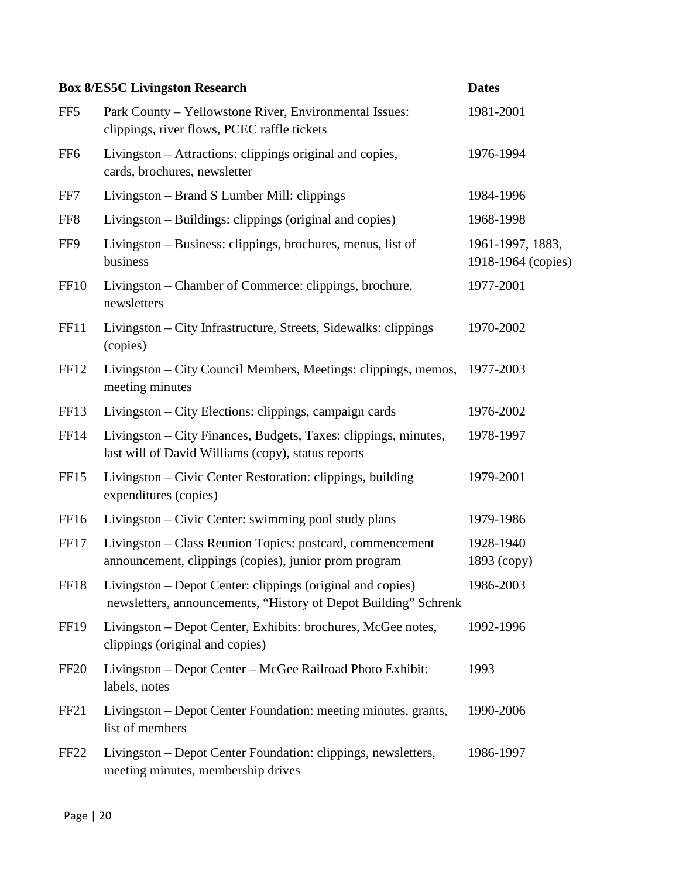| Box 8/ES5C Livingston Research | | Dates |
|---|---|---|
| FF5 | Park County – Yellowstone River, Environmental Issues: clippings, river flows, PCEC raffle tickets | 1981-2001 |
| FF6 | Livingston – Attractions: clippings original and copies, cards, brochures, newsletter | 1976-1994 |
| FF7 | Livingston – Brand S Lumber Mill: clippings | 1984-1996 |
| FF8 | Livingston – Buildings: clippings (original and copies) | 1968-1998 |
| FF9 | Livingston – Business: clippings, brochures, menus, list of business | 1961-1997, 1883, 1918-1964 (copies) |
| FF10 | Livingston – Chamber of Commerce: clippings, brochure, newsletters | 1977-2001 |
| FF11 | Livingston – City Infrastructure, Streets, Sidewalks: clippings (copies) | 1970-2002 |
| FF12 | Livingston – City Council Members, Meetings: clippings, memos, meeting minutes | 1977-2003 |
| FF13 | Livingston – City Elections: clippings, campaign cards | 1976-2002 |
| FF14 | Livingston – City Finances, Budgets, Taxes: clippings, minutes, last will of David Williams (copy), status reports | 1978-1997 |
| FF15 | Livingston – Civic Center Restoration: clippings, building expenditures (copies) | 1979-2001 |
| FF16 | Livingston – Civic Center: swimming pool study plans | 1979-1986 |
| FF17 | Livingston – Class Reunion Topics: postcard, commencement announcement, clippings (copies), junior prom program | 1928-1940 1893 (copy) |
| FF18 | Livingston – Depot Center: clippings (original and copies) newsletters, announcements, "History of Depot Building" Schrenk | 1986-2003 |
| FF19 | Livingston – Depot Center, Exhibits: brochures, McGee notes, clippings (original and copies) | 1992-1996 |
| FF20 | Livingston – Depot Center – McGee Railroad Photo Exhibit: labels, notes | 1993 |
| FF21 | Livingston – Depot Center Foundation: meeting minutes, grants, list of members | 1990-2006 |
| FF22 | Livingston – Depot Center Foundation: clippings, newsletters, meeting minutes, membership drives | 1986-1997 |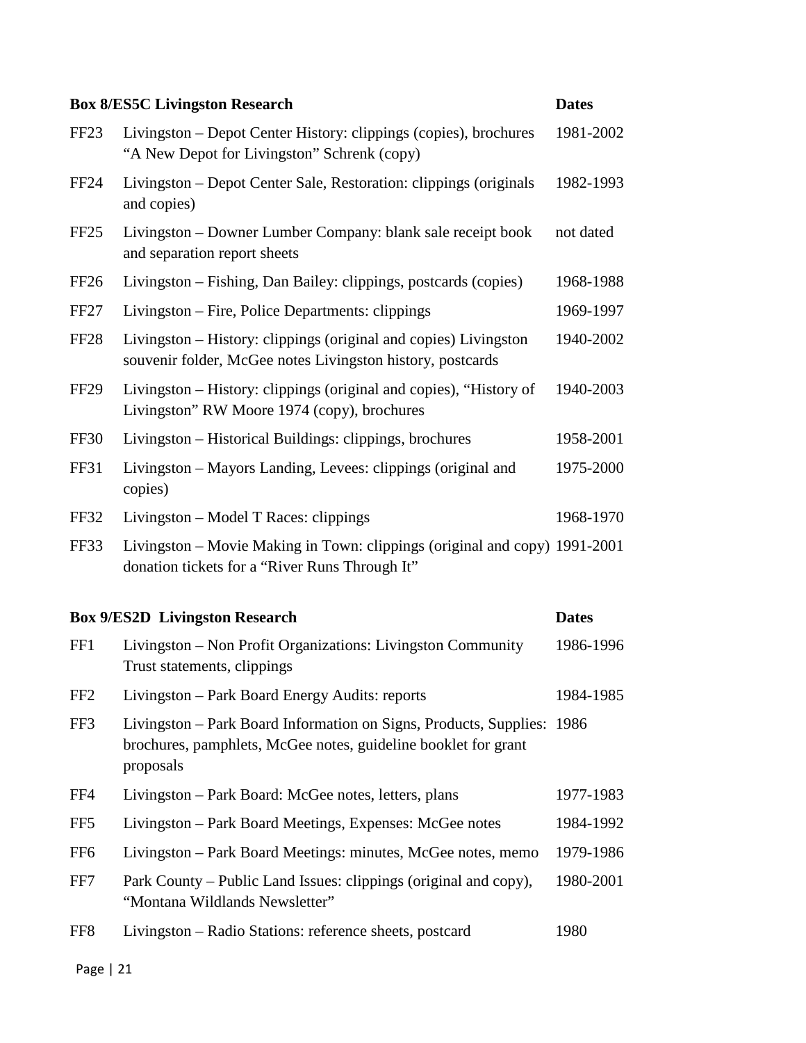| Box 8/ES5C Livingston Research | | Dates |
|---|---|---|
| FF23 | Livingston – Depot Center History: clippings (copies), brochures "A New Depot for Livingston" Schrenk (copy) | 1981-2002 |
| FF24 | Livingston – Depot Center Sale, Restoration: clippings (originals and copies) | 1982-1993 |
| FF25 | Livingston – Downer Lumber Company: blank sale receipt book and separation report sheets | not dated |
| FF26 | Livingston – Fishing, Dan Bailey: clippings, postcards (copies) | 1968-1988 |
| FF27 | Livingston – Fire, Police Departments: clippings | 1969-1997 |
| FF28 | Livingston – History: clippings (original and copies) Livingston souvenir folder, McGee notes Livingston history, postcards | 1940-2002 |
| FF29 | Livingston – History: clippings (original and copies), "History of Livingston" RW Moore 1974 (copy), brochures | 1940-2003 |
| FF30 | Livingston – Historical Buildings: clippings, brochures | 1958-2001 |
| FF31 | Livingston – Mayors Landing, Levees: clippings (original and copies) | 1975-2000 |
| FF32 | Livingston – Model T Races: clippings | 1968-1970 |
| FF33 | Livingston – Movie Making in Town: clippings (original and copy) donation tickets for a "River Runs Through It" | 1991-2001 |

| Box 9/ES2D Livingston Research | | Dates |
|---|---|---|
| FF1 | Livingston – Non Profit Organizations: Livingston Community Trust statements, clippings | 1986-1996 |
| FF2 | Livingston – Park Board Energy Audits: reports | 1984-1985 |
| FF3 | Livingston – Park Board Information on Signs, Products, Supplies: brochures, pamphlets, McGee notes, guideline booklet for grant proposals | 1986 |
| FF4 | Livingston – Park Board: McGee notes, letters, plans | 1977-1983 |
| FF5 | Livingston – Park Board Meetings, Expenses: McGee notes | 1984-1992 |
| FF6 | Livingston – Park Board Meetings: minutes, McGee notes, memo | 1979-1986 |
| FF7 | Park County – Public Land Issues: clippings (original and copy), "Montana Wildlands Newsletter" | 1980-2001 |
| FF8 | Livingston – Radio Stations: reference sheets, postcard | 1980 |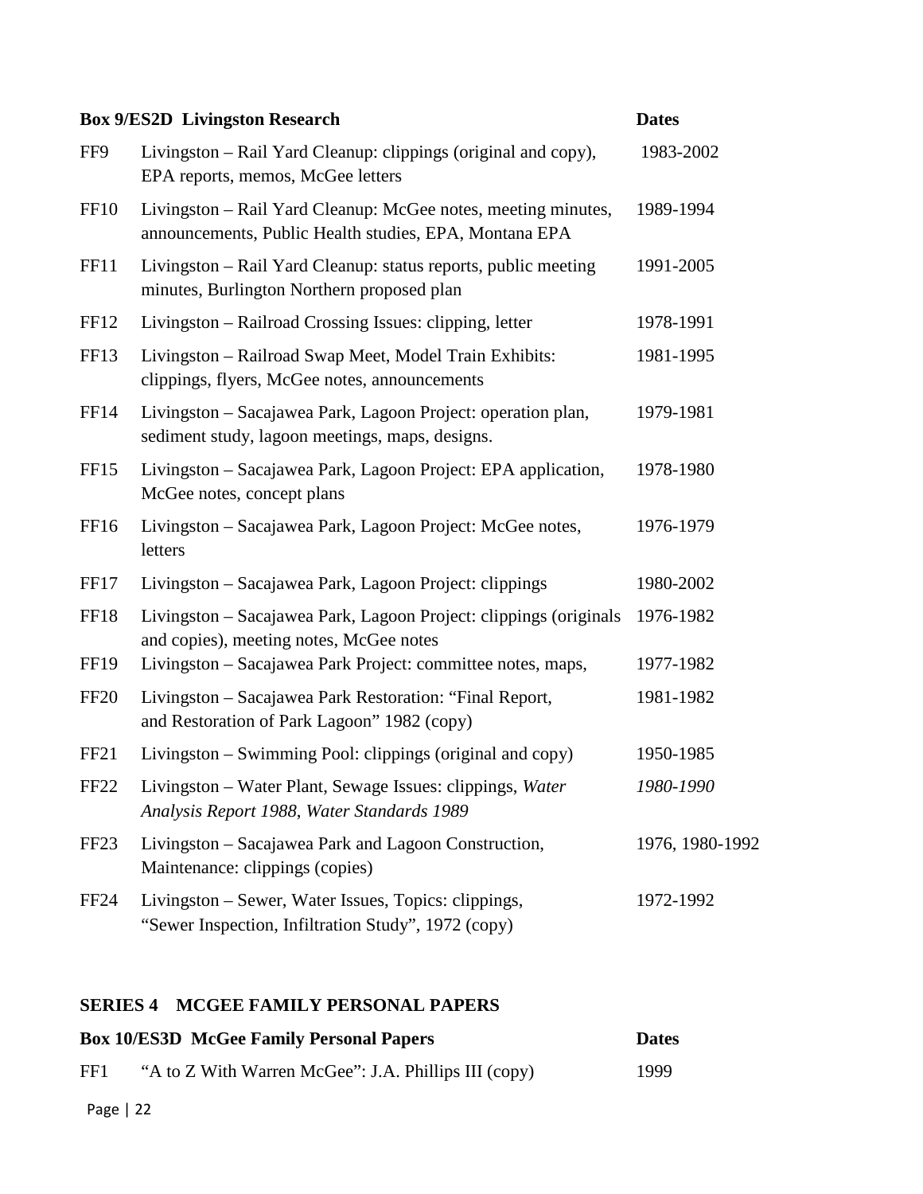| **Box 9/ES2D Livingston Research** | | **Dates** |
|---|---|---|
| FF9 | Livingston – Rail Yard Cleanup: clippings (original and copy), EPA reports, memos, McGee letters | 1983-2002 |
| FF10 | Livingston – Rail Yard Cleanup: McGee notes, meeting minutes, announcements, Public Health studies, EPA, Montana EPA | 1989-1994 |
| FF11 | Livingston – Rail Yard Cleanup: status reports, public meeting minutes, Burlington Northern proposed plan | 1991-2005 |
| FF12 | Livingston – Railroad Crossing Issues: clipping, letter | 1978-1991 |
| FF13 | Livingston – Railroad Swap Meet, Model Train Exhibits: clippings, flyers, McGee notes, announcements | 1981-1995 |
| FF14 | Livingston – Sacajawea Park, Lagoon Project: operation plan, sediment study, lagoon meetings, maps, designs. | 1979-1981 |
| FF15 | Livingston – Sacajawea Park, Lagoon Project: EPA application, McGee notes, concept plans | 1978-1980 |
| FF16 | Livingston – Sacajawea Park, Lagoon Project: McGee notes, letters | 1976-1979 |
| FF17 | Livingston – Sacajawea Park, Lagoon Project: clippings | 1980-2002 |
| FF18 | Livingston – Sacajawea Park, Lagoon Project: clippings (originals and copies), meeting notes, McGee notes | 1976-1982 |
| FF19 | Livingston – Sacajawea Park Project: committee notes, maps, | 1977-1982 |
| FF20 | Livingston – Sacajawea Park Restoration: "Final Report, and Restoration of Park Lagoon" 1982 (copy) | 1981-1982 |
| FF21 | Livingston – Swimming Pool: clippings (original and copy) | 1950-1985 |
| FF22 | Livingston – Water Plant, Sewage Issues: clippings, *Water Analysis Report 1988*, *Water Standards 1989* | *1980-1990* |
| FF23 | Livingston – Sacajawea Park and Lagoon Construction, Maintenance: clippings (copies) | 1976, 1980-1992 |
| FF24 | Livingston – Sewer, Water Issues, Topics: clippings, "Sewer Inspection, Infiltration Study", 1972 (copy) | 1972-1992 |

## SERIES 4 MCGEE FAMILY PERSONAL PAPERS

| **Box 10/ES3D McGee Family Personal Papers** | | **Dates** |
|---|---|---|
| FF1 | "A to Z With Warren McGee": J.A. Phillips III (copy) | 1999 |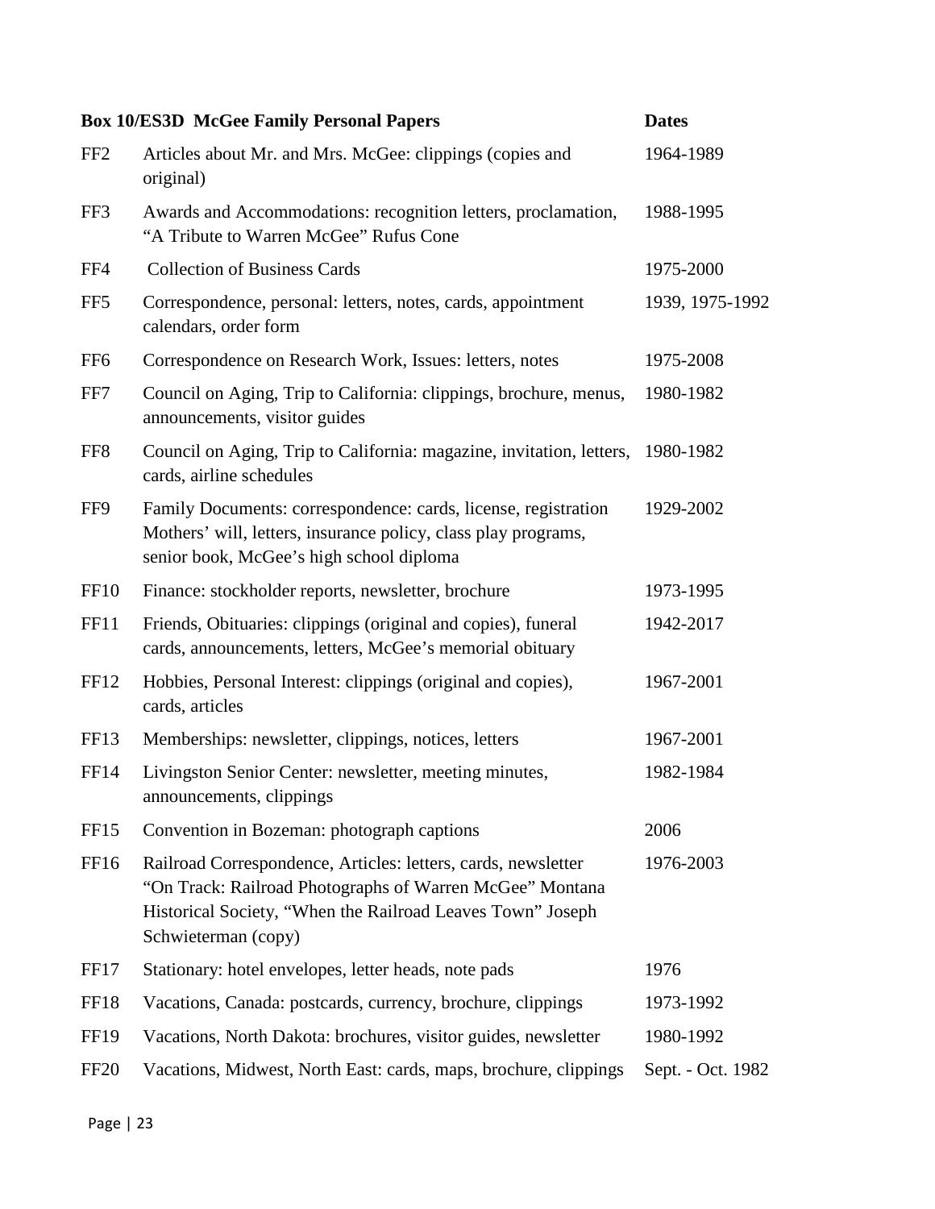| Box 10/ES3D | McGee Family Personal Papers | Dates |
|---|---|---|
| FF2 | Articles about Mr. and Mrs. McGee: clippings (copies and original) | 1964-1989 |
| FF3 | Awards and Accommodations: recognition letters, proclamation, "A Tribute to Warren McGee" Rufus Cone | 1988-1995 |
| FF4 | Collection of Business Cards | 1975-2000 |
| FF5 | Correspondence, personal: letters, notes, cards, appointment calendars, order form | 1939, 1975-1992 |
| FF6 | Correspondence on Research Work, Issues: letters, notes | 1975-2008 |
| FF7 | Council on Aging, Trip to California: clippings, brochure, menus, announcements, visitor guides | 1980-1982 |
| FF8 | Council on Aging, Trip to California: magazine, invitation, letters, cards, airline schedules | 1980-1982 |
| FF9 | Family Documents: correspondence: cards, license, registration Mothers' will, letters, insurance policy, class play programs, senior book, McGee's high school diploma | 1929-2002 |
| FF10 | Finance: stockholder reports, newsletter, brochure | 1973-1995 |
| FF11 | Friends, Obituaries: clippings (original and copies), funeral cards, announcements, letters, McGee's memorial obituary | 1942-2017 |
| FF12 | Hobbies, Personal Interest: clippings (original and copies), cards, articles | 1967-2001 |
| FF13 | Memberships: newsletter, clippings, notices, letters | 1967-2001 |
| FF14 | Livingston Senior Center: newsletter, meeting minutes, announcements, clippings | 1982-1984 |
| FF15 | Convention in Bozeman: photograph captions | 2006 |
| FF16 | Railroad Correspondence, Articles: letters, cards, newsletter "On Track: Railroad Photographs of Warren McGee" Montana Historical Society, "When the Railroad Leaves Town" Joseph Schwieterman (copy) | 1976-2003 |
| FF17 | Stationary: hotel envelopes, letter heads, note pads | 1976 |
| FF18 | Vacations, Canada: postcards, currency, brochure, clippings | 1973-1992 |
| FF19 | Vacations, North Dakota: brochures, visitor guides, newsletter | 1980-1992 |
| FF20 | Vacations, Midwest, North East: cards, maps, brochure, clippings | Sept. - Oct. 1982 |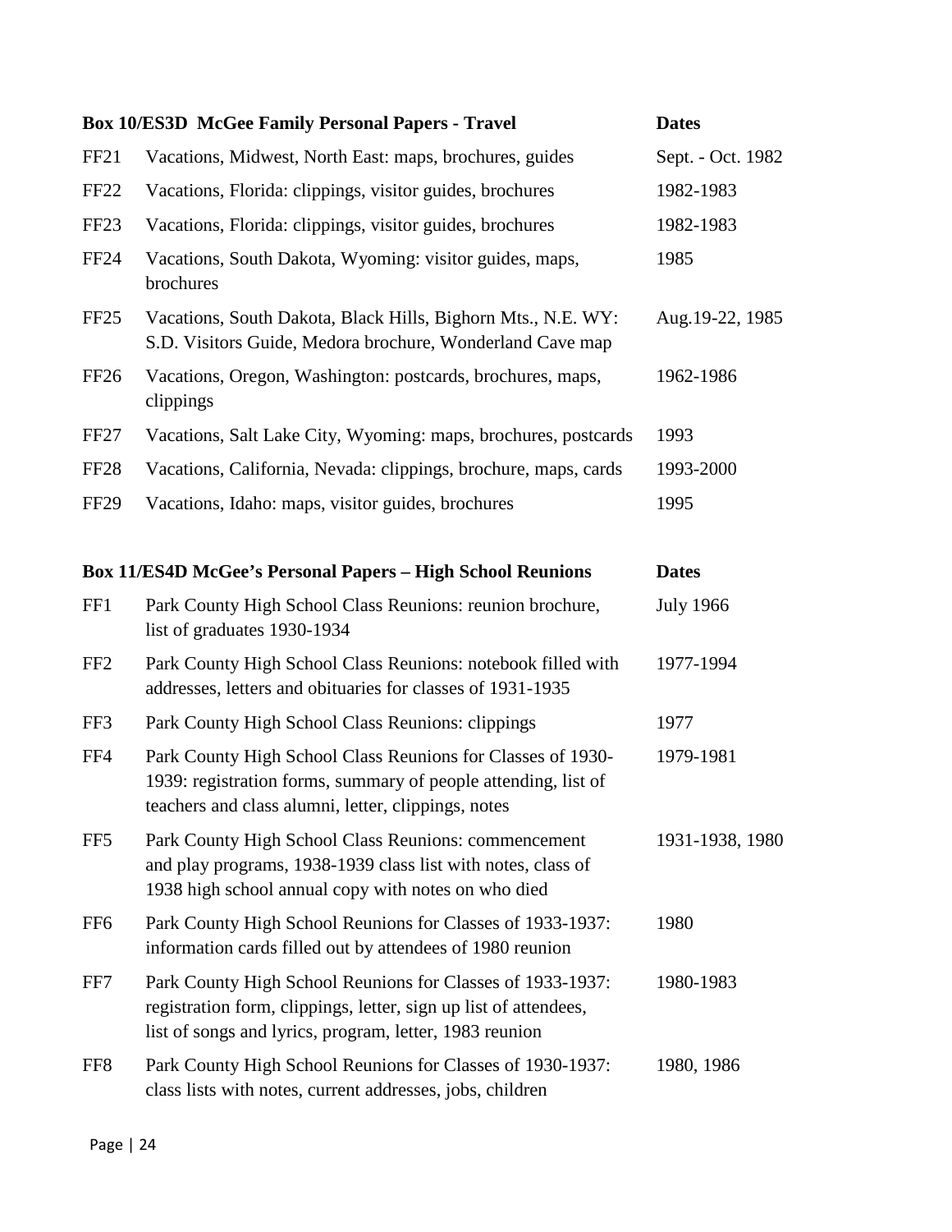| **Box 10/ES3D McGee Family Personal Papers - Travel** | | **Dates** |
|---|---|---|
| FF21 | Vacations, Midwest, North East: maps, brochures, guides | Sept. - Oct. 1982 |
| FF22 | Vacations, Florida: clippings, visitor guides, brochures | 1982-1983 |
| FF23 | Vacations, Florida: clippings, visitor guides, brochures | 1982-1983 |
| FF24 | Vacations, South Dakota, Wyoming: visitor guides, maps, brochures | 1985 |
| FF25 | Vacations, South Dakota, Black Hills, Bighorn Mts., N.E. WY: S.D. Visitors Guide, Medora brochure, Wonderland Cave map | Aug.19-22, 1985 |
| FF26 | Vacations, Oregon, Washington: postcards, brochures, maps, clippings | 1962-1986 |
| FF27 | Vacations, Salt Lake City, Wyoming: maps, brochures, postcards | 1993 |
| FF28 | Vacations, California, Nevada: clippings, brochure, maps, cards | 1993-2000 |
| FF29 | Vacations, Idaho: maps, visitor guides, brochures | 1995 |

| **Box 11/ES4D McGee's Personal Papers – High School Reunions** | | **Dates** |
|---|---|---|
| FF1 | Park County High School Class Reunions: reunion brochure, list of graduates 1930-1934 | July 1966 |
| FF2 | Park County High School Class Reunions: notebook filled with addresses, letters and obituaries for classes of 1931-1935 | 1977-1994 |
| FF3 | Park County High School Class Reunions: clippings | 1977 |
| FF4 | Park County High School Class Reunions for Classes of 1930-1939: registration forms, summary of people attending, list of teachers and class alumni, letter, clippings, notes | 1979-1981 |
| FF5 | Park County High School Class Reunions: commencement and play programs, 1938-1939 class list with notes, class of 1938 high school annual copy with notes on who died | 1931-1938, 1980 |
| FF6 | Park County High School Reunions for Classes of 1933-1937: information cards filled out by attendees of 1980 reunion | 1980 |
| FF7 | Park County High School Reunions for Classes of 1933-1937: registration form, clippings, letter, sign up list of attendees, list of songs and lyrics, program, letter, 1983 reunion | 1980-1983 |
| FF8 | Park County High School Reunions for Classes of 1930-1937: class lists with notes, current addresses, jobs, children | 1980, 1986 |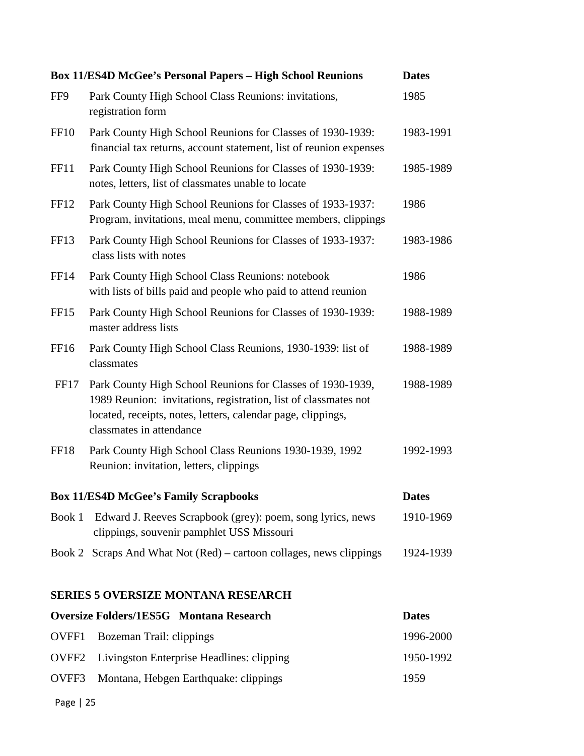| Box 11/ES4D McGee's Personal Papers – High School Reunions | | Dates |
|---|---|---|
| FF9 | Park County High School Class Reunions: invitations, registration form | 1985 |
| FF10 | Park County High School Reunions for Classes of 1930-1939: financial tax returns, account statement, list of reunion expenses | 1983-1991 |
| FF11 | Park County High School Reunions for Classes of 1930-1939: notes, letters, list of classmates unable to locate | 1985-1989 |
| FF12 | Park County High School Reunions for Classes of 1933-1937: Program, invitations, meal menu, committee members, clippings | 1986 |
| FF13 | Park County High School Reunions for Classes of 1933-1937: class lists with notes | 1983-1986 |
| FF14 | Park County High School Class Reunions: notebook with lists of bills paid and people who paid to attend reunion | 1986 |
| FF15 | Park County High School Reunions for Classes of 1930-1939: master address lists | 1988-1989 |
| FF16 | Park County High School Class Reunions, 1930-1939: list of classmates | 1988-1989 |
| FF17 | Park County High School Reunions for Classes of 1930-1939, 1989 Reunion: invitations, registration, list of classmates not located, receipts, notes, letters, calendar page, clippings, classmates in attendance | 1988-1989 |
| FF18 | Park County High School Class Reunions 1930-1939, 1992 Reunion: invitation, letters, clippings | 1992-1993 |

| Box 11/ES4D McGee's Family Scrapbooks | | Dates |
|---|---|---|
| Book 1 | Edward J. Reeves Scrapbook (grey): poem, song lyrics, news clippings, souvenir pamphlet USS Missouri | 1910-1969 |
| Book 2 | Scraps And What Not (Red) – cartoon collages, news clippings | 1924-1939 |

## SERIES 5 OVERSIZE MONTANA RESEARCH

| Oversize Folders/1ES5G Montana Research | | Dates |
|---|---|---|
| OVFF1 | Bozeman Trail: clippings | 1996-2000 |
| OVFF2 | Livingston Enterprise Headlines: clipping | 1950-1992 |
| OVFF3 | Montana, Hebgen Earthquake: clippings | 1959 |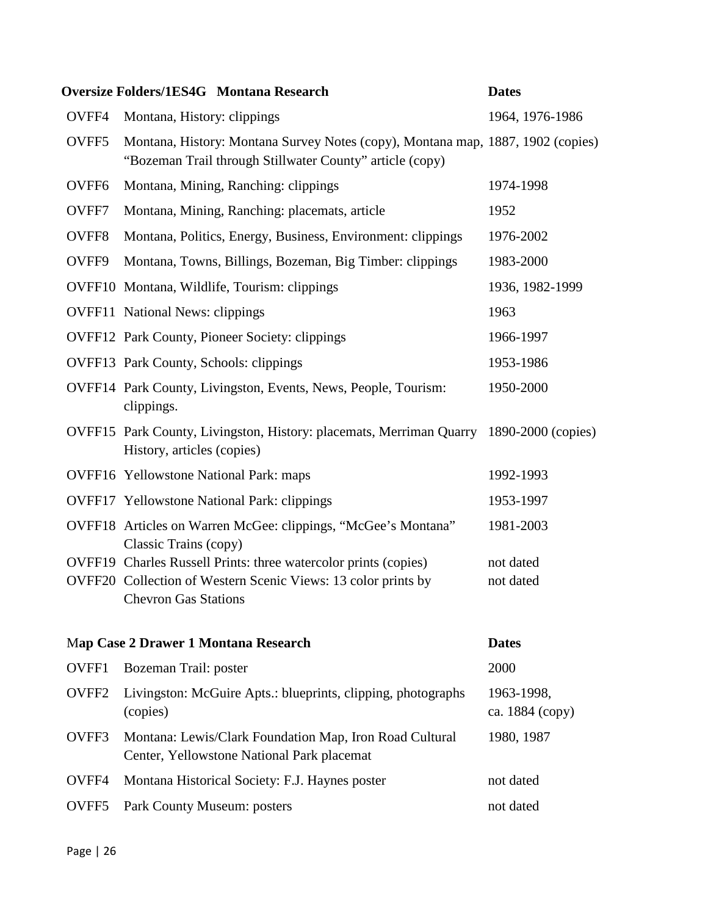| Oversize Folders/1ES4G Montana Research | | Dates |
|---|---|---|
| OVFF4 | Montana, History: clippings | 1964, 1976-1986 |
| OVFF5 | Montana, History: Montana Survey Notes (copy), Montana map, "Bozeman Trail through Stillwater County" article (copy) | 1887, 1902 (copies) |
| OVFF6 | Montana, Mining, Ranching: clippings | 1974-1998 |
| OVFF7 | Montana, Mining, Ranching: placemats, article | 1952 |
| OVFF8 | Montana, Politics, Energy, Business, Environment: clippings | 1976-2002 |
| OVFF9 | Montana, Towns, Billings, Bozeman, Big Timber: clippings | 1983-2000 |
| OVFF10 | Montana, Wildlife, Tourism: clippings | 1936, 1982-1999 |
| OVFF11 | National News: clippings | 1963 |
| OVFF12 | Park County, Pioneer Society: clippings | 1966-1997 |
| OVFF13 | Park County, Schools: clippings | 1953-1986 |
| OVFF14 | Park County, Livingston, Events, News, People, Tourism: clippings. | 1950-2000 |
| OVFF15 | Park County, Livingston, History: placemats, Merriman Quarry History, articles (copies) | 1890-2000 (copies) |
| OVFF16 | Yellowstone National Park: maps | 1992-1993 |
| OVFF17 | Yellowstone National Park: clippings | 1953-1997 |
| OVFF18 | Articles on Warren McGee: clippings, "McGee's Montana" Classic Trains (copy) | 1981-2003 |
| OVFF19 | Charles Russell Prints: three watercolor prints (copies) | not dated |
| OVFF20 | Collection of Western Scenic Views: 13 color prints by Chevron Gas Stations | not dated |

| Map Case 2 Drawer 1 Montana Research | | Dates |
|---|---|---|
| OVFF1 | Bozeman Trail: poster | 2000 |
| OVFF2 | Livingston: McGuire Apts.: blueprints, clipping, photographs (copies) | 1963-1998, ca. 1884 (copy) |
| OVFF3 | Montana: Lewis/Clark Foundation Map, Iron Road Cultural Center, Yellowstone National Park placemat | 1980, 1987 |
| OVFF4 | Montana Historical Society: F.J. Haynes poster | not dated |
| OVFF5 | Park County Museum: posters | not dated |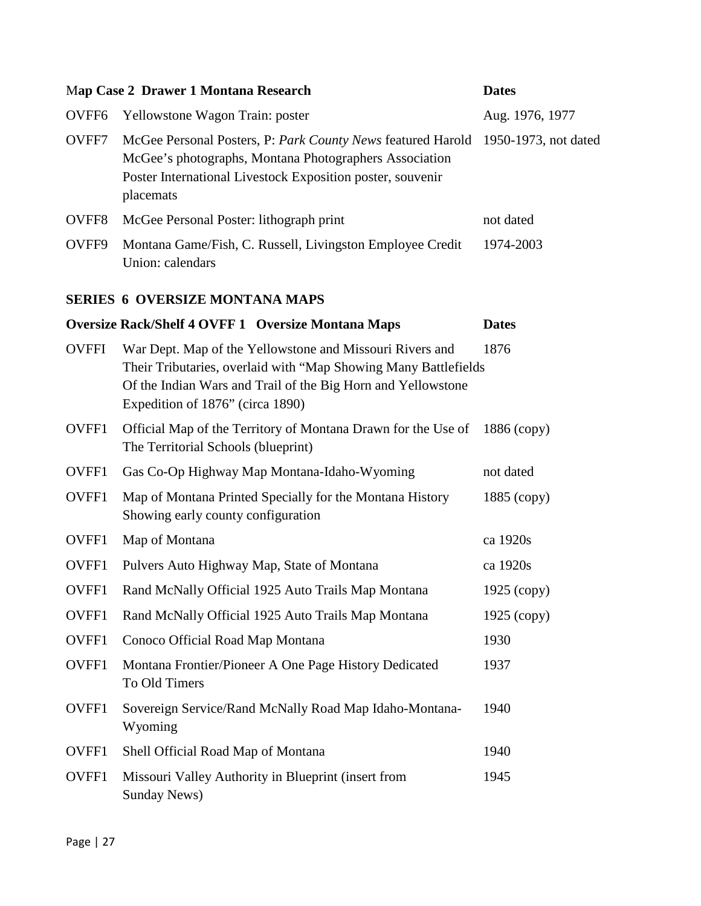| Map Case 2 Drawer 1 Montana Research | | Dates |
|---|---|---|
| OVFF6 | Yellowstone Wagon Train: poster | Aug. 1976, 1977 |
| OVFF7 | McGee Personal Posters, P: *Park County News* featured Harold McGee's photographs, Montana Photographers Association Poster International Livestock Exposition poster, souvenir placemats | 1950-1973, not dated |
| OVFF8 | McGee Personal Poster: lithograph print | not dated |
| OVFF9 | Montana Game/Fish, C. Russell, Livingston Employee Credit Union: calendars | 1974-2003 |

## SERIES 6 OVERSIZE MONTANA MAPS

| Oversize Rack/Shelf 4 OVFF 1 Oversize Montana Maps | | Dates |
|---|---|---|
| OVFFI | War Dept. Map of the Yellowstone and Missouri Rivers and Their Tributaries, overlaid with "Map Showing Many Battlefields Of the Indian Wars and Trail of the Big Horn and Yellowstone Expedition of 1876" (circa 1890) | 1876 |
| OVFF1 | Official Map of the Territory of Montana Drawn for the Use of The Territorial Schools (blueprint) | 1886 (copy) |
| OVFF1 | Gas Co-Op Highway Map Montana-Idaho-Wyoming | not dated |
| OVFF1 | Map of Montana Printed Specially for the Montana History Showing early county configuration | 1885 (copy) |
| OVFF1 | Map of Montana | ca 1920s |
| OVFF1 | Pulvers Auto Highway Map, State of Montana | ca 1920s |
| OVFF1 | Rand McNally Official 1925 Auto Trails Map Montana | 1925 (copy) |
| OVFF1 | Rand McNally Official 1925 Auto Trails Map Montana | 1925 (copy) |
| OVFF1 | Conoco Official Road Map Montana | 1930 |
| OVFF1 | Montana Frontier/Pioneer A One Page History Dedicated To Old Timers | 1937 |
| OVFF1 | Sovereign Service/Rand McNally Road Map Idaho-Montana-Wyoming | 1940 |
| OVFF1 | Shell Official Road Map of Montana | 1940 |
| OVFF1 | Missouri Valley Authority in Blueprint (insert from Sunday News) | 1945 |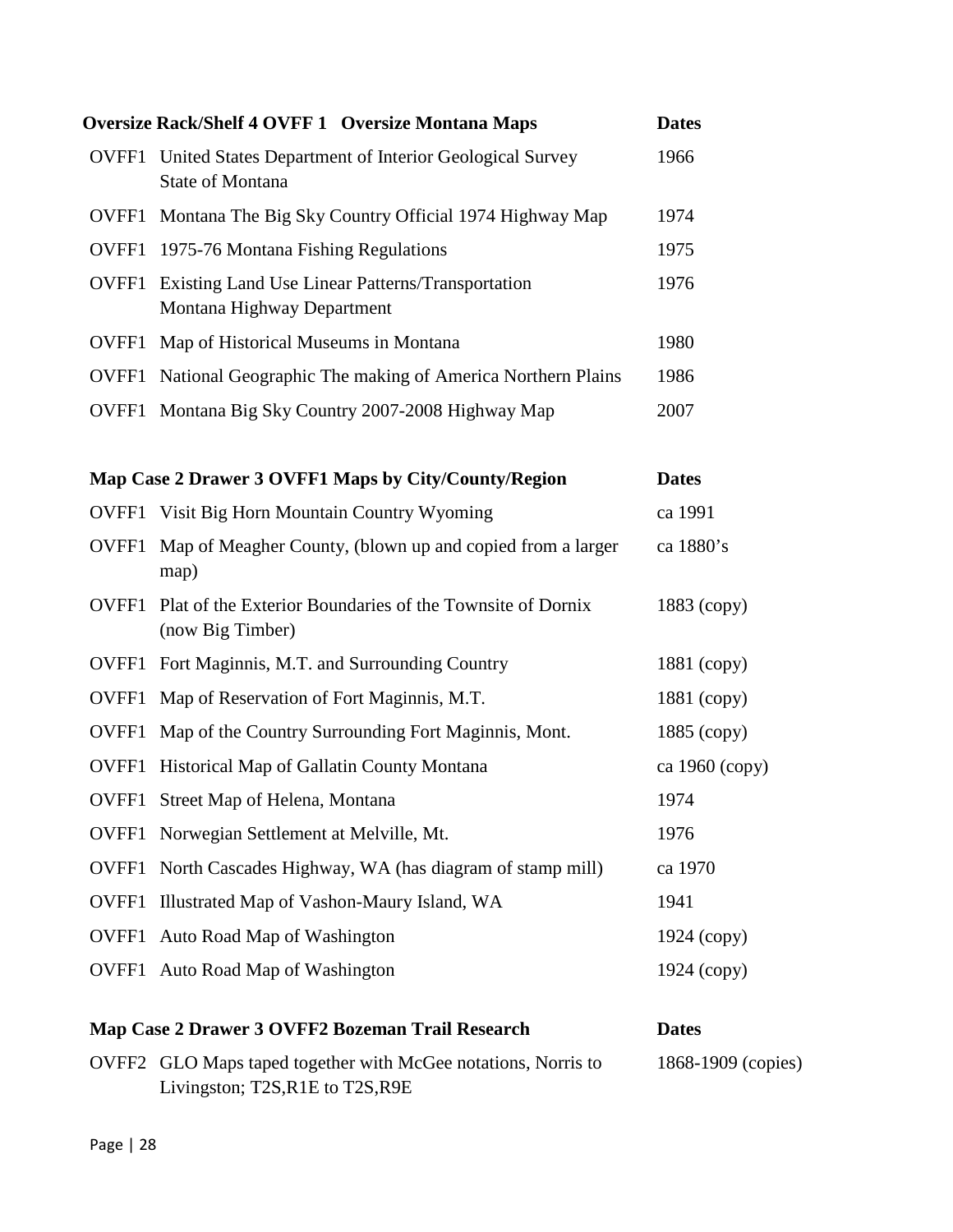| Oversize Rack/Shelf 4 OVFF 1 Oversize Montana Maps | | Dates |
|---|---|---|
| OVFF1 | United States Department of Interior Geological Survey State of Montana | 1966 |
| OVFF1 | Montana The Big Sky Country Official 1974 Highway Map | 1974 |
| OVFF1 | 1975-76 Montana Fishing Regulations | 1975 |
| OVFF1 | Existing Land Use Linear Patterns/Transportation Montana Highway Department | 1976 |
| OVFF1 | Map of Historical Museums in Montana | 1980 |
| OVFF1 | National Geographic The making of America Northern Plains | 1986 |
| OVFF1 | Montana Big Sky Country 2007-2008 Highway Map | 2007 |

| Map Case 2 Drawer 3 OVFF1 Maps by City/County/Region | | Dates |
|---|---|---|
| OVFF1 | Visit Big Horn Mountain Country Wyoming | ca 1991 |
| OVFF1 | Map of Meagher County, (blown up and copied from a larger map) | ca 1880's |
| OVFF1 | Plat of the Exterior Boundaries of the Townsite of Dornix (now Big Timber) | 1883 (copy) |
| OVFF1 | Fort Maginnis, M.T. and Surrounding Country | 1881 (copy) |
| OVFF1 | Map of Reservation of Fort Maginnis, M.T. | 1881 (copy) |
| OVFF1 | Map of the Country Surrounding Fort Maginnis, Mont. | 1885 (copy) |
| OVFF1 | Historical Map of Gallatin County Montana | ca 1960 (copy) |
| OVFF1 | Street Map of Helena, Montana | 1974 |
| OVFF1 | Norwegian Settlement at Melville, Mt. | 1976 |
| OVFF1 | North Cascades Highway, WA (has diagram of stamp mill) | ca 1970 |
| OVFF1 | Illustrated Map of Vashon-Maury Island, WA | 1941 |
| OVFF1 | Auto Road Map of Washington | 1924 (copy) |
| OVFF1 | Auto Road Map of Washington | 1924 (copy) |

| Map Case 2 Drawer 3 OVFF2 Bozeman Trail Research | | Dates |
|---|---|---|
| OVFF2 | GLO Maps taped together with McGee notations, Norris to Livingston; T2S,R1E to T2S,R9E | 1868-1909 (copies) |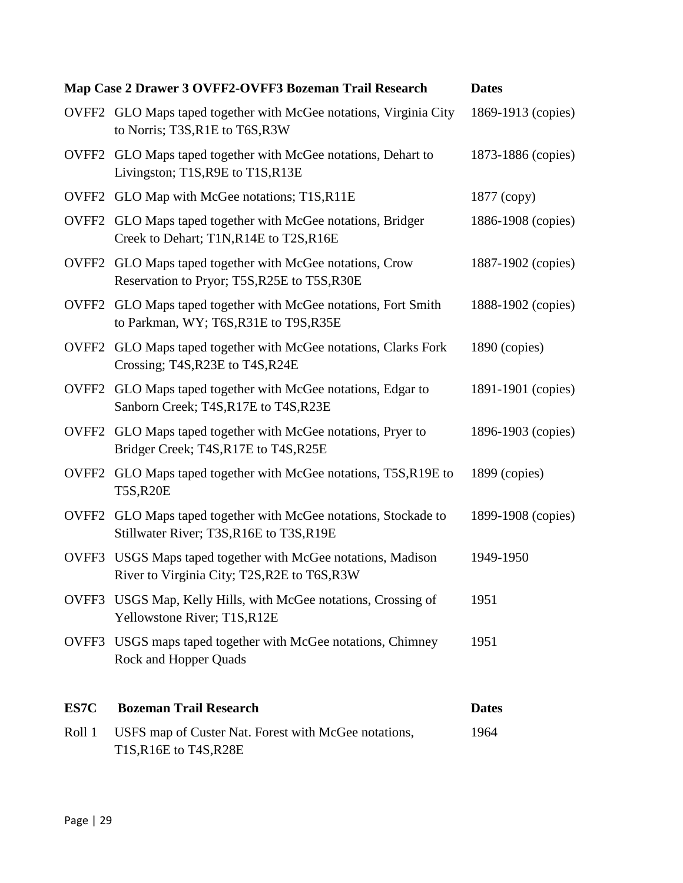| Map Case 2 Drawer 3 OVFF2-OVFF3 Bozeman Trail Research | | Dates |
|---|---|---|
| OVFF2 | GLO Maps taped together with McGee notations, Virginia City to Norris; T3S,R1E to T6S,R3W | 1869-1913 (copies) |
| OVFF2 | GLO Maps taped together with McGee notations, Dehart to Livingston; T1S,R9E to T1S,R13E | 1873-1886 (copies) |
| OVFF2 | GLO Map with McGee notations; T1S,R11E | 1877 (copy) |
| OVFF2 | GLO Maps taped together with McGee notations, Bridger Creek to Dehart; T1N,R14E to T2S,R16E | 1886-1908 (copies) |
| OVFF2 | GLO Maps taped together with McGee notations, Crow Reservation to Pryor; T5S,R25E to T5S,R30E | 1887-1902 (copies) |
| OVFF2 | GLO Maps taped together with McGee notations, Fort Smith to Parkman, WY; T6S,R31E to T9S,R35E | 1888-1902 (copies) |
| OVFF2 | GLO Maps taped together with McGee notations, Clarks Fork Crossing; T4S,R23E to T4S,R24E | 1890 (copies) |
| OVFF2 | GLO Maps taped together with McGee notations, Edgar to Sanborn Creek; T4S,R17E to T4S,R23E | 1891-1901 (copies) |
| OVFF2 | GLO Maps taped together with McGee notations, Pryer to Bridger Creek; T4S,R17E to T4S,R25E | 1896-1903 (copies) |
| OVFF2 | GLO Maps taped together with McGee notations, T5S,R19E to T5S,R20E | 1899 (copies) |
| OVFF2 | GLO Maps taped together with McGee notations, Stockade to Stillwater River; T3S,R16E to T3S,R19E | 1899-1908 (copies) |
| OVFF3 | USGS Maps taped together with McGee notations, Madison River to Virginia City; T2S,R2E to T6S,R3W | 1949-1950 |
| OVFF3 | USGS Map, Kelly Hills, with McGee notations, Crossing of Yellowstone River; T1S,R12E | 1951 |
| OVFF3 | USGS maps taped together with McGee notations, Chimney Rock and Hopper Quads | 1951 |

| ES7C | Bozeman Trail Research | Dates |
|---|---|---|
| Roll 1 | USFS map of Custer Nat. Forest with McGee notations, T1S,R16E to T4S,R28E | 1964 |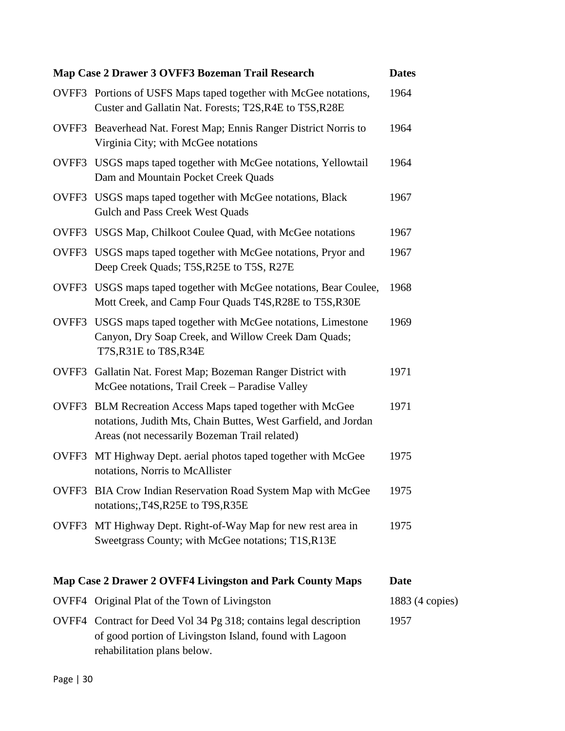| Map Case 2 Drawer 3 OVFF3 Bozeman Trail Research | | Dates |
|---|---|---|
| OVFF3 | Portions of USFS Maps taped together with McGee notations, Custer and Gallatin Nat. Forests; T2S,R4E to T5S,R28E | 1964 |
| OVFF3 | Beaverhead Nat. Forest Map; Ennis Ranger District Norris to Virginia City; with McGee notations | 1964 |
| OVFF3 | USGS maps taped together with McGee notations, Yellowtail Dam and Mountain Pocket Creek Quads | 1964 |
| OVFF3 | USGS maps taped together with McGee notations, Black Gulch and Pass Creek West Quads | 1967 |
| OVFF3 | USGS Map, Chilkoot Coulee Quad, with McGee notations | 1967 |
| OVFF3 | USGS maps taped together with McGee notations, Pryor and Deep Creek Quads; T5S,R25E to T5S, R27E | 1967 |
| OVFF3 | USGS maps taped together with McGee notations, Bear Coulee, Mott Creek, and Camp Four Quads T4S,R28E to T5S,R30E | 1968 |
| OVFF3 | USGS maps taped together with McGee notations, Limestone Canyon, Dry Soap Creek, and Willow Creek Dam Quads; T7S,R31E to T8S,R34E | 1969 |
| OVFF3 | Gallatin Nat. Forest Map; Bozeman Ranger District with McGee notations, Trail Creek – Paradise Valley | 1971 |
| OVFF3 | BLM Recreation Access Maps taped together with McGee notations, Judith Mts, Chain Buttes, West Garfield, and Jordan Areas (not necessarily Bozeman Trail related) | 1971 |
| OVFF3 | MT Highway Dept. aerial photos taped together with McGee notations, Norris to McAllister | 1975 |
| OVFF3 | BIA Crow Indian Reservation Road System Map with McGee notations;,T4S,R25E to T9S,R35E | 1975 |
| OVFF3 | MT Highway Dept. Right-of-Way Map for new rest area in Sweetgrass County; with McGee notations; T1S,R13E | 1975 |

| Map Case 2 Drawer 2 OVFF4 Livingston and Park County Maps | | Date |
|---|---|---|
| OVFF4 | Original Plat of the Town of Livingston | 1883 (4 copies) |
| OVFF4 | Contract for Deed Vol 34 Pg 318; contains legal description of good portion of Livingston Island, found with Lagoon rehabilitation plans below. | 1957 |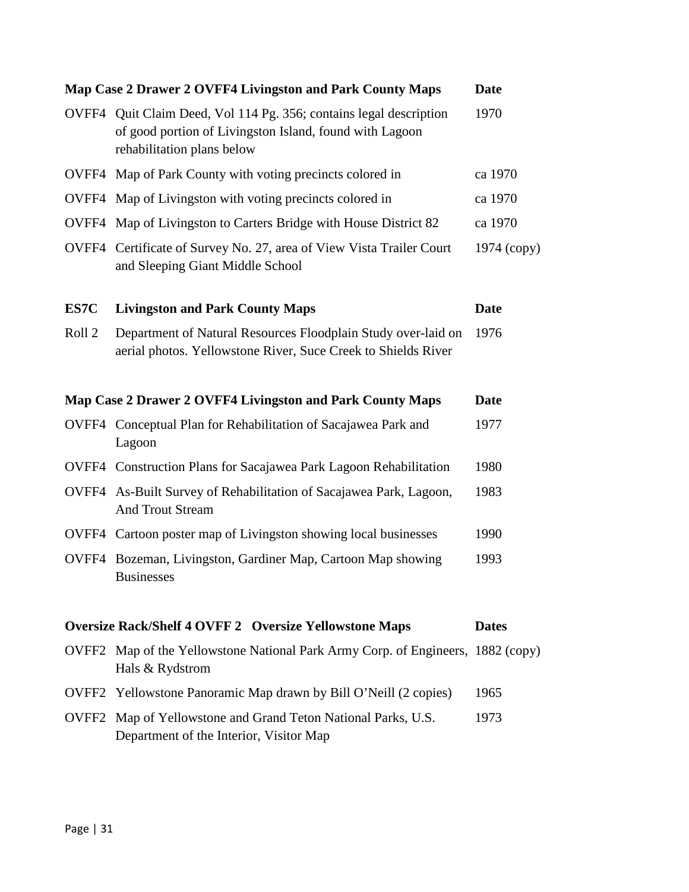| Map Case 2 Drawer 2 OVFF4 Livingston and Park County Maps | | Date |
|---|---|---|
| OVFF4 | Quit Claim Deed, Vol 114 Pg. 356; contains legal description of good portion of Livingston Island, found with Lagoon rehabilitation plans below | 1970 |
| OVFF4 | Map of Park County with voting precincts colored in | ca 1970 |
| OVFF4 | Map of Livingston with voting precincts colored in | ca 1970 |
| OVFF4 | Map of Livingston to Carters Bridge with House District 82 | ca 1970 |
| OVFF4 | Certificate of Survey No. 27, area of View Vista Trailer Court and Sleeping Giant Middle School | 1974 (copy) |

| ES7C | Livingston and Park County Maps | Date |
|---|---|---|
| Roll 2 | Department of Natural Resources Floodplain Study over-laid on aerial photos. Yellowstone River, Suce Creek to Shields River | 1976 |

| Map Case 2 Drawer 2 OVFF4 Livingston and Park County Maps | | Date |
|---|---|---|
| OVFF4 | Conceptual Plan for Rehabilitation of Sacajawea Park and Lagoon | 1977 |
| OVFF4 | Construction Plans for Sacajawea Park Lagoon Rehabilitation | 1980 |
| OVFF4 | As-Built Survey of Rehabilitation of Sacajawea Park, Lagoon, And Trout Stream | 1983 |
| OVFF4 | Cartoon poster map of Livingston showing local businesses | 1990 |
| OVFF4 | Bozeman, Livingston, Gardiner Map, Cartoon Map showing Businesses | 1993 |

| Oversize Rack/Shelf 4 OVFF 2 Oversize Yellowstone Maps | | Dates |
|---|---|---|
| OVFF2 | Map of the Yellowstone National Park Army Corp. of Engineers, Hals & Rydstrom | 1882 (copy) |
| OVFF2 | Yellowstone Panoramic Map drawn by Bill O'Neill (2 copies) | 1965 |
| OVFF2 | Map of Yellowstone and Grand Teton National Parks, U.S. Department of the Interior, Visitor Map | 1973 |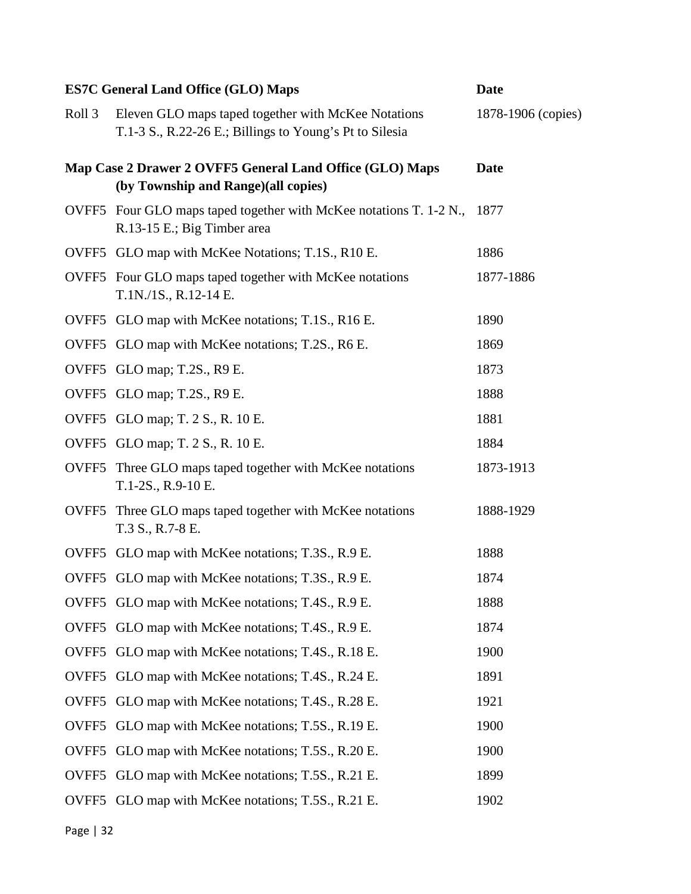| ES7C General Land Office (GLO) Maps | | Date |
|---|---|---|
| Roll 3 | Eleven GLO maps taped together with McKee Notations T.1-3 S., R.22-26 E.; Billings to Young's Pt to Silesia | 1878-1906 (copies) |

| Map Case 2 Drawer 2 OVFF5 General Land Office (GLO) Maps (by Township and Range)(all copies) | | Date |
|---|---|---|
| OVFF5 | Four GLO maps taped together with McKee notations T. 1-2 N., R.13-15 E.; Big Timber area | 1877 |
| OVFF5 | GLO map with McKee Notations; T.1S., R10 E. | 1886 |
| OVFF5 | Four GLO maps taped together with McKee notations T.1N./1S., R.12-14 E. | 1877-1886 |
| OVFF5 | GLO map with McKee notations; T.1S., R16 E. | 1890 |
| OVFF5 | GLO map with McKee notations; T.2S., R6 E. | 1869 |
| OVFF5 | GLO map; T.2S., R9 E. | 1873 |
| OVFF5 | GLO map; T.2S., R9 E. | 1888 |
| OVFF5 | GLO map; T. 2 S., R. 10 E. | 1881 |
| OVFF5 | GLO map; T. 2 S., R. 10 E. | 1884 |
| OVFF5 | Three GLO maps taped together with McKee notations T.1-2S., R.9-10 E. | 1873-1913 |
| OVFF5 | Three GLO maps taped together with McKee notations T.3 S., R.7-8 E. | 1888-1929 |
| OVFF5 | GLO map with McKee notations; T.3S., R.9 E. | 1888 |
| OVFF5 | GLO map with McKee notations; T.3S., R.9 E. | 1874 |
| OVFF5 | GLO map with McKee notations; T.4S., R.9 E. | 1888 |
| OVFF5 | GLO map with McKee notations; T.4S., R.9 E. | 1874 |
| OVFF5 | GLO map with McKee notations; T.4S., R.18 E. | 1900 |
| OVFF5 | GLO map with McKee notations; T.4S., R.24 E. | 1891 |
| OVFF5 | GLO map with McKee notations; T.4S., R.28 E. | 1921 |
| OVFF5 | GLO map with McKee notations; T.5S., R.19 E. | 1900 |
| OVFF5 | GLO map with McKee notations; T.5S., R.20 E. | 1900 |
| OVFF5 | GLO map with McKee notations; T.5S., R.21 E. | 1899 |
| OVFF5 | GLO map with McKee notations; T.5S., R.21 E. | 1902 |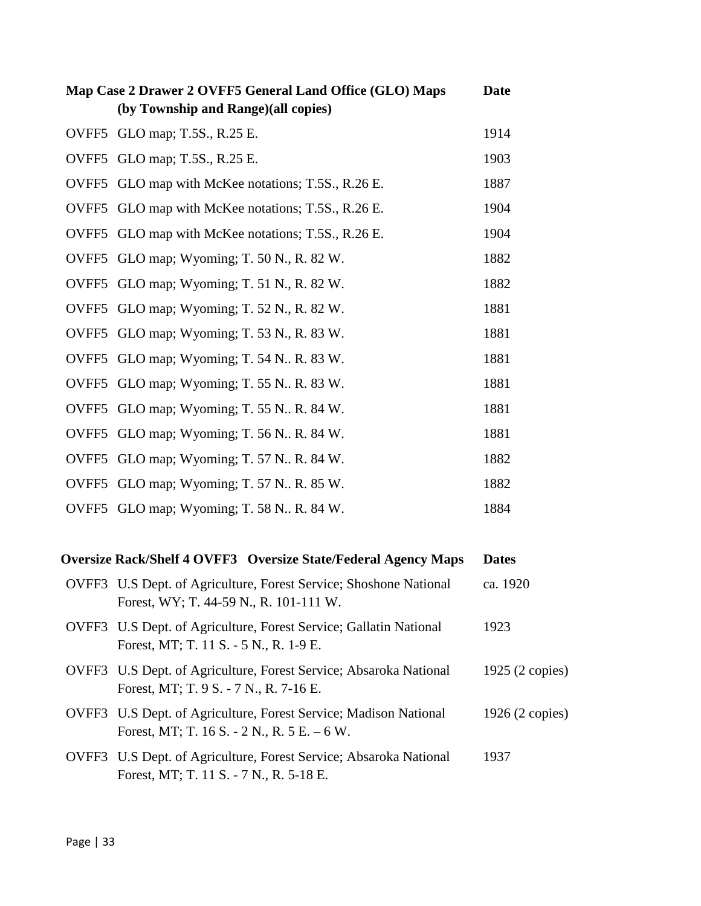| Map Case 2 Drawer 2 OVFF5 General Land Office (GLO) Maps (by Township and Range)(all copies) | | Date |
|---|---|---|
| OVFF5 | GLO map; T.5S., R.25 E. | 1914 |
| OVFF5 | GLO map; T.5S., R.25 E. | 1903 |
| OVFF5 | GLO map with McKee notations; T.5S., R.26 E. | 1887 |
| OVFF5 | GLO map with McKee notations; T.5S., R.26 E. | 1904 |
| OVFF5 | GLO map with McKee notations; T.5S., R.26 E. | 1904 |
| OVFF5 | GLO map; Wyoming; T. 50 N., R. 82 W. | 1882 |
| OVFF5 | GLO map; Wyoming; T. 51 N., R. 82 W. | 1882 |
| OVFF5 | GLO map; Wyoming; T. 52 N., R. 82 W. | 1881 |
| OVFF5 | GLO map; Wyoming; T. 53 N., R. 83 W. | 1881 |
| OVFF5 | GLO map; Wyoming; T. 54 N.. R. 83 W. | 1881 |
| OVFF5 | GLO map; Wyoming; T. 55 N.. R. 83 W. | 1881 |
| OVFF5 | GLO map; Wyoming; T. 55 N.. R. 84 W. | 1881 |
| OVFF5 | GLO map; Wyoming; T. 56 N.. R. 84 W. | 1881 |
| OVFF5 | GLO map; Wyoming; T. 57 N.. R. 84 W. | 1882 |
| OVFF5 | GLO map; Wyoming; T. 57 N.. R. 85 W. | 1882 |
| OVFF5 | GLO map; Wyoming; T. 58 N.. R. 84 W. | 1884 |

| Oversize Rack/Shelf 4 OVFF3 Oversize State/Federal Agency Maps | | Dates |
|---|---|---|
| OVFF3 | U.S Dept. of Agriculture, Forest Service; Shoshone National Forest, WY; T. 44-59 N., R. 101-111 W. | ca. 1920 |
| OVFF3 | U.S Dept. of Agriculture, Forest Service; Gallatin National Forest, MT; T. 11 S. - 5 N., R. 1-9 E. | 1923 |
| OVFF3 | U.S Dept. of Agriculture, Forest Service; Absaroka National Forest, MT; T. 9 S. - 7 N., R. 7-16 E. | 1925 (2 copies) |
| OVFF3 | U.S Dept. of Agriculture, Forest Service; Madison National Forest, MT; T. 16 S. - 2 N., R. 5 E. – 6 W. | 1926 (2 copies) |
| OVFF3 | U.S Dept. of Agriculture, Forest Service; Absaroka National Forest, MT; T. 11 S. - 7 N., R. 5-18 E. | 1937 |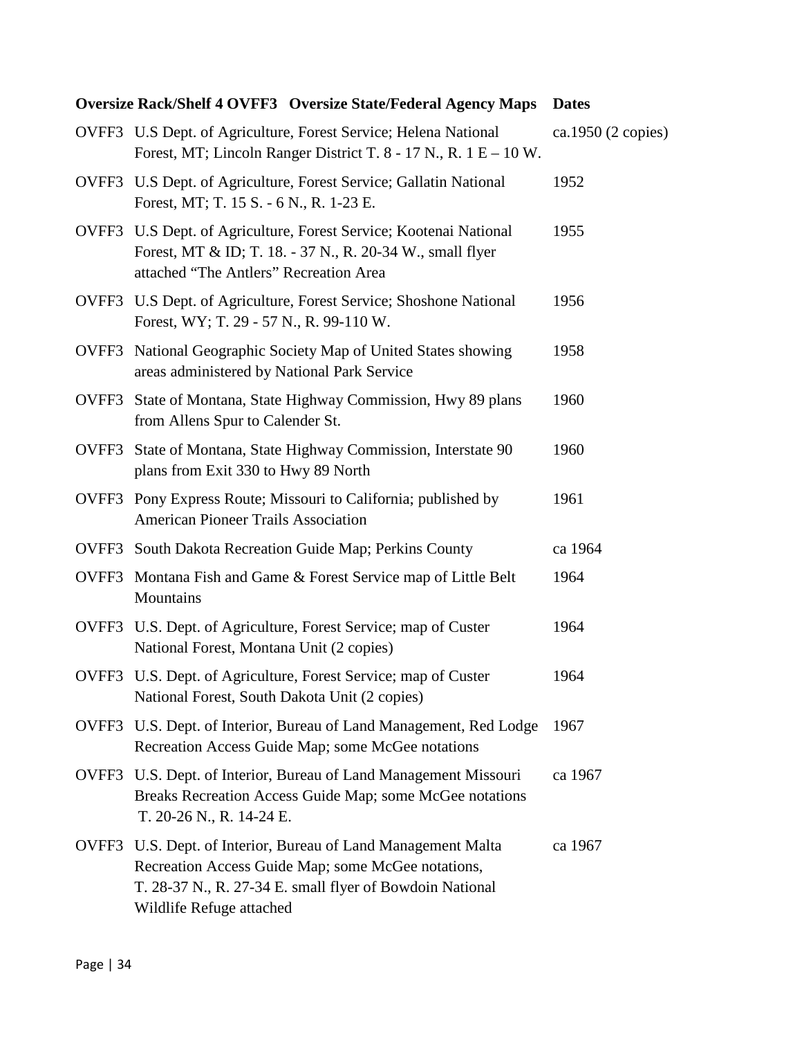| Oversize Rack/Shelf 4 OVFF3 | Oversize State/Federal Agency Maps | Dates |
|---|---|---|
| OVFF3 | U.S Dept. of Agriculture, Forest Service; Helena National Forest, MT; Lincoln Ranger District T. 8 - 17 N., R. 1 E – 10 W. | ca.1950 (2 copies) |
| OVFF3 | U.S Dept. of Agriculture, Forest Service; Gallatin National Forest, MT; T. 15 S. - 6 N., R. 1-23 E. | 1952 |
| OVFF3 | U.S Dept. of Agriculture, Forest Service; Kootenai National Forest, MT & ID; T. 18. - 37 N., R. 20-34 W., small flyer attached “The Antlers” Recreation Area | 1955 |
| OVFF3 | U.S Dept. of Agriculture, Forest Service; Shoshone National Forest, WY; T. 29 - 57 N., R. 99-110 W. | 1956 |
| OVFF3 | National Geographic Society Map of United States showing areas administered by National Park Service | 1958 |
| OVFF3 | State of Montana, State Highway Commission, Hwy 89 plans from Allens Spur to Calender St. | 1960 |
| OVFF3 | State of Montana, State Highway Commission, Interstate 90 plans from Exit 330 to Hwy 89 North | 1960 |
| OVFF3 | Pony Express Route; Missouri to California; published by American Pioneer Trails Association | 1961 |
| OVFF3 | South Dakota Recreation Guide Map; Perkins County | ca 1964 |
| OVFF3 | Montana Fish and Game & Forest Service map of Little Belt Mountains | 1964 |
| OVFF3 | U.S. Dept. of Agriculture, Forest Service; map of Custer National Forest, Montana Unit (2 copies) | 1964 |
| OVFF3 | U.S. Dept. of Agriculture, Forest Service; map of Custer National Forest, South Dakota Unit (2 copies) | 1964 |
| OVFF3 | U.S. Dept. of Interior, Bureau of Land Management, Red Lodge Recreation Access Guide Map; some McGee notations | 1967 |
| OVFF3 | U.S. Dept. of Interior, Bureau of Land Management Missouri Breaks Recreation Access Guide Map; some McGee notations T. 20-26 N., R. 14-24 E. | ca 1967 |
| OVFF3 | U.S. Dept. of Interior, Bureau of Land Management Malta Recreation Access Guide Map; some McGee notations, T. 28-37 N., R. 27-34 E. small flyer of Bowdoin National Wildlife Refuge attached | ca 1967 |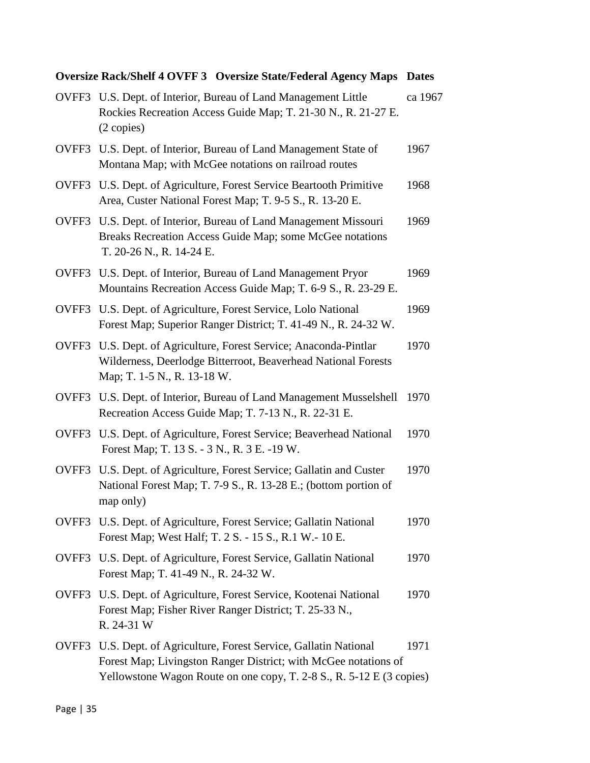| Oversize Rack/Shelf 4 OVFF 3 | Oversize State/Federal Agency Maps | Dates |
|---|---|---|
| OVFF3 | U.S. Dept. of Interior, Bureau of Land Management Little Rockies Recreation Access Guide Map; T. 21-30 N., R. 21-27 E. (2 copies) | ca 1967 |
| OVFF3 | U.S. Dept. of Interior, Bureau of Land Management State of Montana Map; with McGee notations on railroad routes | 1967 |
| OVFF3 | U.S. Dept. of Agriculture, Forest Service Beartooth Primitive Area, Custer National Forest Map; T. 9-5 S., R. 13-20 E. | 1968 |
| OVFF3 | U.S. Dept. of Interior, Bureau of Land Management Missouri Breaks Recreation Access Guide Map; some McGee notations T. 20-26 N., R. 14-24 E. | 1969 |
| OVFF3 | U.S. Dept. of Interior, Bureau of Land Management Pryor Mountains Recreation Access Guide Map; T. 6-9 S., R. 23-29 E. | 1969 |
| OVFF3 | U.S. Dept. of Agriculture, Forest Service, Lolo National Forest Map; Superior Ranger District; T. 41-49 N., R. 24-32 W. | 1969 |
| OVFF3 | U.S. Dept. of Agriculture, Forest Service; Anaconda-Pintlar Wilderness, Deerlodge Bitterroot, Beaverhead National Forests Map; T. 1-5 N., R. 13-18 W. | 1970 |
| OVFF3 | U.S. Dept. of Interior, Bureau of Land Management Musselshell Recreation Access Guide Map; T. 7-13 N., R. 22-31 E. | 1970 |
| OVFF3 | U.S. Dept. of Agriculture, Forest Service; Beaverhead National Forest Map; T. 13 S. - 3 N., R. 3 E. -19 W. | 1970 |
| OVFF3 | U.S. Dept. of Agriculture, Forest Service; Gallatin and Custer National Forest Map; T. 7-9 S., R. 13-28 E.; (bottom portion of map only) | 1970 |
| OVFF3 | U.S. Dept. of Agriculture, Forest Service; Gallatin National Forest Map; West Half; T. 2 S. - 15 S., R.1 W.- 10 E. | 1970 |
| OVFF3 | U.S. Dept. of Agriculture, Forest Service, Gallatin National Forest Map; T. 41-49 N., R. 24-32 W. | 1970 |
| OVFF3 | U.S. Dept. of Agriculture, Forest Service, Kootenai National Forest Map; Fisher River Ranger District; T. 25-33 N., R. 24-31 W | 1970 |
| OVFF3 | U.S. Dept. of Agriculture, Forest Service, Gallatin National Forest Map; Livingston Ranger District; with McGee notations of Yellowstone Wagon Route on one copy, T. 2-8 S., R. 5-12 E (3 copies) | 1971 |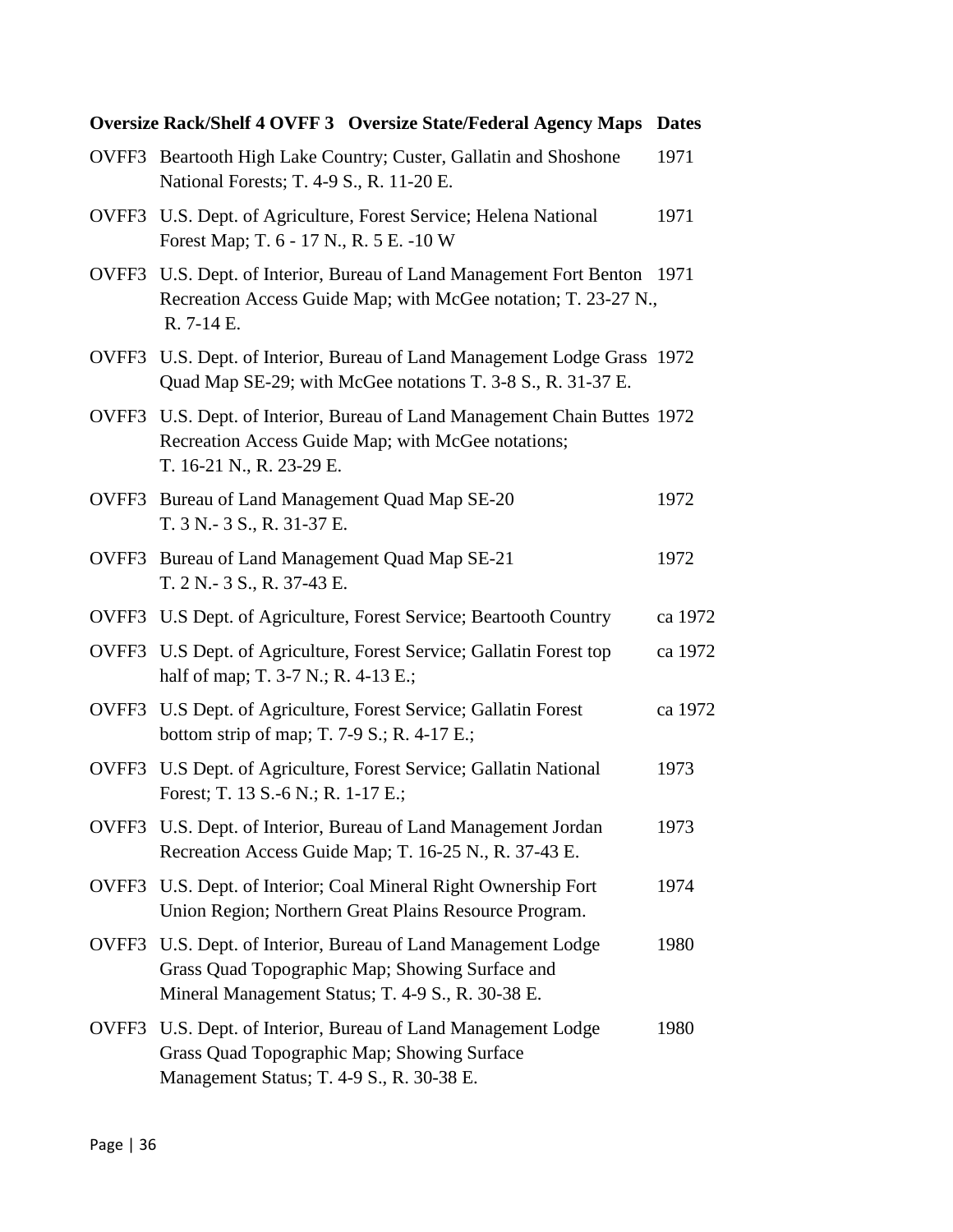| Oversize Rack/Shelf 4 OVFF 3 | Oversize State/Federal Agency Maps | Dates |
|---|---|---|
| OVFF3 | Beartooth High Lake Country; Custer, Gallatin and Shoshone National Forests; T. 4-9 S., R. 11-20 E. | 1971 |
| OVFF3 | U.S. Dept. of Agriculture, Forest Service; Helena National Forest Map; T. 6 - 17 N., R. 5 E. -10 W | 1971 |
| OVFF3 | U.S. Dept. of Interior, Bureau of Land Management Fort Benton Recreation Access Guide Map; with McGee notation; T. 23-27 N., R. 7-14 E. | 1971 |
| OVFF3 | U.S. Dept. of Interior, Bureau of Land Management Lodge Grass Quad Map SE-29; with McGee notations T. 3-8 S., R. 31-37 E. | 1972 |
| OVFF3 | U.S. Dept. of Interior, Bureau of Land Management Chain Buttes Recreation Access Guide Map; with McGee notations; T. 16-21 N., R. 23-29 E. | 1972 |
| OVFF3 | Bureau of Land Management Quad Map SE-20 T. 3 N.- 3 S., R. 31-37 E. | 1972 |
| OVFF3 | Bureau of Land Management Quad Map SE-21 T. 2 N.- 3 S., R. 37-43 E. | 1972 |
| OVFF3 | U.S Dept. of Agriculture, Forest Service; Beartooth Country | ca 1972 |
| OVFF3 | U.S Dept. of Agriculture, Forest Service; Gallatin Forest top half of map; T. 3-7 N.; R. 4-13 E.; | ca 1972 |
| OVFF3 | U.S Dept. of Agriculture, Forest Service; Gallatin Forest bottom strip of map; T. 7-9 S.; R. 4-17 E.; | ca 1972 |
| OVFF3 | U.S Dept. of Agriculture, Forest Service; Gallatin National Forest; T. 13 S.-6 N.; R. 1-17 E.; | 1973 |
| OVFF3 | U.S. Dept. of Interior, Bureau of Land Management Jordan Recreation Access Guide Map; T. 16-25 N., R. 37-43 E. | 1973 |
| OVFF3 | U.S. Dept. of Interior; Coal Mineral Right Ownership Fort Union Region; Northern Great Plains Resource Program. | 1974 |
| OVFF3 | U.S. Dept. of Interior, Bureau of Land Management Lodge Grass Quad Topographic Map; Showing Surface and Mineral Management Status; T. 4-9 S., R. 30-38 E. | 1980 |
| OVFF3 | U.S. Dept. of Interior, Bureau of Land Management Lodge Grass Quad Topographic Map; Showing Surface Management Status; T. 4-9 S., R. 30-38 E. | 1980 |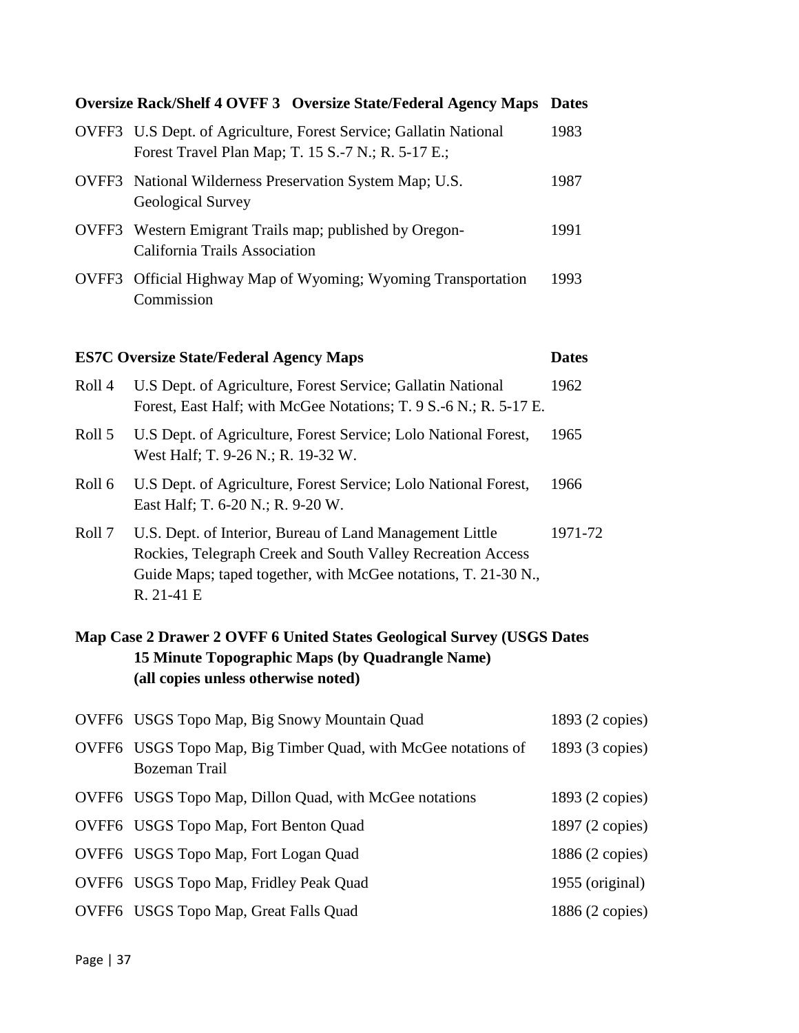| Oversize Rack/Shelf 4 OVFF 3 | Oversize State/Federal Agency Maps | Dates |
|---|---|---|
| OVFF3 | U.S Dept. of Agriculture, Forest Service; Gallatin National Forest Travel Plan Map; T. 15 S.-7 N.; R. 5-17 E.; | 1983 |
| OVFF3 | National Wilderness Preservation System Map; U.S. Geological Survey | 1987 |
| OVFF3 | Western Emigrant Trails map; published by Oregon-California Trails Association | 1991 |
| OVFF3 | Official Highway Map of Wyoming; Wyoming Transportation Commission | 1993 |

| ES7C Oversize State/Federal Agency Maps | | Dates |
|---|---|---|
| Roll 4 | U.S Dept. of Agriculture, Forest Service; Gallatin National Forest, East Half; with McGee Notations; T. 9 S.-6 N.; R. 5-17 E. | 1962 |
| Roll 5 | U.S Dept. of Agriculture, Forest Service; Lolo National Forest, West Half; T. 9-26 N.; R. 19-32 W. | 1965 |
| Roll 6 | U.S Dept. of Agriculture, Forest Service; Lolo National Forest, East Half; T. 6-20 N.; R. 9-20 W. | 1966 |
| Roll 7 | U.S. Dept. of Interior, Bureau of Land Management Little Rockies, Telegraph Creek and South Valley Recreation Access Guide Maps; taped together, with McGee notations, T. 21-30 N., R. 21-41 E | 1971-72 |

| Map Case 2 Drawer 2 OVFF 6 | United States Geological Survey (USGS 15 Minute Topographic Maps (by Quadrangle Name) (all copies unless otherwise noted) | Dates |
|---|---|---|
| OVFF6 | USGS Topo Map, Big Snowy Mountain Quad | 1893 (2 copies) |
| OVFF6 | USGS Topo Map, Big Timber Quad, with McGee notations of Bozeman Trail | 1893 (3 copies) |
| OVFF6 | USGS Topo Map, Dillon Quad, with McGee notations | 1893 (2 copies) |
| OVFF6 | USGS Topo Map, Fort Benton Quad | 1897 (2 copies) |
| OVFF6 | USGS Topo Map, Fort Logan Quad | 1886 (2 copies) |
| OVFF6 | USGS Topo Map, Fridley Peak Quad | 1955 (original) |
| OVFF6 | USGS Topo Map, Great Falls Quad | 1886 (2 copies) |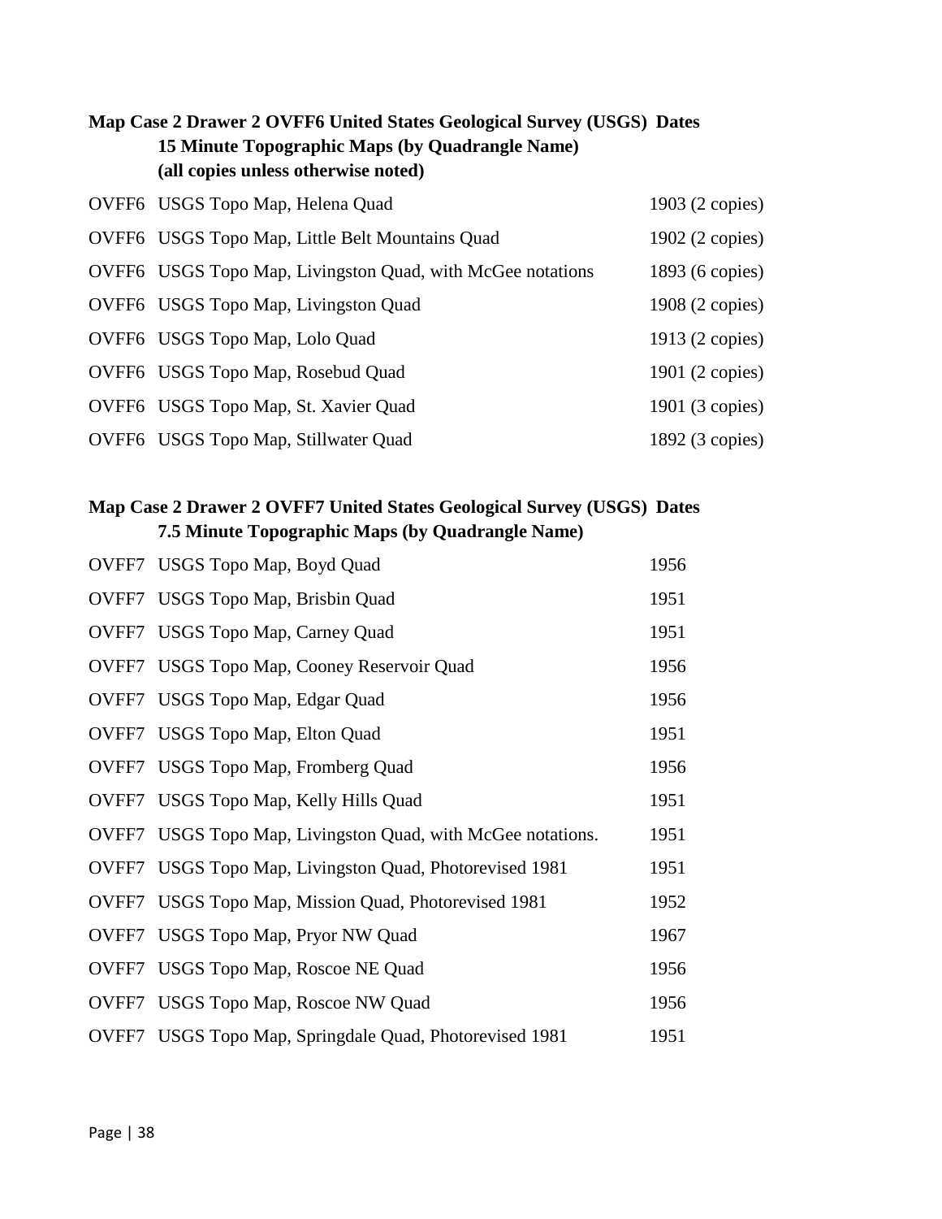**Map Case 2 Drawer 2 OVFF6 United States Geological Survey (USGS) 15 Minute Topographic Maps (by Quadrangle Name) (all copies unless otherwise noted)**

| | | Dates |
|---|---|---|
| OVFF6 | USGS Topo Map, Helena Quad | 1903 (2 copies) |
| OVFF6 | USGS Topo Map, Little Belt Mountains Quad | 1902 (2 copies) |
| OVFF6 | USGS Topo Map, Livingston Quad, with McGee notations | 1893 (6 copies) |
| OVFF6 | USGS Topo Map, Livingston Quad | 1908 (2 copies) |
| OVFF6 | USGS Topo Map, Lolo Quad | 1913 (2 copies) |
| OVFF6 | USGS Topo Map, Rosebud Quad | 1901 (2 copies) |
| OVFF6 | USGS Topo Map, St. Xavier Quad | 1901 (3 copies) |
| OVFF6 | USGS Topo Map, Stillwater Quad | 1892 (3 copies) |

**Map Case 2 Drawer 2 OVFF7 United States Geological Survey (USGS) 7.5 Minute Topographic Maps (by Quadrangle Name)**

| | | Dates |
|---|---|---|
| OVFF7 | USGS Topo Map, Boyd Quad | 1956 |
| OVFF7 | USGS Topo Map, Brisbin Quad | 1951 |
| OVFF7 | USGS Topo Map, Carney Quad | 1951 |
| OVFF7 | USGS Topo Map, Cooney Reservoir Quad | 1956 |
| OVFF7 | USGS Topo Map, Edgar Quad | 1956 |
| OVFF7 | USGS Topo Map, Elton Quad | 1951 |
| OVFF7 | USGS Topo Map, Fromberg Quad | 1956 |
| OVFF7 | USGS Topo Map, Kelly Hills Quad | 1951 |
| OVFF7 | USGS Topo Map, Livingston Quad, with McGee notations. | 1951 |
| OVFF7 | USGS Topo Map, Livingston Quad, Photorevised 1981 | 1951 |
| OVFF7 | USGS Topo Map, Mission Quad, Photorevised 1981 | 1952 |
| OVFF7 | USGS Topo Map, Pryor NW Quad | 1967 |
| OVFF7 | USGS Topo Map, Roscoe NE Quad | 1956 |
| OVFF7 | USGS Topo Map, Roscoe NW Quad | 1956 |
| OVFF7 | USGS Topo Map, Springdale Quad, Photorevised 1981 | 1951 |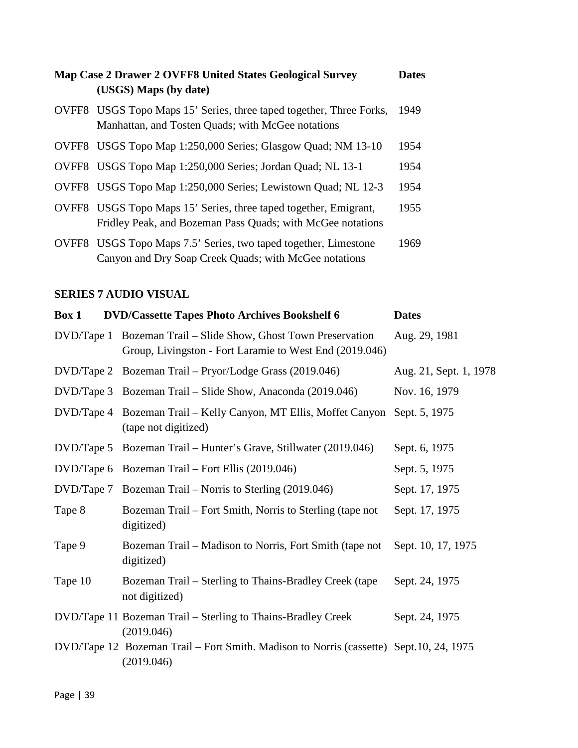| Map Case 2 Drawer 2 OVFF8 | United States Geological Survey (USGS) Maps (by date) | Dates |
|---|---|---|
| OVFF8 | USGS Topo Maps 15' Series, three taped together, Three Forks, Manhattan, and Tosten Quads; with McGee notations | 1949 |
| OVFF8 | USGS Topo Map 1:250,000 Series; Glasgow Quad; NM 13-10 | 1954 |
| OVFF8 | USGS Topo Map 1:250,000 Series; Jordan Quad; NL 13-1 | 1954 |
| OVFF8 | USGS Topo Map 1:250,000 Series; Lewistown Quad; NL 12-3 | 1954 |
| OVFF8 | USGS Topo Maps 15' Series, three taped together, Emigrant, Fridley Peak, and Bozeman Pass Quads; with McGee notations | 1955 |
| OVFF8 | USGS Topo Maps 7.5' Series, two taped together, Limestone Canyon and Dry Soap Creek Quads; with McGee notations | 1969 |

## SERIES 7 AUDIO VISUAL

| Box 1 | DVD/Cassette Tapes Photo Archives Bookshelf 6 | Dates |
|---|---|---|
| DVD/Tape 1 | Bozeman Trail – Slide Show, Ghost Town Preservation Group, Livingston - Fort Laramie to West End (2019.046) | Aug. 29, 1981 |
| DVD/Tape 2 | Bozeman Trail – Pryor/Lodge Grass (2019.046) | Aug. 21, Sept. 1, 1978 |
| DVD/Tape 3 | Bozeman Trail – Slide Show, Anaconda (2019.046) | Nov. 16, 1979 |
| DVD/Tape 4 | Bozeman Trail – Kelly Canyon, MT Ellis, Moffet Canyon (tape not digitized) | Sept. 5, 1975 |
| DVD/Tape 5 | Bozeman Trail – Hunter's Grave, Stillwater (2019.046) | Sept. 6, 1975 |
| DVD/Tape 6 | Bozeman Trail – Fort Ellis (2019.046) | Sept. 5, 1975 |
| DVD/Tape 7 | Bozeman Trail – Norris to Sterling (2019.046) | Sept. 17, 1975 |
| Tape 8 | Bozeman Trail – Fort Smith, Norris to Sterling (tape not digitized) | Sept. 17, 1975 |
| Tape 9 | Bozeman Trail – Madison to Norris, Fort Smith (tape not digitized) | Sept. 10, 17, 1975 |
| Tape 10 | Bozeman Trail – Sterling to Thains-Bradley Creek (tape not digitized) | Sept. 24, 1975 |
| DVD/Tape 11 | Bozeman Trail – Sterling to Thains-Bradley Creek (2019.046) | Sept. 24, 1975 |
| DVD/Tape 12 | Bozeman Trail – Fort Smith. Madison to Norris (cassette) (2019.046) | Sept.10, 24, 1975 |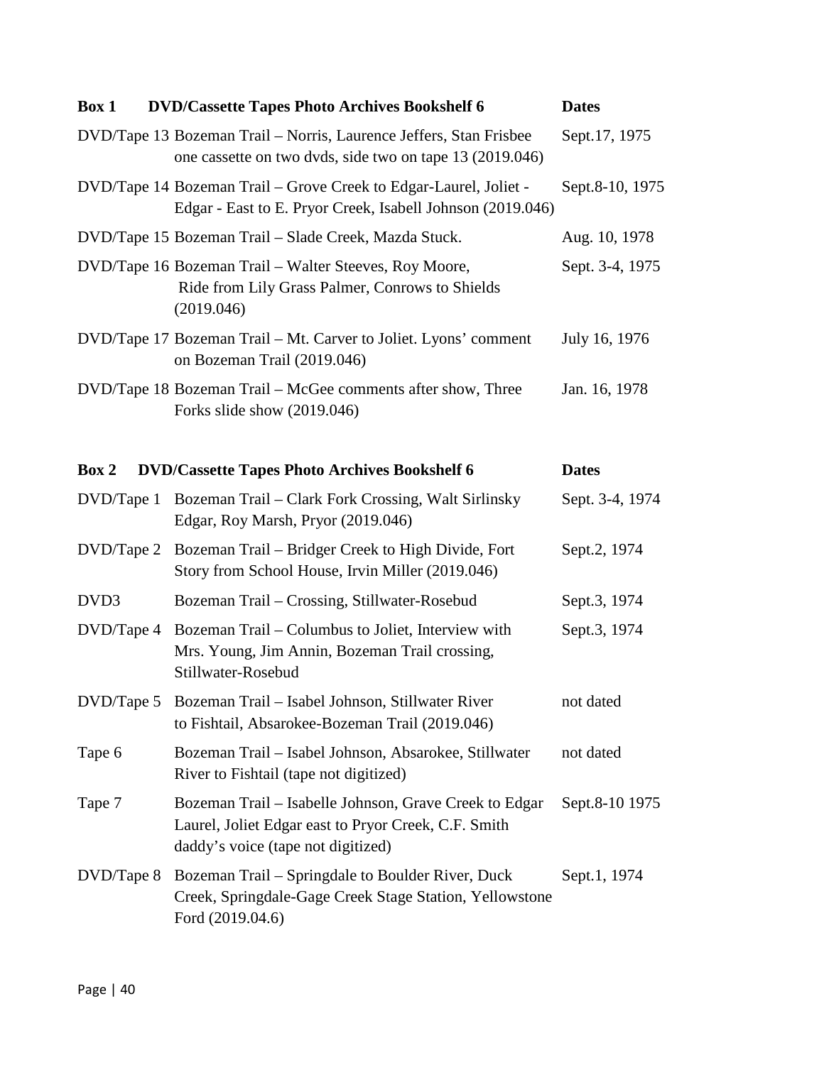| Box 1 | DVD/Cassette Tapes Photo Archives Bookshelf 6 | Dates |
|---|---|---|
| DVD/Tape 13 | Bozeman Trail – Norris, Laurence Jeffers, Stan Frisbee one cassette on two dvds, side two on tape 13 (2019.046) | Sept.17, 1975 |
| DVD/Tape 14 | Bozeman Trail – Grove Creek to Edgar-Laurel, Joliet - Edgar - East to E. Pryor Creek, Isabell Johnson (2019.046) | Sept.8-10, 1975 |
| DVD/Tape 15 | Bozeman Trail – Slade Creek, Mazda Stuck. | Aug. 10, 1978 |
| DVD/Tape 16 | Bozeman Trail – Walter Steeves, Roy Moore, Ride from Lily Grass Palmer, Conrows to Shields (2019.046) | Sept. 3-4, 1975 |
| DVD/Tape 17 | Bozeman Trail – Mt. Carver to Joliet. Lyons' comment on Bozeman Trail (2019.046) | July 16, 1976 |
| DVD/Tape 18 | Bozeman Trail – McGee comments after show, Three Forks slide show (2019.046) | Jan. 16, 1978 |

| Box 2 | DVD/Cassette Tapes Photo Archives Bookshelf 6 | Dates |
|---|---|---|
| DVD/Tape 1 | Bozeman Trail – Clark Fork Crossing, Walt Sirlinsky Edgar, Roy Marsh, Pryor (2019.046) | Sept. 3-4, 1974 |
| DVD/Tape 2 | Bozeman Trail – Bridger Creek to High Divide, Fort Story from School House, Irvin Miller (2019.046) | Sept.2, 1974 |
| DVD3 | Bozeman Trail – Crossing, Stillwater-Rosebud | Sept.3, 1974 |
| DVD/Tape 4 | Bozeman Trail – Columbus to Joliet, Interview with Mrs. Young, Jim Annin, Bozeman Trail crossing, Stillwater-Rosebud | Sept.3, 1974 |
| DVD/Tape 5 | Bozeman Trail – Isabel Johnson, Stillwater River to Fishtail, Absarokee-Bozeman Trail (2019.046) | not dated |
| Tape 6 | Bozeman Trail – Isabel Johnson, Absarokee, Stillwater River to Fishtail (tape not digitized) | not dated |
| Tape 7 | Bozeman Trail – Isabelle Johnson, Grave Creek to Edgar Laurel, Joliet Edgar east to Pryor Creek, C.F. Smith daddy's voice (tape not digitized) | Sept.8-10 1975 |
| DVD/Tape 8 | Bozeman Trail – Springdale to Boulder River, Duck Creek, Springdale-Gage Creek Stage Station, Yellowstone Ford (2019.04.6) | Sept.1, 1974 |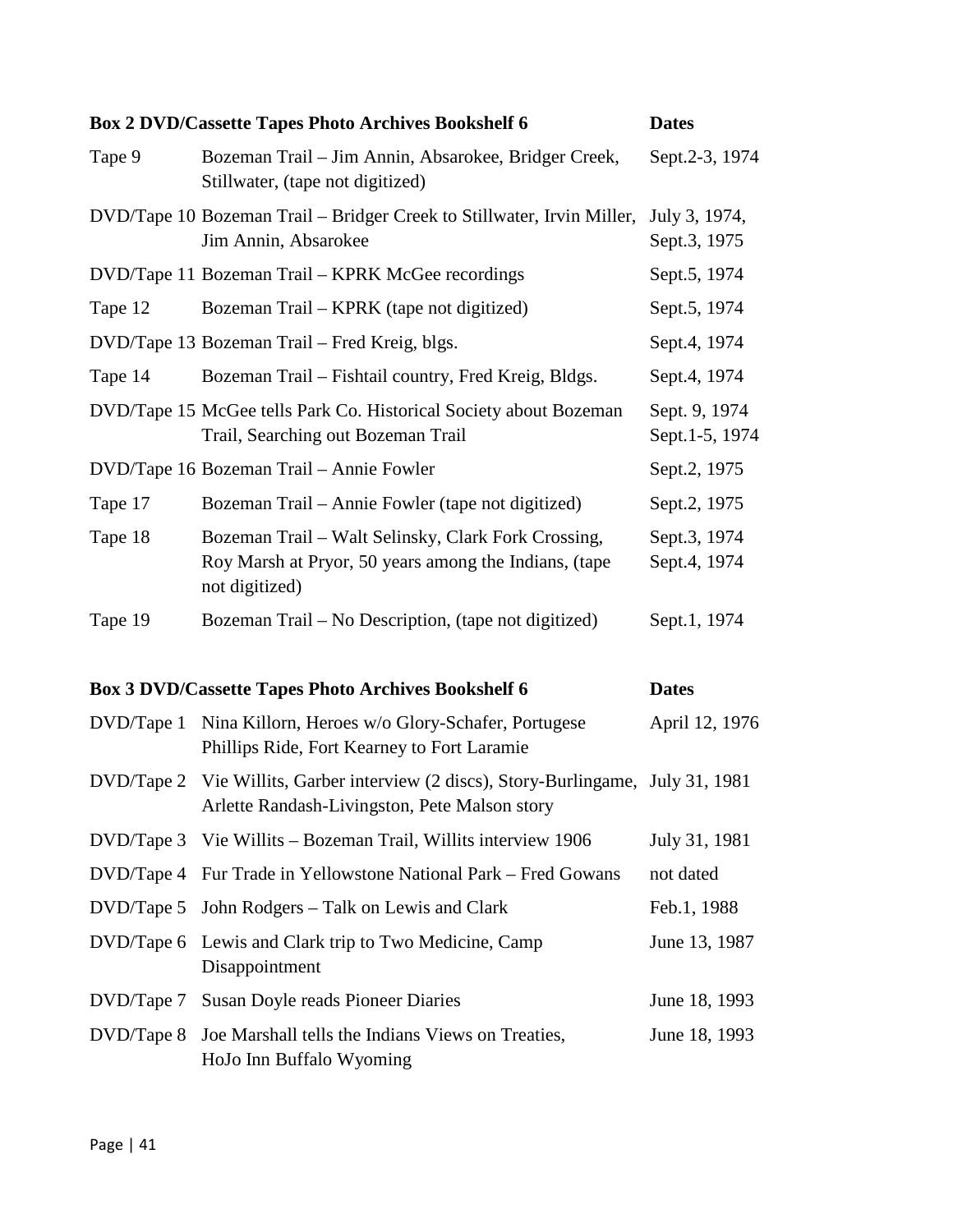| Box 2 DVD/Cassette Tapes Photo Archives Bookshelf 6 | | Dates |
|---|---|---|
| Tape 9 | Bozeman Trail – Jim Annin, Absarokee, Bridger Creek, Stillwater, (tape not digitized) | Sept.2-3, 1974 |
| DVD/Tape 10 | Bozeman Trail – Bridger Creek to Stillwater, Irvin Miller, Jim Annin, Absarokee | July 3, 1974, Sept.3, 1975 |
| DVD/Tape 11 | Bozeman Trail – KPRK McGee recordings | Sept.5, 1974 |
| Tape 12 | Bozeman Trail – KPRK (tape not digitized) | Sept.5, 1974 |
| DVD/Tape 13 | Bozeman Trail – Fred Kreig, blgs. | Sept.4, 1974 |
| Tape 14 | Bozeman Trail – Fishtail country, Fred Kreig, Bldgs. | Sept.4, 1974 |
| DVD/Tape 15 | McGee tells Park Co. Historical Society about Bozeman Trail, Searching out Bozeman Trail | Sept. 9, 1974 Sept.1-5, 1974 |
| DVD/Tape 16 | Bozeman Trail – Annie Fowler | Sept.2, 1975 |
| Tape 17 | Bozeman Trail – Annie Fowler (tape not digitized) | Sept.2, 1975 |
| Tape 18 | Bozeman Trail – Walt Selinsky, Clark Fork Crossing, Roy Marsh at Pryor, 50 years among the Indians, (tape not digitized) | Sept.3, 1974 Sept.4, 1974 |
| Tape 19 | Bozeman Trail – No Description, (tape not digitized) | Sept.1, 1974 |

| Box 3 DVD/Cassette Tapes Photo Archives Bookshelf 6 | | Dates |
|---|---|---|
| DVD/Tape 1 | Nina Killorn, Heroes w/o Glory-Schafer, Portugese Phillips Ride, Fort Kearney to Fort Laramie | April 12, 1976 |
| DVD/Tape 2 | Vie Willits, Garber interview (2 discs), Story-Burlingame, Arlette Randash-Livingston, Pete Malson story | July 31, 1981 |
| DVD/Tape 3 | Vie Willits – Bozeman Trail, Willits interview 1906 | July 31, 1981 |
| DVD/Tape 4 | Fur Trade in Yellowstone National Park – Fred Gowans | not dated |
| DVD/Tape 5 | John Rodgers – Talk on Lewis and Clark | Feb.1, 1988 |
| DVD/Tape 6 | Lewis and Clark trip to Two Medicine, Camp Disappointment | June 13, 1987 |
| DVD/Tape 7 | Susan Doyle reads Pioneer Diaries | June 18, 1993 |
| DVD/Tape 8 | Joe Marshall tells the Indians Views on Treaties, HoJo Inn Buffalo Wyoming | June 18, 1993 |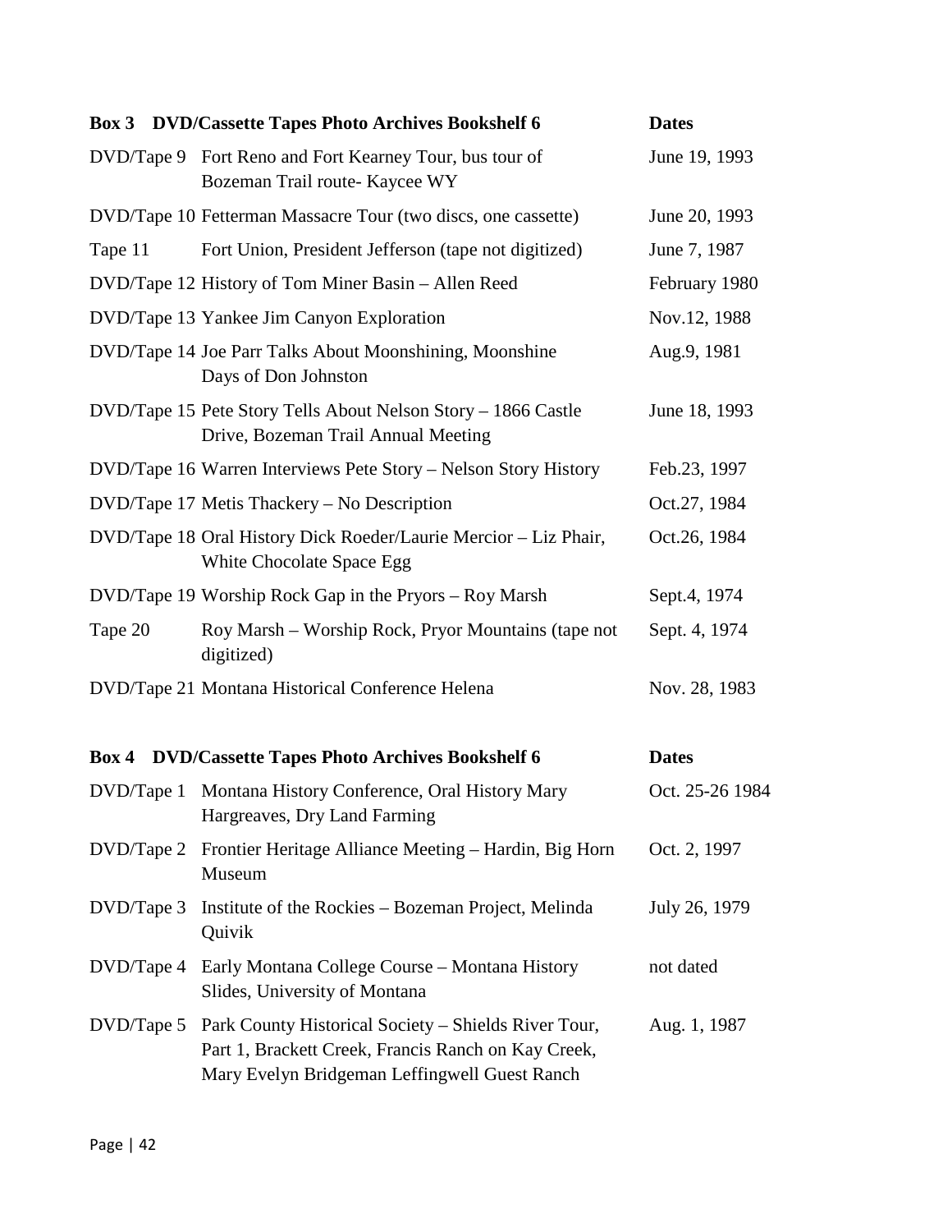| Box 3 | DVD/Cassette Tapes Photo Archives Bookshelf 6 | Dates |
|---|---|---|
| DVD/Tape 9 | Fort Reno and Fort Kearney Tour, bus tour of Bozeman Trail route- Kaycee WY | June 19, 1993 |
| DVD/Tape 10 | Fetterman Massacre Tour (two discs, one cassette) | June 20, 1993 |
| Tape 11 | Fort Union, President Jefferson (tape not digitized) | June 7, 1987 |
| DVD/Tape 12 | History of Tom Miner Basin – Allen Reed | February 1980 |
| DVD/Tape 13 | Yankee Jim Canyon Exploration | Nov.12, 1988 |
| DVD/Tape 14 | Joe Parr Talks About Moonshining, Moonshine Days of Don Johnston | Aug.9, 1981 |
| DVD/Tape 15 | Pete Story Tells About Nelson Story – 1866 Castle Drive, Bozeman Trail Annual Meeting | June 18, 1993 |
| DVD/Tape 16 | Warren Interviews Pete Story – Nelson Story History | Feb.23, 1997 |
| DVD/Tape 17 | Metis Thackery – No Description | Oct.27, 1984 |
| DVD/Tape 18 | Oral History Dick Roeder/Laurie Mercior – Liz Phair, White Chocolate Space Egg | Oct.26, 1984 |
| DVD/Tape 19 | Worship Rock Gap in the Pryors – Roy Marsh | Sept.4, 1974 |
| Tape 20 | Roy Marsh – Worship Rock, Pryor Mountains (tape not digitized) | Sept. 4, 1974 |
| DVD/Tape 21 | Montana Historical Conference Helena | Nov. 28, 1983 |

| Box 4 | DVD/Cassette Tapes Photo Archives Bookshelf 6 | Dates |
|---|---|---|
| DVD/Tape 1 | Montana History Conference, Oral History Mary Hargreaves, Dry Land Farming | Oct. 25-26 1984 |
| DVD/Tape 2 | Frontier Heritage Alliance Meeting – Hardin, Big Horn Museum | Oct. 2, 1997 |
| DVD/Tape 3 | Institute of the Rockies – Bozeman Project, Melinda Quivik | July 26, 1979 |
| DVD/Tape 4 | Early Montana College Course – Montana History Slides, University of Montana | not dated |
| DVD/Tape 5 | Park County Historical Society – Shields River Tour, Part 1, Brackett Creek, Francis Ranch on Kay Creek, Mary Evelyn Bridgeman Leffingwell Guest Ranch | Aug. 1, 1987 |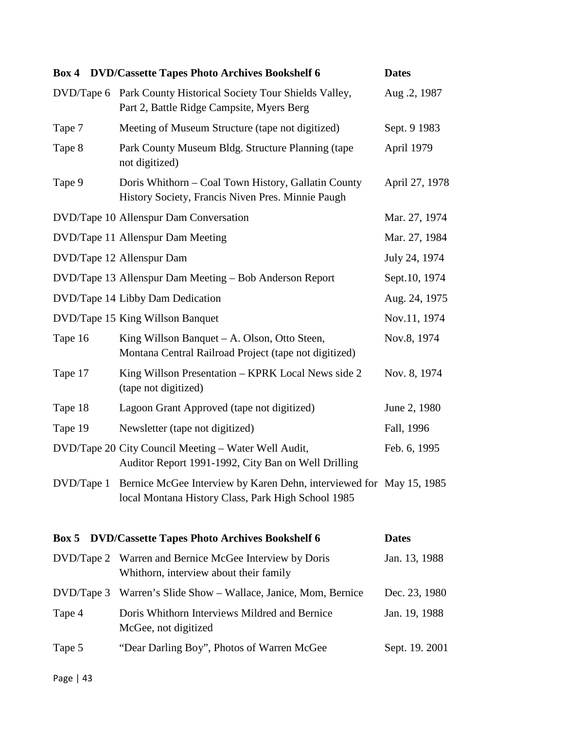| Box 4 | DVD/Cassette Tapes Photo Archives Bookshelf 6 | Dates |
|---|---|---|
| DVD/Tape 6 | Park County Historical Society Tour Shields Valley, Part 2, Battle Ridge Campsite, Myers Berg | Aug .2, 1987 |
| Tape 7 | Meeting of Museum Structure (tape not digitized) | Sept. 9 1983 |
| Tape 8 | Park County Museum Bldg. Structure Planning (tape not digitized) | April 1979 |
| Tape 9 | Doris Whithorn – Coal Town History, Gallatin County History Society, Francis Niven Pres. Minnie Paugh | April 27, 1978 |
| DVD/Tape 10 | Allenspur Dam Conversation | Mar. 27, 1974 |
| DVD/Tape 11 | Allenspur Dam Meeting | Mar. 27, 1984 |
| DVD/Tape 12 | Allenspur Dam | July 24, 1974 |
| DVD/Tape 13 | Allenspur Dam Meeting – Bob Anderson Report | Sept.10, 1974 |
| DVD/Tape 14 | Libby Dam Dedication | Aug. 24, 1975 |
| DVD/Tape 15 | King Willson Banquet | Nov.11, 1974 |
| Tape 16 | King Willson Banquet – A. Olson, Otto Steen, Montana Central Railroad Project (tape not digitized) | Nov.8, 1974 |
| Tape 17 | King Willson Presentation – KPRK Local News side 2 (tape not digitized) | Nov. 8, 1974 |
| Tape 18 | Lagoon Grant Approved (tape not digitized) | June 2, 1980 |
| Tape 19 | Newsletter (tape not digitized) | Fall, 1996 |
| DVD/Tape 20 | City Council Meeting – Water Well Audit, Auditor Report 1991-1992, City Ban on Well Drilling | Feb. 6, 1995 |
| DVD/Tape 1 | Bernice McGee Interview by Karen Dehn, interviewed for local Montana History Class, Park High School 1985 | May 15, 1985 |

| Box 5 | DVD/Cassette Tapes Photo Archives Bookshelf 6 | Dates |
|---|---|---|
| DVD/Tape 2 | Warren and Bernice McGee Interview by Doris Whithorn, interview about their family | Jan. 13, 1988 |
| DVD/Tape 3 | Warren's Slide Show – Wallace, Janice, Mom, Bernice | Dec. 23, 1980 |
| Tape 4 | Doris Whithorn Interviews Mildred and Bernice McGee, not digitized | Jan. 19, 1988 |
| Tape 5 | "Dear Darling Boy", Photos of Warren McGee | Sept. 19. 2001 |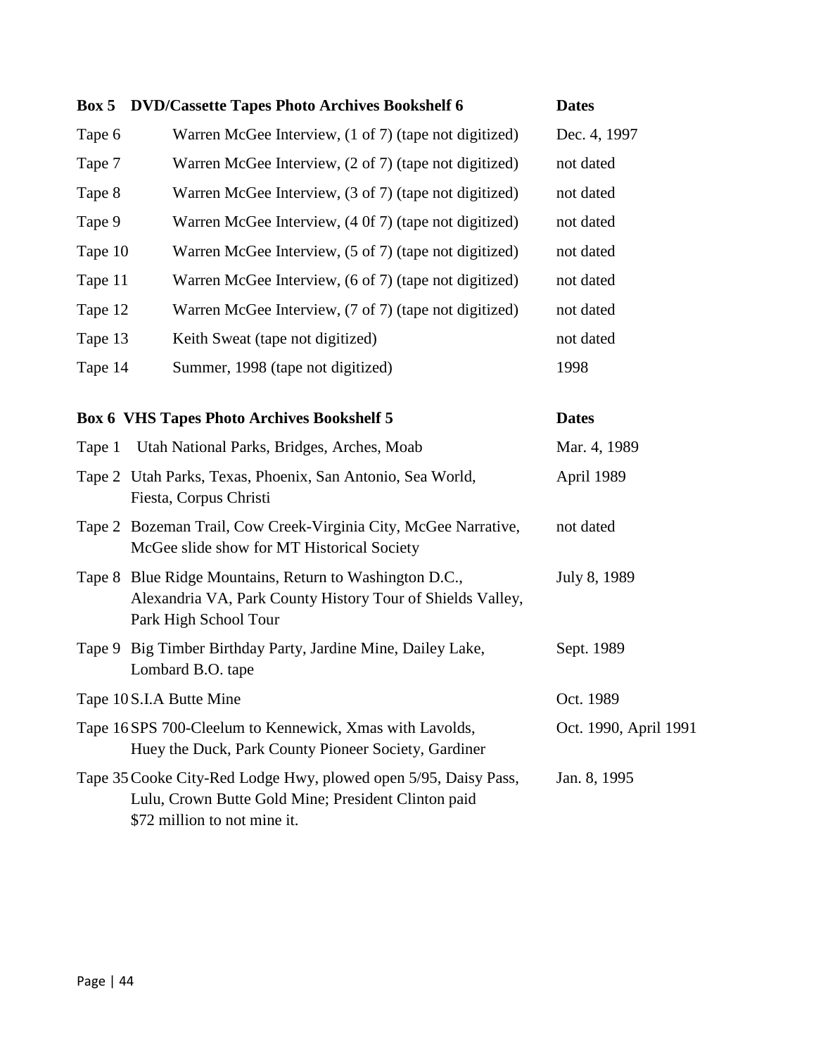| Box 5 | DVD/Cassette Tapes Photo Archives Bookshelf 6 | Dates |
|---|---|---|
| Tape 6 | Warren McGee Interview, (1 of 7) (tape not digitized) | Dec. 4, 1997 |
| Tape 7 | Warren McGee Interview, (2 of 7) (tape not digitized) | not dated |
| Tape 8 | Warren McGee Interview, (3 of 7) (tape not digitized) | not dated |
| Tape 9 | Warren McGee Interview, (4 0f 7) (tape not digitized) | not dated |
| Tape 10 | Warren McGee Interview, (5 of 7) (tape not digitized) | not dated |
| Tape 11 | Warren McGee Interview, (6 of 7) (tape not digitized) | not dated |
| Tape 12 | Warren McGee Interview, (7 of 7) (tape not digitized) | not dated |
| Tape 13 | Keith Sweat (tape not digitized) | not dated |
| Tape 14 | Summer, 1998 (tape not digitized) | 1998 |

| Box 6 | VHS Tapes Photo Archives Bookshelf 5 | Dates |
|---|---|---|
| Tape 1 | Utah National Parks, Bridges, Arches, Moab | Mar. 4, 1989 |
| Tape 2 | Utah Parks, Texas, Phoenix, San Antonio, Sea World, Fiesta, Corpus Christi | April 1989 |
| Tape 2 | Bozeman Trail, Cow Creek-Virginia City, McGee Narrative, McGee slide show for MT Historical Society | not dated |
| Tape 8 | Blue Ridge Mountains, Return to Washington D.C., Alexandria VA, Park County History Tour of Shields Valley, Park High School Tour | July 8, 1989 |
| Tape 9 | Big Timber Birthday Party, Jardine Mine, Dailey Lake, Lombard B.O. tape | Sept. 1989 |
| Tape 10 | S.I.A Butte Mine | Oct. 1989 |
| Tape 16 | SPS 700-Cleelum to Kennewick, Xmas with Lavolds, Huey the Duck, Park County Pioneer Society, Gardiner | Oct. 1990, April 1991 |
| Tape 35 | Cooke City-Red Lodge Hwy, plowed open 5/95, Daisy Pass, Lulu, Crown Butte Gold Mine; President Clinton paid $72 million to not mine it. | Jan. 8, 1995 |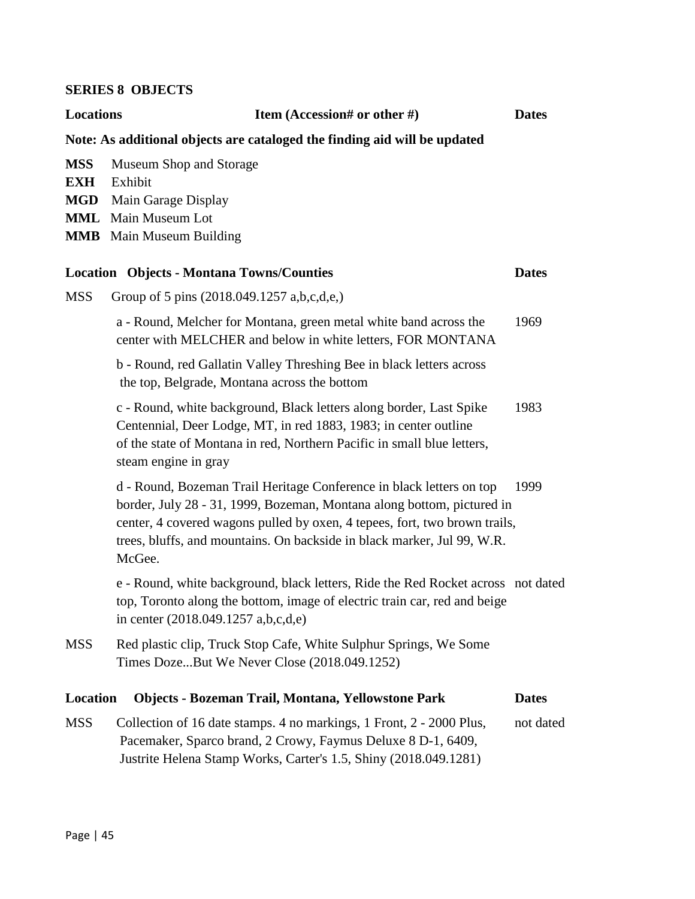## SERIES 8 OBJECTS

**Locations** | **Item (Accession# or other #)** | **Dates**

**Note: As additional objects are cataloged the finding aid will be updated**

**MSS** Museum Shop and Storage
**EXH** Exhibit
**MGD** Main Garage Display
**MML** Main Museum Lot
**MMB** Main Museum Building

| Location | Objects - Montana Towns/Counties | Dates |
|---|---|---|
| MSS | Group of 5 pins (2018.049.1257 a,b,c,d,e,) | |
| | a - Round, Melcher for Montana, green metal white band across the center with MELCHER and below in white letters, FOR MONTANA | 1969 |
| | b - Round, red Gallatin Valley Threshing Bee in black letters across the top, Belgrade, Montana across the bottom | |
| | c - Round, white background, Black letters along border, Last Spike Centennial, Deer Lodge, MT, in red 1883, 1983; in center outline of the state of Montana in red, Northern Pacific in small blue letters, steam engine in gray | 1983 |
| | d - Round, Bozeman Trail Heritage Conference in black letters on top border, July 28 - 31, 1999, Bozeman, Montana along bottom, pictured in center, 4 covered wagons pulled by oxen, 4 tepees, fort, two brown trails, trees, bluffs, and mountains. On backside in black marker, Jul 99, W.R. McGee. | 1999 |
| | e - Round, white background, black letters, Ride the Red Rocket across top, Toronto along the bottom, image of electric train car, red and beige in center (2018.049.1257 a,b,c,d,e) | not dated |
| MSS | Red plastic clip, Truck Stop Cafe, White Sulphur Springs, We Some Times Doze...But We Never Close (2018.049.1252) | |

| Location | Objects - Bozeman Trail, Montana, Yellowstone Park | Dates |
|---|---|---|
| MSS | Collection of 16 date stamps. 4 no markings, 1 Front, 2 - 2000 Plus, Pacemaker, Sparco brand, 2 Crowy, Faymus Deluxe 8 D-1, 6409, Justrite Helena Stamp Works, Carter's 1.5, Shiny (2018.049.1281) | not dated |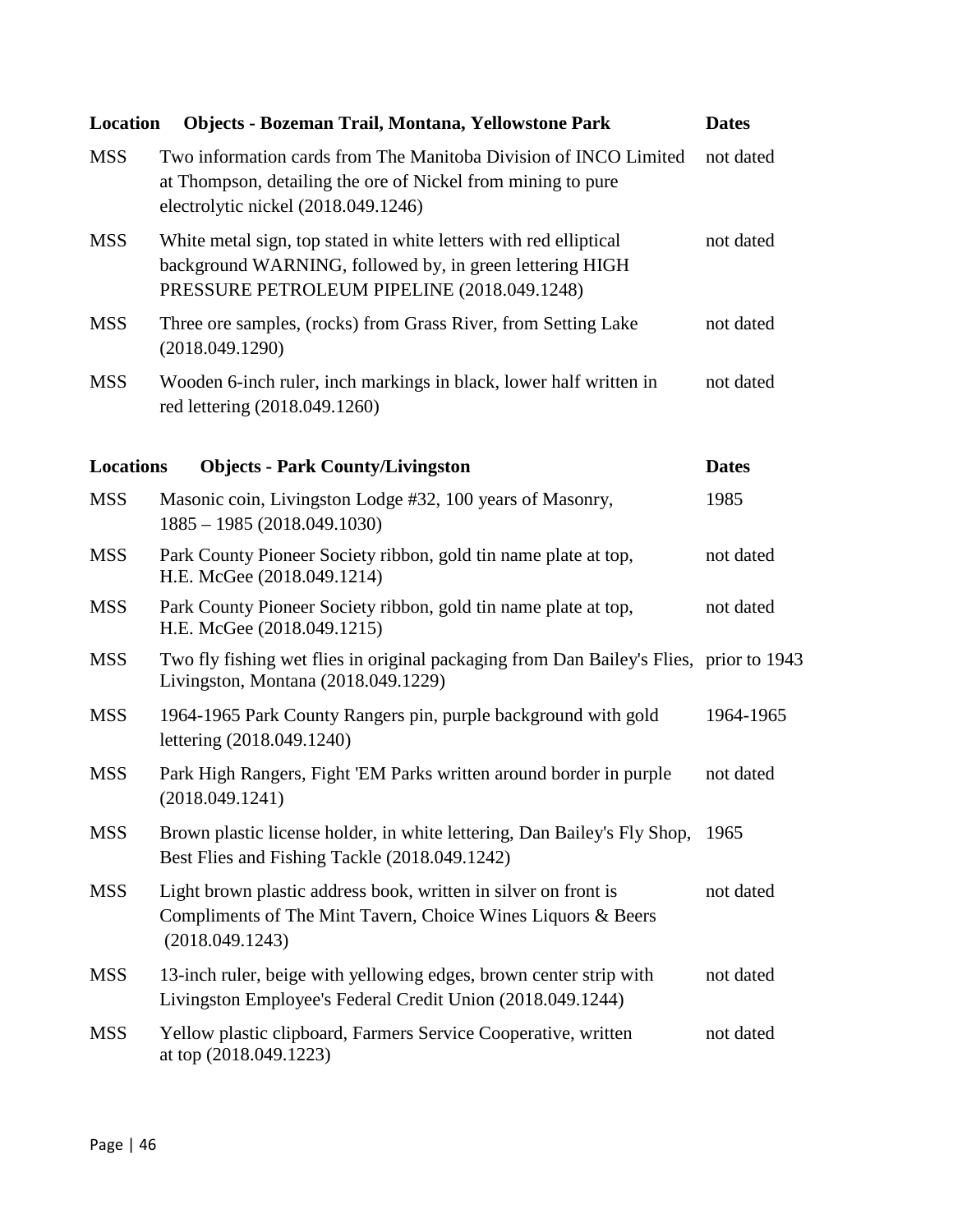| Location | Objects - Bozeman Trail, Montana, Yellowstone Park | Dates |
|---|---|---|
| MSS | Two information cards from The Manitoba Division of INCO Limited at Thompson, detailing the ore of Nickel from mining to pure electrolytic nickel (2018.049.1246) | not dated |
| MSS | White metal sign, top stated in white letters with red elliptical background WARNING, followed by, in green lettering HIGH PRESSURE PETROLEUM PIPELINE (2018.049.1248) | not dated |
| MSS | Three ore samples, (rocks) from Grass River, from Setting Lake (2018.049.1290) | not dated |
| MSS | Wooden 6-inch ruler, inch markings in black, lower half written in red lettering (2018.049.1260) | not dated |

| Locations | Objects - Park County/Livingston | Dates |
|---|---|---|
| MSS | Masonic coin, Livingston Lodge #32, 100 years of Masonry, 1885 – 1985 (2018.049.1030) | 1985 |
| MSS | Park County Pioneer Society ribbon, gold tin name plate at top, H.E. McGee (2018.049.1214) | not dated |
| MSS | Park County Pioneer Society ribbon, gold tin name plate at top, H.E. McGee (2018.049.1215) | not dated |
| MSS | Two fly fishing wet flies in original packaging from Dan Bailey's Flies, Livingston, Montana (2018.049.1229) | prior to 1943 |
| MSS | 1964-1965 Park County Rangers pin, purple background with gold lettering (2018.049.1240) | 1964-1965 |
| MSS | Park High Rangers, Fight 'EM Parks written around border in purple (2018.049.1241) | not dated |
| MSS | Brown plastic license holder, in white lettering, Dan Bailey's Fly Shop, Best Flies and Fishing Tackle (2018.049.1242) | 1965 |
| MSS | Light brown plastic address book, written in silver on front is Compliments of The Mint Tavern, Choice Wines Liquors & Beers (2018.049.1243) | not dated |
| MSS | 13-inch ruler, beige with yellowing edges, brown center strip with Livingston Employee's Federal Credit Union (2018.049.1244) | not dated |
| MSS | Yellow plastic clipboard, Farmers Service Cooperative, written at top (2018.049.1223) | not dated |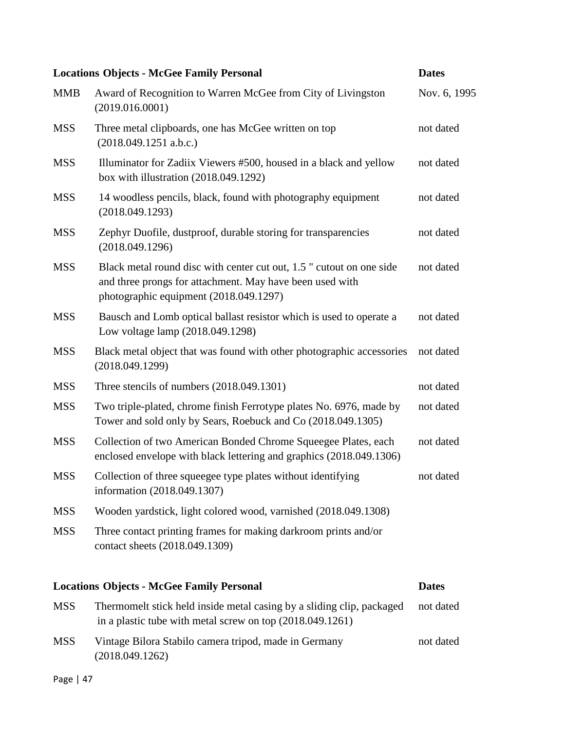| Locations | Objects - McGee Family Personal | Dates |
|---|---|---|
| MMB | Award of Recognition to Warren McGee from City of Livingston (2019.016.0001) | Nov. 6, 1995 |
| MSS | Three metal clipboards, one has McGee written on top (2018.049.1251 a.b.c.) | not dated |
| MSS | Illuminator for Zadiix Viewers #500, housed in a black and yellow box with illustration (2018.049.1292) | not dated |
| MSS | 14 woodless pencils, black, found with photography equipment (2018.049.1293) | not dated |
| MSS | Zephyr Duofile, dustproof, durable storing for transparencies (2018.049.1296) | not dated |
| MSS | Black metal round disc with center cut out, 1.5 " cutout on one side and three prongs for attachment. May have been used with photographic equipment (2018.049.1297) | not dated |
| MSS | Bausch and Lomb optical ballast resistor which is used to operate a Low voltage lamp (2018.049.1298) | not dated |
| MSS | Black metal object that was found with other photographic accessories (2018.049.1299) | not dated |
| MSS | Three stencils of numbers (2018.049.1301) | not dated |
| MSS | Two triple-plated, chrome finish Ferrotype plates No. 6976, made by Tower and sold only by Sears, Roebuck and Co (2018.049.1305) | not dated |
| MSS | Collection of two American Bonded Chrome Squeegee Plates, each enclosed envelope with black lettering and graphics (2018.049.1306) | not dated |
| MSS | Collection of three squeegee type plates without identifying information (2018.049.1307) | not dated |
| MSS | Wooden yardstick, light colored wood, varnished (2018.049.1308) | |
| MSS | Three contact printing frames for making darkroom prints and/or contact sheets (2018.049.1309) | |

| Locations | Objects - McGee Family Personal | Dates |
|---|---|---|
| MSS | Thermomelt stick held inside metal casing by a sliding clip, packaged in a plastic tube with metal screw on top (2018.049.1261) | not dated |
| MSS | Vintage Bilora Stabilo camera tripod, made in Germany (2018.049.1262) | not dated |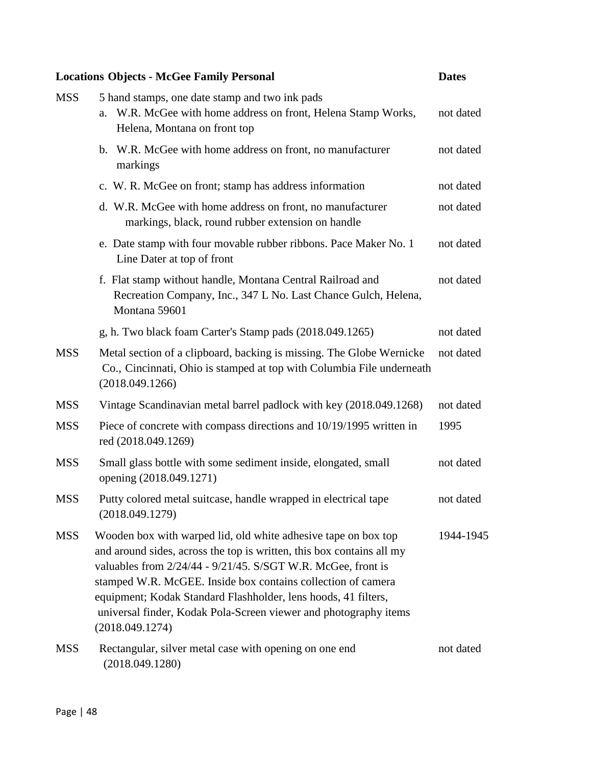| Locations | Objects - McGee Family Personal | Dates |
|---|---|---|
| MSS | 5 hand stamps, one date stamp and two ink pads | |
| | a. W.R. McGee with home address on front, Helena Stamp Works, Helena, Montana on front top | not dated |
| | b. W.R. McGee with home address on front, no manufacturer markings | not dated |
| | c. W. R. McGee on front; stamp has address information | not dated |
| | d. W.R. McGee with home address on front, no manufacturer markings, black, round rubber extension on handle | not dated |
| | e. Date stamp with four movable rubber ribbons. Pace Maker No. 1 Line Dater at top of front | not dated |
| | f. Flat stamp without handle, Montana Central Railroad and Recreation Company, Inc., 347 L No. Last Chance Gulch, Helena, Montana 59601 | not dated |
| | g, h. Two black foam Carter's Stamp pads (2018.049.1265) | not dated |
| MSS | Metal section of a clipboard, backing is missing. The Globe Wernicke Co., Cincinnati, Ohio is stamped at top with Columbia File underneath (2018.049.1266) | not dated |
| MSS | Vintage Scandinavian metal barrel padlock with key (2018.049.1268) | not dated |
| MSS | Piece of concrete with compass directions and 10/19/1995 written in red (2018.049.1269) | 1995 |
| MSS | Small glass bottle with some sediment inside, elongated, small opening (2018.049.1271) | not dated |
| MSS | Putty colored metal suitcase, handle wrapped in electrical tape (2018.049.1279) | not dated |
| MSS | Wooden box with warped lid, old white adhesive tape on box top and around sides, across the top is written, this box contains all my valuables from 2/24/44 - 9/21/45. S/SGT W.R. McGee, front is stamped W.R. McGEE. Inside box contains collection of camera equipment; Kodak Standard Flashholder, lens hoods, 41 filters, universal finder, Kodak Pola-Screen viewer and photography items (2018.049.1274) | 1944-1945 |
| MSS | Rectangular, silver metal case with opening on one end (2018.049.1280) | not dated |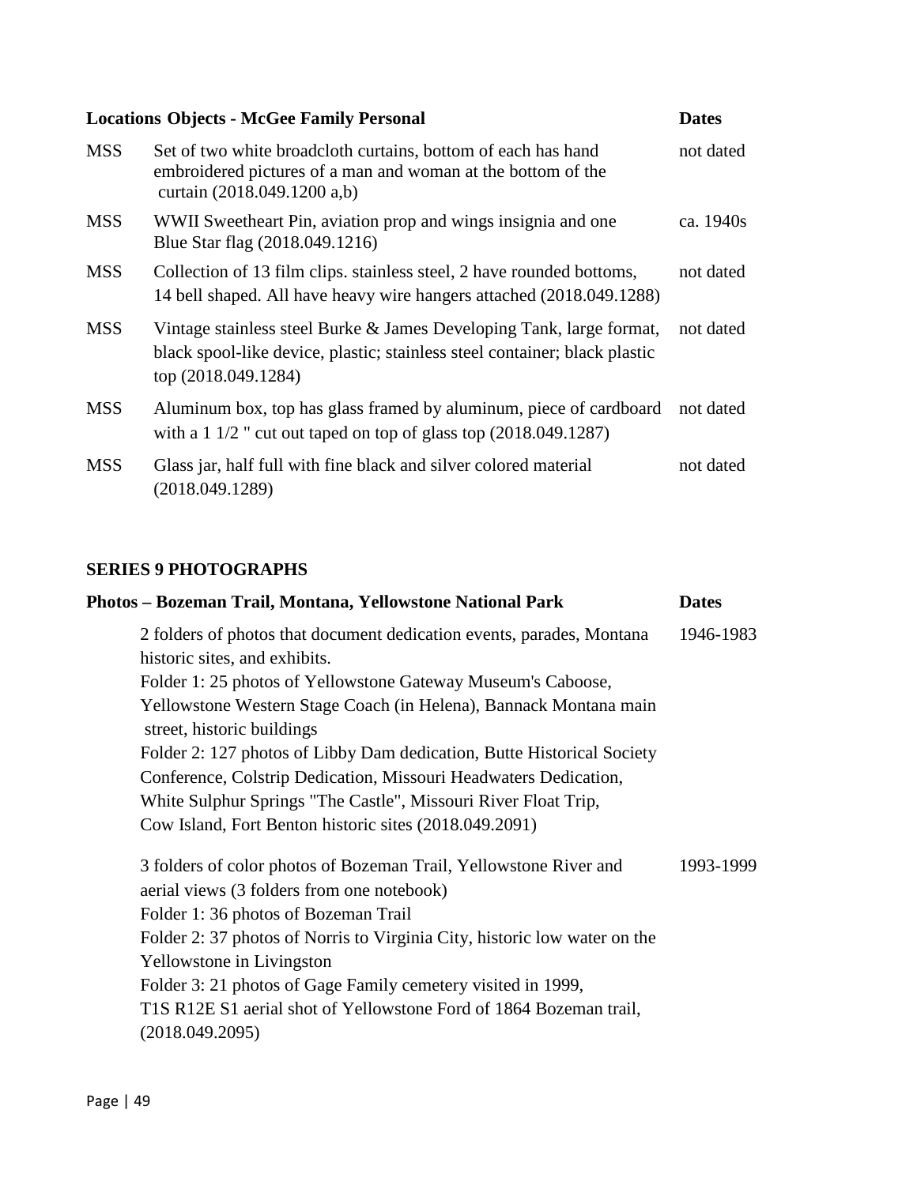| Locations | Objects - McGee Family Personal | Dates |
|---|---|---|
| MSS | Set of two white broadcloth curtains, bottom of each has hand embroidered pictures of a man and woman at the bottom of the curtain (2018.049.1200 a,b) | not dated |
| MSS | WWII Sweetheart Pin, aviation prop and wings insignia and one Blue Star flag (2018.049.1216) | ca. 1940s |
| MSS | Collection of 13 film clips. stainless steel, 2 have rounded bottoms, 14 bell shaped. All have heavy wire hangers attached (2018.049.1288) | not dated |
| MSS | Vintage stainless steel Burke & James Developing Tank, large format, black spool-like device, plastic; stainless steel container; black plastic top (2018.049.1284) | not dated |
| MSS | Aluminum box, top has glass framed by aluminum, piece of cardboard with a 1 1/2 " cut out taped on top of glass top (2018.049.1287) | not dated |
| MSS | Glass jar, half full with fine black and silver colored material (2018.049.1289) | not dated |

## SERIES 9 PHOTOGRAPHS

| Photos – Bozeman Trail, Montana, Yellowstone National Park | Dates |
|---|---|
| 2 folders of photos that document dedication events, parades, Montana historic sites, and exhibits.<br>Folder 1: 25 photos of Yellowstone Gateway Museum's Caboose, Yellowstone Western Stage Coach (in Helena), Bannack Montana main street, historic buildings<br>Folder 2: 127 photos of Libby Dam dedication, Butte Historical Society Conference, Colstrip Dedication, Missouri Headwaters Dedication, White Sulphur Springs "The Castle", Missouri River Float Trip, Cow Island, Fort Benton historic sites (2018.049.2091) | 1946-1983 |
| 3 folders of color photos of Bozeman Trail, Yellowstone River and aerial views (3 folders from one notebook)<br>Folder 1: 36 photos of Bozeman Trail<br>Folder 2: 37 photos of Norris to Virginia City, historic low water on the Yellowstone in Livingston<br>Folder 3: 21 photos of Gage Family cemetery visited in 1999, T1S R12E S1 aerial shot of Yellowstone Ford of 1864 Bozeman trail, (2018.049.2095) | 1993-1999 |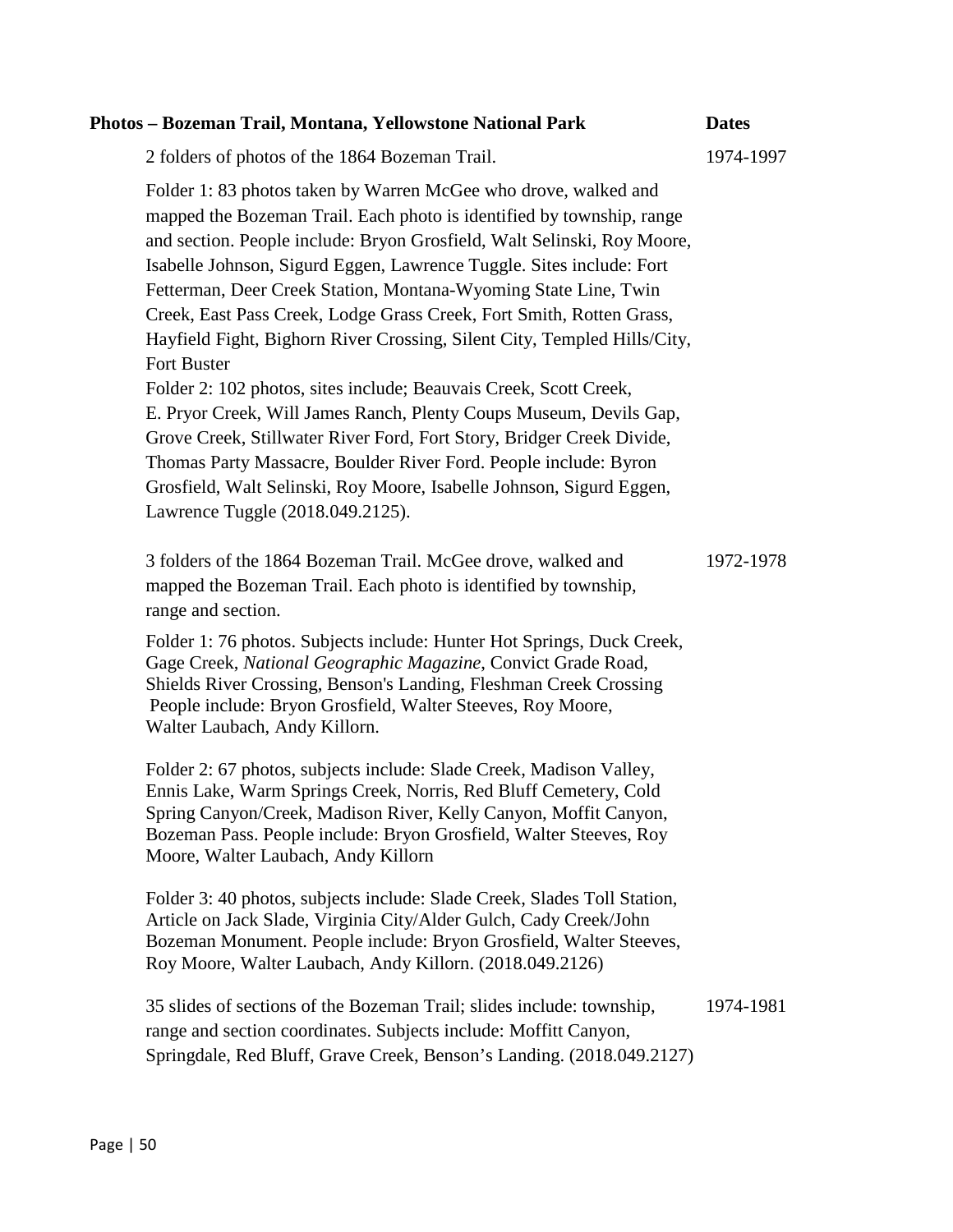| **Photos – Bozeman Trail, Montana, Yellowstone National Park** | **Dates** |
| --- | --- |
| 2 folders of photos of the 1864 Bozeman Trail.<br><br>Folder 1: 83 photos taken by Warren McGee who drove, walked and mapped the Bozeman Trail. Each photo is identified by township, range and section. People include: Bryon Grosfield, Walt Selinski, Roy Moore, Isabelle Johnson, Sigurd Eggen, Lawrence Tuggle. Sites include: Fort Fetterman, Deer Creek Station, Montana-Wyoming State Line, Twin Creek, East Pass Creek, Lodge Grass Creek, Fort Smith, Rotten Grass, Hayfield Fight, Bighorn River Crossing, Silent City, Templed Hills/City, Fort Buster<br>Folder 2: 102 photos, sites include; Beauvais Creek, Scott Creek, E. Pryor Creek, Will James Ranch, Plenty Coups Museum, Devils Gap, Grove Creek, Stillwater River Ford, Fort Story, Bridger Creek Divide, Thomas Party Massacre, Boulder River Ford. People include: Byron Grosfield, Walt Selinski, Roy Moore, Isabelle Johnson, Sigurd Eggen, Lawrence Tuggle (2018.049.2125). | 1974-1997 |
| 3 folders of the 1864 Bozeman Trail. McGee drove, walked and mapped the Bozeman Trail. Each photo is identified by township, range and section.<br><br>Folder 1: 76 photos. Subjects include: Hunter Hot Springs, Duck Creek, Gage Creek, *National Geographic Magazine*, Convict Grade Road, Shields River Crossing, Benson's Landing, Fleshman Creek Crossing People include: Bryon Grosfield, Walter Steeves, Roy Moore, Walter Laubach, Andy Killorn.<br><br>Folder 2: 67 photos, subjects include: Slade Creek, Madison Valley, Ennis Lake, Warm Springs Creek, Norris, Red Bluff Cemetery, Cold Spring Canyon/Creek, Madison River, Kelly Canyon, Moffit Canyon, Bozeman Pass. People include: Bryon Grosfield, Walter Steeves, Roy Moore, Walter Laubach, Andy Killorn<br><br>Folder 3: 40 photos, subjects include: Slade Creek, Slades Toll Station, Article on Jack Slade, Virginia City/Alder Gulch, Cady Creek/John Bozeman Monument. People include: Bryon Grosfield, Walter Steeves, Roy Moore, Walter Laubach, Andy Killorn. (2018.049.2126) | 1972-1978 |
| 35 slides of sections of the Bozeman Trail; slides include: township, range and section coordinates. Subjects include: Moffitt Canyon, Springdale, Red Bluff, Grave Creek, Benson's Landing. (2018.049.2127) | 1974-1981 |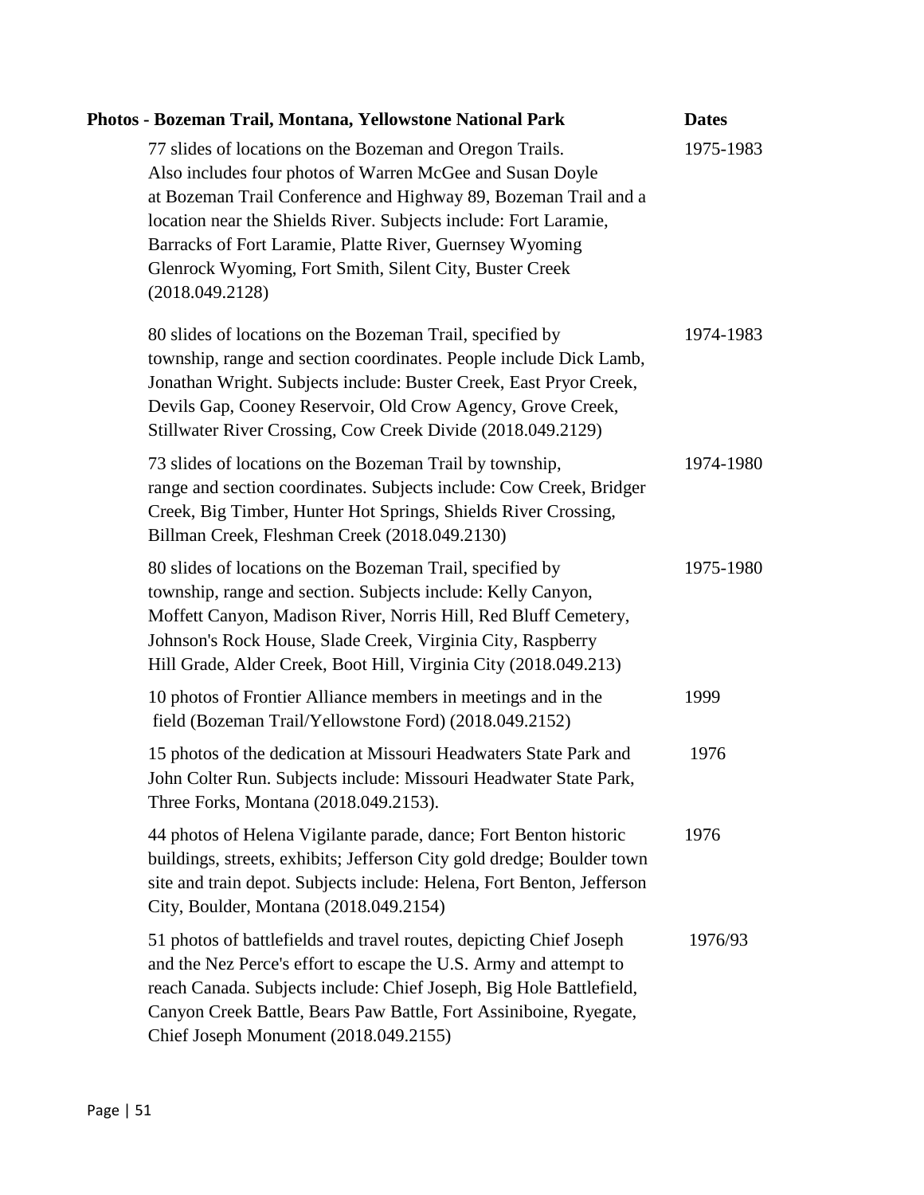| Photos - Bozeman Trail, Montana, Yellowstone National Park | Dates |
|---|---|
| 77 slides of locations on the Bozeman and Oregon Trails. Also includes four photos of Warren McGee and Susan Doyle at Bozeman Trail Conference and Highway 89, Bozeman Trail and a location near the Shields River. Subjects include: Fort Laramie, Barracks of Fort Laramie, Platte River, Guernsey Wyoming Glenrock Wyoming, Fort Smith, Silent City, Buster Creek (2018.049.2128) | 1975-1983 |
| 80 slides of locations on the Bozeman Trail, specified by township, range and section coordinates. People include Dick Lamb, Jonathan Wright. Subjects include: Buster Creek, East Pryor Creek, Devils Gap, Cooney Reservoir, Old Crow Agency, Grove Creek, Stillwater River Crossing, Cow Creek Divide (2018.049.2129) | 1974-1983 |
| 73 slides of locations on the Bozeman Trail by township, range and section coordinates. Subjects include: Cow Creek, Bridger Creek, Big Timber, Hunter Hot Springs, Shields River Crossing, Billman Creek, Fleshman Creek (2018.049.2130) | 1974-1980 |
| 80 slides of locations on the Bozeman Trail, specified by township, range and section. Subjects include: Kelly Canyon, Moffett Canyon, Madison River, Norris Hill, Red Bluff Cemetery, Johnson's Rock House, Slade Creek, Virginia City, Raspberry Hill Grade, Alder Creek, Boot Hill, Virginia City (2018.049.213) | 1975-1980 |
| 10 photos of Frontier Alliance members in meetings and in the field (Bozeman Trail/Yellowstone Ford) (2018.049.2152) | 1999 |
| 15 photos of the dedication at Missouri Headwaters State Park and John Colter Run. Subjects include: Missouri Headwater State Park, Three Forks, Montana (2018.049.2153). | 1976 |
| 44 photos of Helena Vigilante parade, dance; Fort Benton historic buildings, streets, exhibits; Jefferson City gold dredge; Boulder town site and train depot. Subjects include: Helena, Fort Benton, Jefferson City, Boulder, Montana (2018.049.2154) | 1976 |
| 51 photos of battlefields and travel routes, depicting Chief Joseph and the Nez Perce's effort to escape the U.S. Army and attempt to reach Canada. Subjects include: Chief Joseph, Big Hole Battlefield, Canyon Creek Battle, Bears Paw Battle, Fort Assiniboine, Ryegate, Chief Joseph Monument (2018.049.2155) | 1976/93 |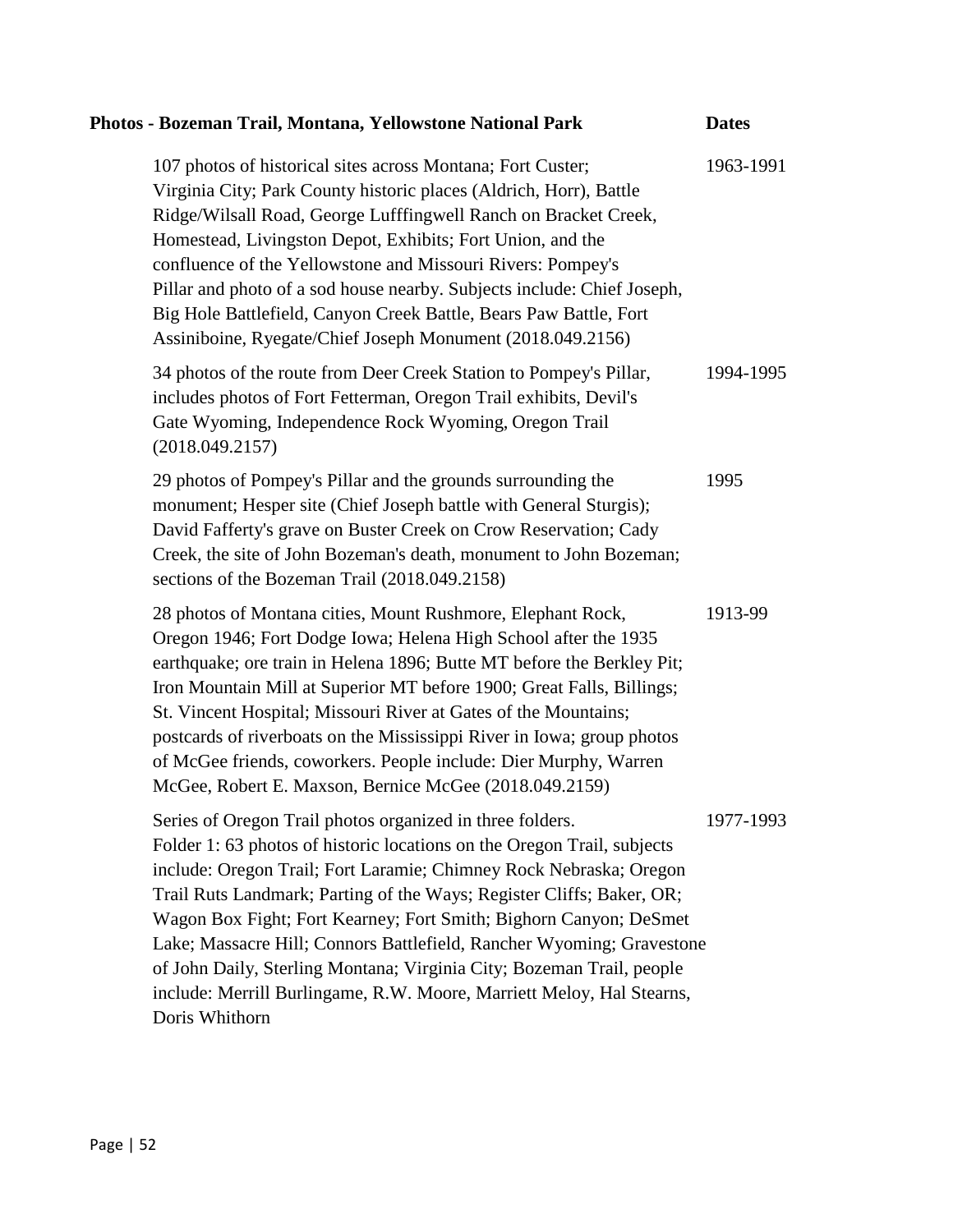| Photos - Bozeman Trail, Montana, Yellowstone National Park | Dates |
| --- | --- |
| 107 photos of historical sites across Montana; Fort Custer; Virginia City; Park County historic places (Aldrich, Horr), Battle Ridge/Wilsall Road, George Lufffingwell Ranch on Bracket Creek, Homestead, Livingston Depot, Exhibits; Fort Union, and the confluence of the Yellowstone and Missouri Rivers: Pompey's Pillar and photo of a sod house nearby. Subjects include: Chief Joseph, Big Hole Battlefield, Canyon Creek Battle, Bears Paw Battle, Fort Assiniboine, Ryegate/Chief Joseph Monument (2018.049.2156) | 1963-1991 |
| 34 photos of the route from Deer Creek Station to Pompey's Pillar, includes photos of Fort Fetterman, Oregon Trail exhibits, Devil's Gate Wyoming, Independence Rock Wyoming, Oregon Trail (2018.049.2157) | 1994-1995 |
| 29 photos of Pompey's Pillar and the grounds surrounding the monument; Hesper site (Chief Joseph battle with General Sturgis); David Fafferty's grave on Buster Creek on Crow Reservation; Cady Creek, the site of John Bozeman's death, monument to John Bozeman; sections of the Bozeman Trail (2018.049.2158) | 1995 |
| 28 photos of Montana cities, Mount Rushmore, Elephant Rock, Oregon 1946; Fort Dodge Iowa; Helena High School after the 1935 earthquake; ore train in Helena 1896; Butte MT before the Berkley Pit; Iron Mountain Mill at Superior MT before 1900; Great Falls, Billings; St. Vincent Hospital; Missouri River at Gates of the Mountains; postcards of riverboats on the Mississippi River in Iowa; group photos of McGee friends, coworkers. People include: Dier Murphy, Warren McGee, Robert E. Maxson, Bernice McGee (2018.049.2159) | 1913-99 |
| Series of Oregon Trail photos organized in three folders. Folder 1: 63 photos of historic locations on the Oregon Trail, subjects include: Oregon Trail; Fort Laramie; Chimney Rock Nebraska; Oregon Trail Ruts Landmark; Parting of the Ways; Register Cliffs; Baker, OR; Wagon Box Fight; Fort Kearney; Fort Smith; Bighorn Canyon; DeSmet Lake; Massacre Hill; Connors Battlefield, Rancher Wyoming; Gravestone of John Daily, Sterling Montana; Virginia City; Bozeman Trail, people include: Merrill Burlingame, R.W. Moore, Marriett Meloy, Hal Stearns, Doris Whithorn | 1977-1993 |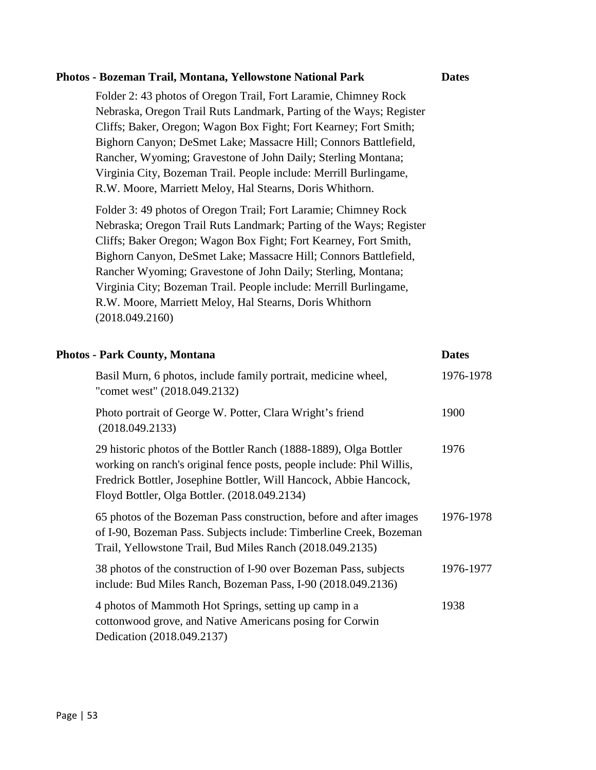| Photos - Bozeman Trail, Montana, Yellowstone National Park | Dates |
| --- | --- |
| Folder 2: 43 photos of Oregon Trail, Fort Laramie, Chimney Rock Nebraska, Oregon Trail Ruts Landmark, Parting of the Ways; Register Cliffs; Baker, Oregon; Wagon Box Fight; Fort Kearney; Fort Smith; Bighorn Canyon; DeSmet Lake; Massacre Hill; Connors Battlefield, Rancher, Wyoming; Gravestone of John Daily; Sterling Montana; Virginia City, Bozeman Trail. People include: Merrill Burlingame, R.W. Moore, Marriett Meloy, Hal Stearns, Doris Whithorn. | |
| Folder 3: 49 photos of Oregon Trail; Fort Laramie; Chimney Rock Nebraska; Oregon Trail Ruts Landmark; Parting of the Ways; Register Cliffs; Baker Oregon; Wagon Box Fight; Fort Kearney, Fort Smith, Bighorn Canyon, DeSmet Lake; Massacre Hill; Connors Battlefield, Rancher Wyoming; Gravestone of John Daily; Sterling, Montana; Virginia City; Bozeman Trail. People include: Merrill Burlingame, R.W. Moore, Marriett Meloy, Hal Stearns, Doris Whithorn (2018.049.2160) | |

| Photos - Park County, Montana | Dates |
| --- | --- |
| Basil Murn, 6 photos, include family portrait, medicine wheel, "comet west" (2018.049.2132) | 1976-1978 |
| Photo portrait of George W. Potter, Clara Wright's friend (2018.049.2133) | 1900 |
| 29 historic photos of the Bottler Ranch (1888-1889), Olga Bottler working on ranch's original fence posts, people include: Phil Willis, Fredrick Bottler, Josephine Bottler, Will Hancock, Abbie Hancock, Floyd Bottler, Olga Bottler. (2018.049.2134) | 1976 |
| 65 photos of the Bozeman Pass construction, before and after images of I-90, Bozeman Pass. Subjects include: Timberline Creek, Bozeman Trail, Yellowstone Trail, Bud Miles Ranch (2018.049.2135) | 1976-1978 |
| 38 photos of the construction of I-90 over Bozeman Pass, subjects include: Bud Miles Ranch, Bozeman Pass, I-90 (2018.049.2136) | 1976-1977 |
| 4 photos of Mammoth Hot Springs, setting up camp in a cottonwood grove, and Native Americans posing for Corwin Dedication (2018.049.2137) | 1938 |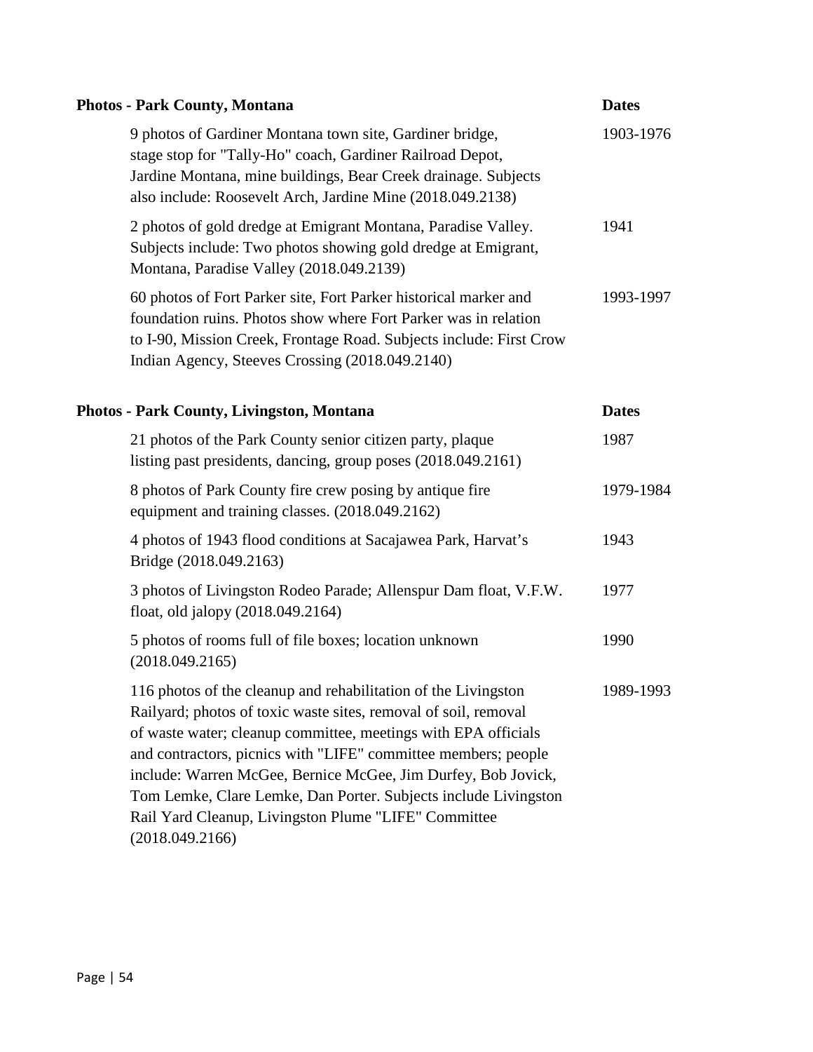| Photos - Park County, Montana | Dates |
|---|---|
| 9 photos of Gardiner Montana town site, Gardiner bridge, stage stop for "Tally-Ho" coach, Gardiner Railroad Depot, Jardine Montana, mine buildings, Bear Creek drainage. Subjects also include: Roosevelt Arch, Jardine Mine (2018.049.2138) | 1903-1976 |
| 2 photos of gold dredge at Emigrant Montana, Paradise Valley. Subjects include: Two photos showing gold dredge at Emigrant, Montana, Paradise Valley (2018.049.2139) | 1941 |
| 60 photos of Fort Parker site, Fort Parker historical marker and foundation ruins. Photos show where Fort Parker was in relation to I-90, Mission Creek, Frontage Road. Subjects include: First Crow Indian Agency, Steeves Crossing (2018.049.2140) | 1993-1997 |

| Photos - Park County, Livingston, Montana | Dates |
|---|---|
| 21 photos of the Park County senior citizen party, plaque listing past presidents, dancing, group poses (2018.049.2161) | 1987 |
| 8 photos of Park County fire crew posing by antique fire equipment and training classes. (2018.049.2162) | 1979-1984 |
| 4 photos of 1943 flood conditions at Sacajawea Park, Harvat's Bridge (2018.049.2163) | 1943 |
| 3 photos of Livingston Rodeo Parade; Allenspur Dam float, V.F.W. float, old jalopy (2018.049.2164) | 1977 |
| 5 photos of rooms full of file boxes; location unknown (2018.049.2165) | 1990 |
| 116 photos of the cleanup and rehabilitation of the Livingston Railyard; photos of toxic waste sites, removal of soil, removal of waste water; cleanup committee, meetings with EPA officials and contractors, picnics with "LIFE" committee members; people include: Warren McGee, Bernice McGee, Jim Durfey, Bob Jovick, Tom Lemke, Clare Lemke, Dan Porter. Subjects include Livingston Rail Yard Cleanup, Livingston Plume "LIFE" Committee (2018.049.2166) | 1989-1993 |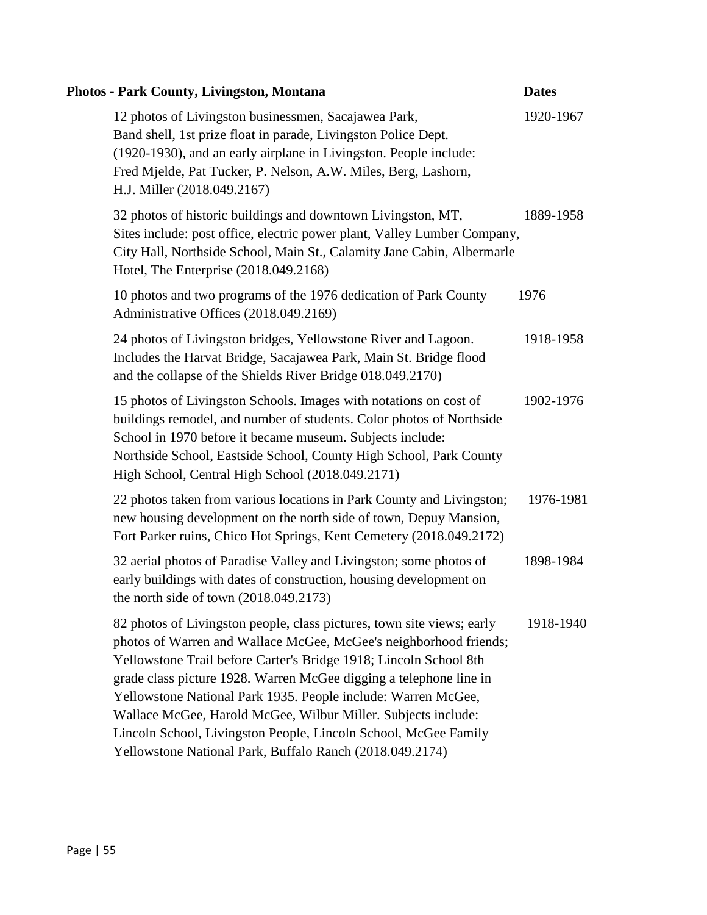| **Photos - Park County, Livingston, Montana** | **Dates** |
|---|---|
| 12 photos of Livingston businessmen, Sacajawea Park, Band shell, 1st prize float in parade, Livingston Police Dept. (1920-1930), and an early airplane in Livingston. People include: Fred Mjelde, Pat Tucker, P. Nelson, A.W. Miles, Berg, Lashorn, H.J. Miller (2018.049.2167) | 1920-1967 |
| 32 photos of historic buildings and downtown Livingston, MT, Sites include: post office, electric power plant, Valley Lumber Company, City Hall, Northside School, Main St., Calamity Jane Cabin, Albermarle Hotel, The Enterprise (2018.049.2168) | 1889-1958 |
| 10 photos and two programs of the 1976 dedication of Park County Administrative Offices (2018.049.2169) | 1976 |
| 24 photos of Livingston bridges, Yellowstone River and Lagoon. Includes the Harvat Bridge, Sacajawea Park, Main St. Bridge flood and the collapse of the Shields River Bridge 018.049.2170) | 1918-1958 |
| 15 photos of Livingston Schools. Images with notations on cost of buildings remodel, and number of students. Color photos of Northside School in 1970 before it became museum. Subjects include: Northside School, Eastside School, County High School, Park County High School, Central High School (2018.049.2171) | 1902-1976 |
| 22 photos taken from various locations in Park County and Livingston; new housing development on the north side of town, Depuy Mansion, Fort Parker ruins, Chico Hot Springs, Kent Cemetery (2018.049.2172) | 1976-1981 |
| 32 aerial photos of Paradise Valley and Livingston; some photos of early buildings with dates of construction, housing development on the north side of town (2018.049.2173) | 1898-1984 |
| 82 photos of Livingston people, class pictures, town site views; early photos of Warren and Wallace McGee, McGee's neighborhood friends; Yellowstone Trail before Carter's Bridge 1918; Lincoln School 8th grade class picture 1928. Warren McGee digging a telephone line in Yellowstone National Park 1935. People include: Warren McGee, Wallace McGee, Harold McGee, Wilbur Miller. Subjects include: Lincoln School, Livingston People, Lincoln School, McGee Family Yellowstone National Park, Buffalo Ranch (2018.049.2174) | 1918-1940 |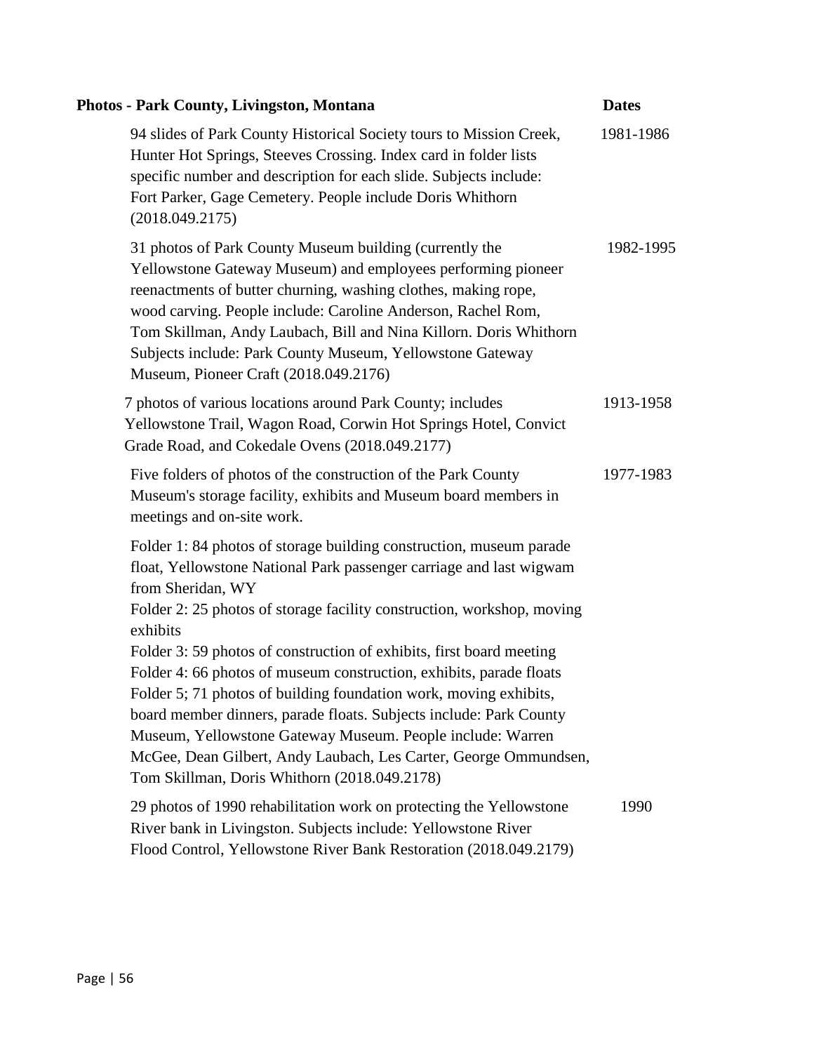| Photos - Park County, Livingston, Montana | Dates |
| --- | --- |
| 94 slides of Park County Historical Society tours to Mission Creek, Hunter Hot Springs, Steeves Crossing. Index card in folder lists specific number and description for each slide. Subjects include: Fort Parker, Gage Cemetery. People include Doris Whithorn (2018.049.2175) | 1981-1986 |
| 31 photos of Park County Museum building (currently the Yellowstone Gateway Museum) and employees performing pioneer reenactments of butter churning, washing clothes, making rope, wood carving. People include: Caroline Anderson, Rachel Rom, Tom Skillman, Andy Laubach, Bill and Nina Killorn. Doris Whithorn Subjects include: Park County Museum, Yellowstone Gateway Museum, Pioneer Craft (2018.049.2176) | 1982-1995 |
| 7 photos of various locations around Park County; includes Yellowstone Trail, Wagon Road, Corwin Hot Springs Hotel, Convict Grade Road, and Cokedale Ovens (2018.049.2177) | 1913-1958 |
| Five folders of photos of the construction of the Park County Museum's storage facility, exhibits and Museum board members in meetings and on-site work.<br><br>Folder 1: 84 photos of storage building construction, museum parade float, Yellowstone National Park passenger carriage and last wigwam from Sheridan, WY<br>Folder 2: 25 photos of storage facility construction, workshop, moving exhibits<br>Folder 3: 59 photos of construction of exhibits, first board meeting<br>Folder 4: 66 photos of museum construction, exhibits, parade floats<br>Folder 5; 71 photos of building foundation work, moving exhibits, board member dinners, parade floats. Subjects include: Park County Museum, Yellowstone Gateway Museum. People include: Warren McGee, Dean Gilbert, Andy Laubach, Les Carter, George Ommundsen, Tom Skillman, Doris Whithorn (2018.049.2178) | 1977-1983 |
| 29 photos of 1990 rehabilitation work on protecting the Yellowstone River bank in Livingston. Subjects include: Yellowstone River Flood Control, Yellowstone River Bank Restoration (2018.049.2179) | 1990 |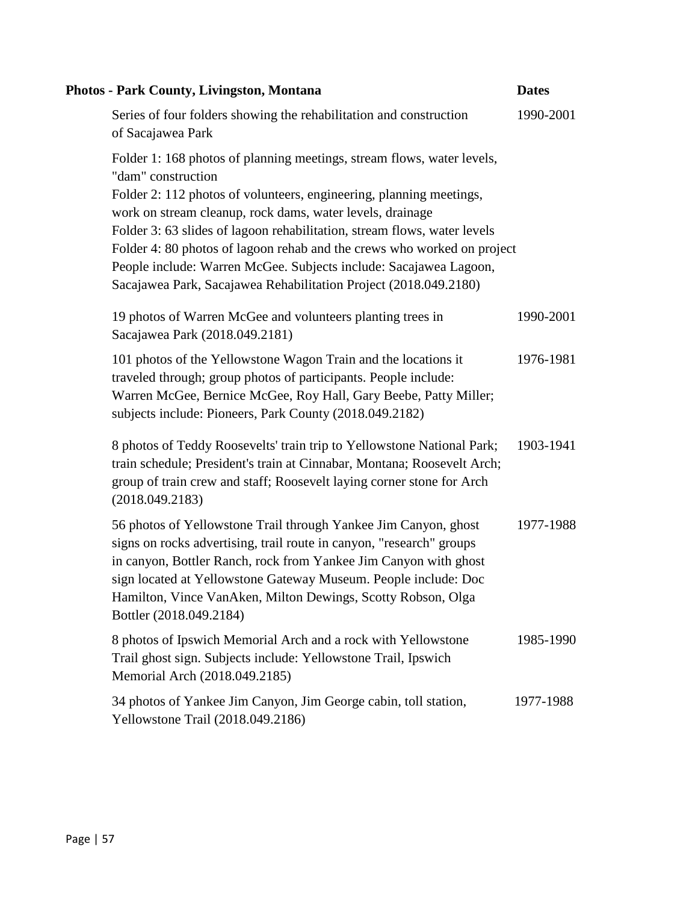| Photos - Park County, Livingston, Montana | Dates |
|---|---|
| Series of four folders showing the rehabilitation and construction of Sacajawea Park<br><br>Folder 1: 168 photos of planning meetings, stream flows, water levels, "dam" construction<br>Folder 2: 112 photos of volunteers, engineering, planning meetings, work on stream cleanup, rock dams, water levels, drainage<br>Folder 3: 63 slides of lagoon rehabilitation, stream flows, water levels<br>Folder 4: 80 photos of lagoon rehab and the crews who worked on project<br>People include: Warren McGee. Subjects include: Sacajawea Lagoon, Sacajawea Park, Sacajawea Rehabilitation Project (2018.049.2180) | 1990-2001 |
| 19 photos of Warren McGee and volunteers planting trees in Sacajawea Park (2018.049.2181) | 1990-2001 |
| 101 photos of the Yellowstone Wagon Train and the locations it traveled through; group photos of participants. People include: Warren McGee, Bernice McGee, Roy Hall, Gary Beebe, Patty Miller; subjects include: Pioneers, Park County (2018.049.2182) | 1976-1981 |
| 8 photos of Teddy Roosevelts' train trip to Yellowstone National Park; train schedule; President's train at Cinnabar, Montana; Roosevelt Arch; group of train crew and staff; Roosevelt laying corner stone for Arch (2018.049.2183) | 1903-1941 |
| 56 photos of Yellowstone Trail through Yankee Jim Canyon, ghost signs on rocks advertising, trail route in canyon, "research" groups in canyon, Bottler Ranch, rock from Yankee Jim Canyon with ghost sign located at Yellowstone Gateway Museum. People include: Doc Hamilton, Vince VanAken, Milton Dewings, Scotty Robson, Olga Bottler (2018.049.2184) | 1977-1988 |
| 8 photos of Ipswich Memorial Arch and a rock with Yellowstone Trail ghost sign. Subjects include: Yellowstone Trail, Ipswich Memorial Arch (2018.049.2185) | 1985-1990 |
| 34 photos of Yankee Jim Canyon, Jim George cabin, toll station, Yellowstone Trail (2018.049.2186) | 1977-1988 |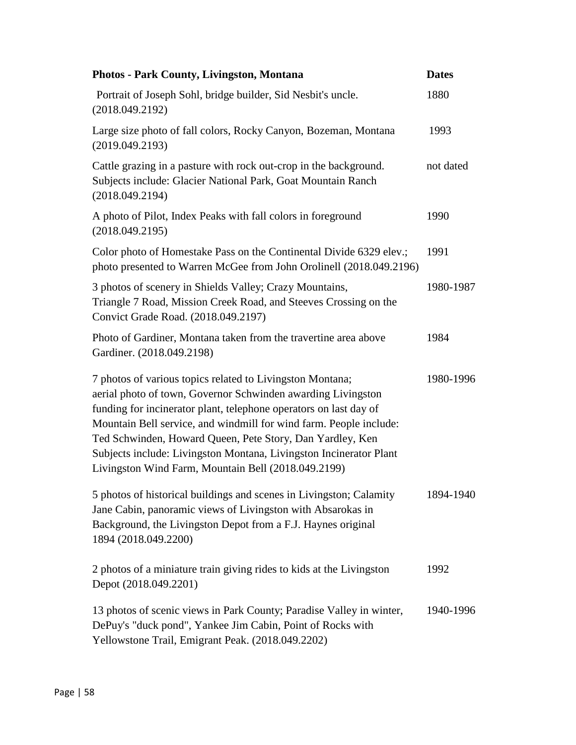| **Photos - Park County, Livingston, Montana** | **Dates** |
|---|---|
| Portrait of Joseph Sohl, bridge builder, Sid Nesbit's uncle. (2018.049.2192) | 1880 |
| Large size photo of fall colors, Rocky Canyon, Bozeman, Montana (2019.049.2193) | 1993 |
| Cattle grazing in a pasture with rock out-crop in the background. Subjects include: Glacier National Park, Goat Mountain Ranch (2018.049.2194) | not dated |
| A photo of Pilot, Index Peaks with fall colors in foreground (2018.049.2195) | 1990 |
| Color photo of Homestake Pass on the Continental Divide 6329 elev.; photo presented to Warren McGee from John Orolinell (2018.049.2196) | 1991 |
| 3 photos of scenery in Shields Valley; Crazy Mountains, Triangle 7 Road, Mission Creek Road, and Steeves Crossing on the Convict Grade Road. (2018.049.2197) | 1980-1987 |
| Photo of Gardiner, Montana taken from the travertine area above Gardiner. (2018.049.2198) | 1984 |
| 7 photos of various topics related to Livingston Montana; aerial photo of town, Governor Schwinden awarding Livingston funding for incinerator plant, telephone operators on last day of Mountain Bell service, and windmill for wind farm. People include: Ted Schwinden, Howard Queen, Pete Story, Dan Yardley, Ken Subjects include: Livingston Montana, Livingston Incinerator Plant Livingston Wind Farm, Mountain Bell (2018.049.2199) | 1980-1996 |
| 5 photos of historical buildings and scenes in Livingston; Calamity Jane Cabin, panoramic views of Livingston with Absarokas in Background, the Livingston Depot from a F.J. Haynes original 1894 (2018.049.2200) | 1894-1940 |
| 2 photos of a miniature train giving rides to kids at the Livingston Depot (2018.049.2201) | 1992 |
| 13 photos of scenic views in Park County; Paradise Valley in winter, DePuy's "duck pond", Yankee Jim Cabin, Point of Rocks with Yellowstone Trail, Emigrant Peak. (2018.049.2202) | 1940-1996 |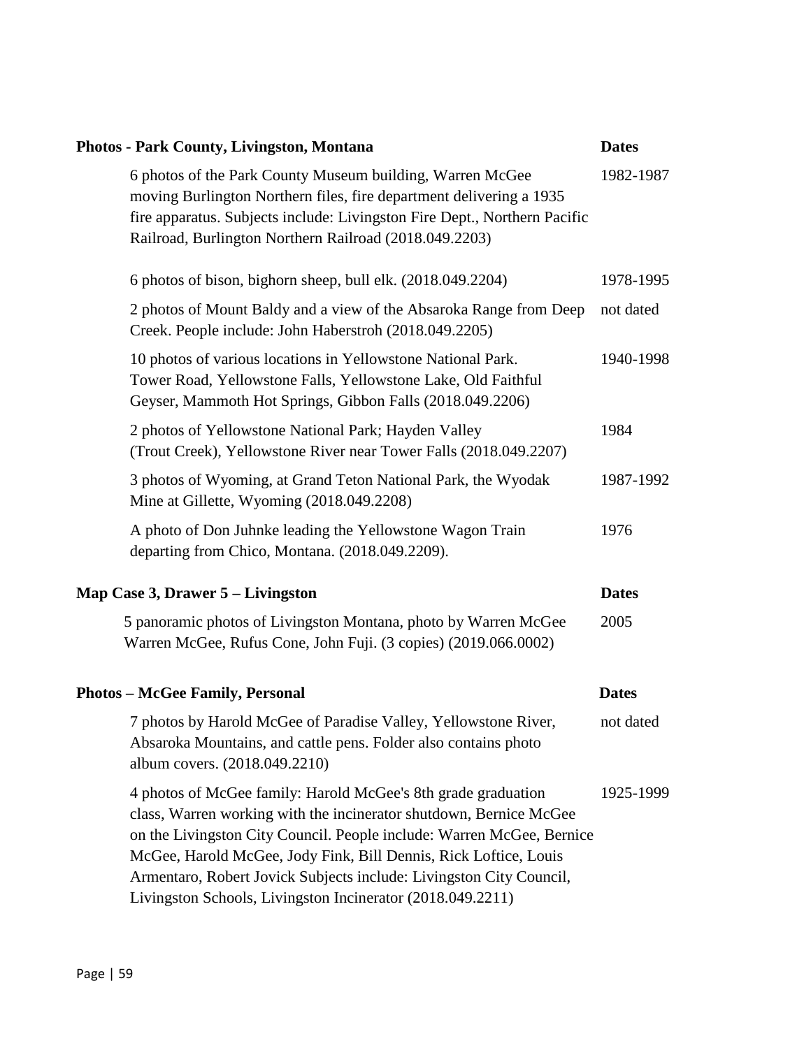| Photos - Park County, Livingston, Montana | Dates |
|---|---|
| 6 photos of the Park County Museum building, Warren McGee moving Burlington Northern files, fire department delivering a 1935 fire apparatus. Subjects include: Livingston Fire Dept., Northern Pacific Railroad, Burlington Northern Railroad (2018.049.2203) | 1982-1987 |
| 6 photos of bison, bighorn sheep, bull elk. (2018.049.2204) | 1978-1995 |
| 2 photos of Mount Baldy and a view of the Absaroka Range from Deep Creek. People include: John Haberstroh (2018.049.2205) | not dated |
| 10 photos of various locations in Yellowstone National Park. Tower Road, Yellowstone Falls, Yellowstone Lake, Old Faithful Geyser, Mammoth Hot Springs, Gibbon Falls (2018.049.2206) | 1940-1998 |
| 2 photos of Yellowstone National Park; Hayden Valley (Trout Creek), Yellowstone River near Tower Falls (2018.049.2207) | 1984 |
| 3 photos of Wyoming, at Grand Teton National Park, the Wyodak Mine at Gillette, Wyoming (2018.049.2208) | 1987-1992 |
| A photo of Don Juhnke leading the Yellowstone Wagon Train departing from Chico, Montana. (2018.049.2209). | 1976 |

| Map Case 3, Drawer 5 – Livingston | Dates |
|---|---|
| 5 panoramic photos of Livingston Montana, photo by Warren McGee Warren McGee, Rufus Cone, John Fuji. (3 copies) (2019.066.0002) | 2005 |

| Photos – McGee Family, Personal | Dates |
|---|---|
| 7 photos by Harold McGee of Paradise Valley, Yellowstone River, Absaroka Mountains, and cattle pens. Folder also contains photo album covers. (2018.049.2210) | not dated |
| 4 photos of McGee family: Harold McGee's 8th grade graduation class, Warren working with the incinerator shutdown, Bernice McGee on the Livingston City Council. People include: Warren McGee, Bernice McGee, Harold McGee, Jody Fink, Bill Dennis, Rick Loftice, Louis Armentaro, Robert Jovick Subjects include: Livingston City Council, Livingston Schools, Livingston Incinerator (2018.049.2211) | 1925-1999 |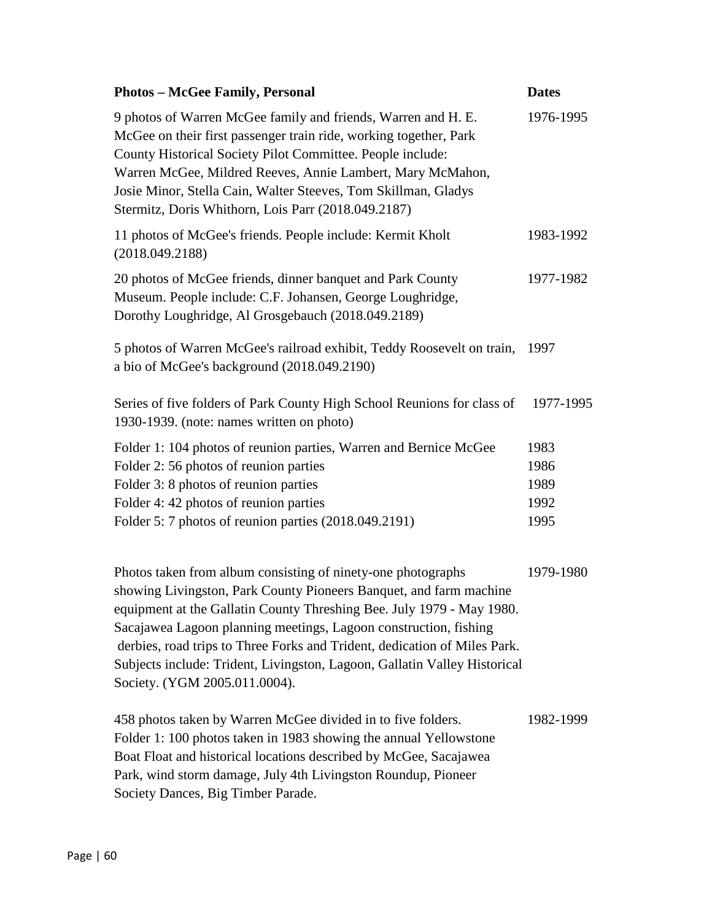| **Photos – McGee Family, Personal** | **Dates** |
|---|---|
| 9 photos of Warren McGee family and friends, Warren and H. E. McGee on their first passenger train ride, working together, Park County Historical Society Pilot Committee. People include: Warren McGee, Mildred Reeves, Annie Lambert, Mary McMahon, Josie Minor, Stella Cain, Walter Steeves, Tom Skillman, Gladys Stermitz, Doris Whithorn, Lois Parr (2018.049.2187) | 1976-1995 |
| 11 photos of McGee's friends. People include: Kermit Kholt (2018.049.2188) | 1983-1992 |
| 20 photos of McGee friends, dinner banquet and Park County Museum. People include: C.F. Johansen, George Loughridge, Dorothy Loughridge, Al Grosgebauch (2018.049.2189) | 1977-1982 |
| 5 photos of Warren McGee's railroad exhibit, Teddy Roosevelt on train, a bio of McGee's background (2018.049.2190) | 1997 |
| Series of five folders of Park County High School Reunions for class of 1930-1939. (note: names written on photo) | 1977-1995 |
| Folder 1: 104 photos of reunion parties, Warren and Bernice McGee | 1983 |
| Folder 2: 56 photos of reunion parties | 1986 |
| Folder 3: 8 photos of reunion parties | 1989 |
| Folder 4: 42 photos of reunion parties | 1992 |
| Folder 5: 7 photos of reunion parties (2018.049.2191) | 1995 |
| Photos taken from album consisting of ninety-one photographs showing Livingston, Park County Pioneers Banquet, and farm machine equipment at the Gallatin County Threshing Bee. July 1979 - May 1980. Sacajawea Lagoon planning meetings, Lagoon construction, fishing derbies, road trips to Three Forks and Trident, dedication of Miles Park. Subjects include: Trident, Livingston, Lagoon, Gallatin Valley Historical Society. (YGM 2005.011.0004). | 1979-1980 |
| 458 photos taken by Warren McGee divided in to five folders. Folder 1: 100 photos taken in 1983 showing the annual Yellowstone Boat Float and historical locations described by McGee, Sacajawea Park, wind storm damage, July 4th Livingston Roundup, Pioneer Society Dances, Big Timber Parade. | 1982-1999 |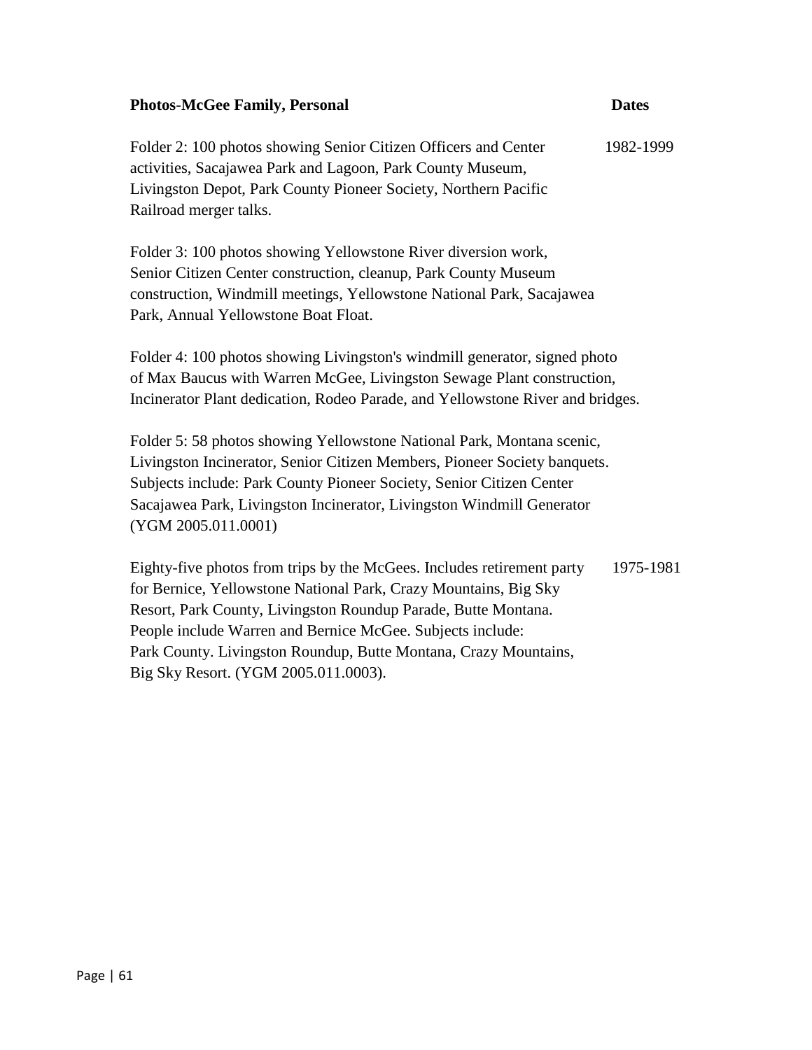**Photos-McGee Family, Personal** **Dates**

Folder 2: 100 photos showing Senior Citizen Officers and Center activities, Sacajawea Park and Lagoon, Park County Museum, Livingston Depot, Park County Pioneer Society, Northern Pacific Railroad merger talks. 1982-1999

Folder 3: 100 photos showing Yellowstone River diversion work, Senior Citizen Center construction, cleanup, Park County Museum construction, Windmill meetings, Yellowstone National Park, Sacajawea Park, Annual Yellowstone Boat Float.

Folder 4: 100 photos showing Livingston's windmill generator, signed photo of Max Baucus with Warren McGee, Livingston Sewage Plant construction, Incinerator Plant dedication, Rodeo Parade, and Yellowstone River and bridges.

Folder 5: 58 photos showing Yellowstone National Park, Montana scenic, Livingston Incinerator, Senior Citizen Members, Pioneer Society banquets. Subjects include: Park County Pioneer Society, Senior Citizen Center Sacajawea Park, Livingston Incinerator, Livingston Windmill Generator (YGM 2005.011.0001)

Eighty-five photos from trips by the McGees. Includes retirement party for Bernice, Yellowstone National Park, Crazy Mountains, Big Sky Resort, Park County, Livingston Roundup Parade, Butte Montana. People include Warren and Bernice McGee. Subjects include: Park County. Livingston Roundup, Butte Montana, Crazy Mountains, Big Sky Resort. (YGM 2005.011.0003). 1975-1981